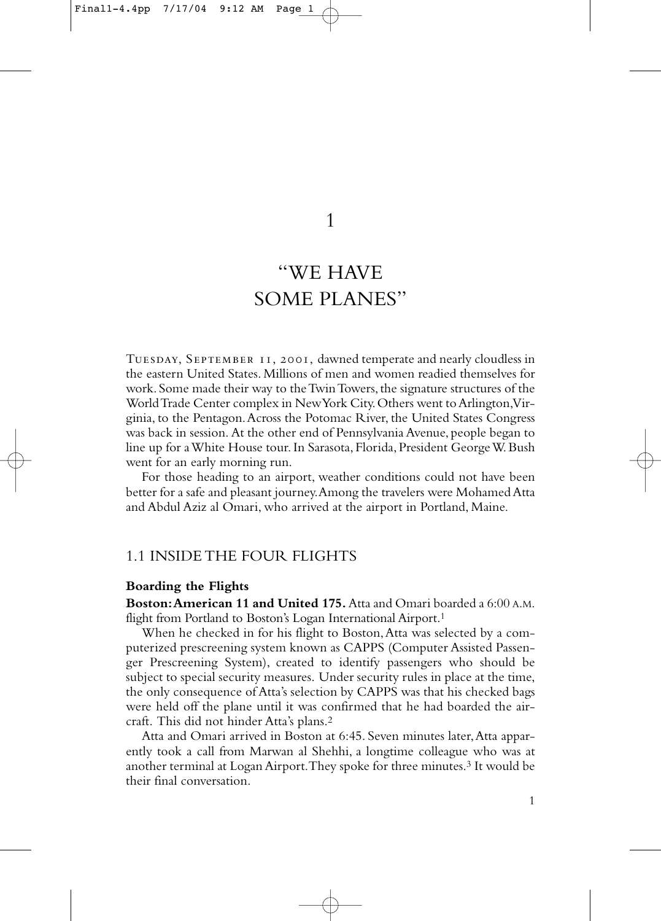# 1

# "WE HAVE SOME PLANES"

TUESDAY, SEPTEMBER 11, 2001, dawned temperate and nearly cloudless in the eastern United States. Millions of men and women readied themselves for work. Some made their way to the Twin Towers, the signature structures of the World Trade Center complex in New York City. Others went to Arlington, Virginia, to the Pentagon. Across the Potomac River, the United States Congress was back in session. At the other end of Pennsylvania Avenue, people began to line up for a White House tour. In Sarasota, Florida, President George W. Bush went for an early morning run.

For those heading to an airport, weather conditions could not have been better for a safe and pleasant journey. Among the travelers were Mohamed Atta and Abdul Aziz al Omari, who arrived at the airport in Portland, Maine.

## 1.1 INSIDE THE FOUR FLIGHTS

### Boarding the Flights

**Boston: American 11 and United 175.** Atta and Omari boarded a 6:00 A.M. flight from Portland to Boston's Logan International Airport.[1]

When he checked in for his flight to Boston, Atta was selected by a computerized prescreening system known as CAPPS (Computer Assisted Passenger Prescreening System), created to identify passengers who should be subject to special security measures. Under security rules in place at the time, the only consequence of Atta's selection by CAPPS was that his checked bags were held off the plane until it was confirmed that he had boarded the aircraft. This did not hinder Atta's plans.[2]

Atta and Omari arrived in Boston at 6:45. Seven minutes later, Atta apparently took a call from Marwan al Shehhi, a longtime colleague who was at another terminal at Logan Airport. They spoke for three minutes.[3] It would be their final conversation.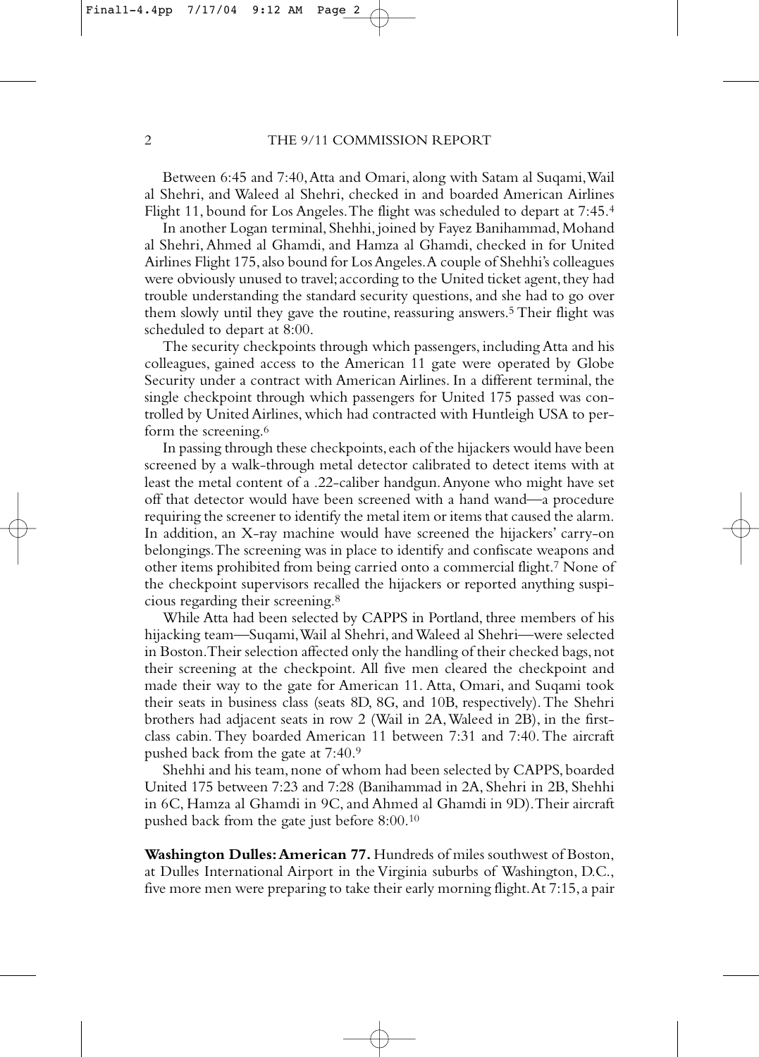Between 6:45 and 7:40, Atta and Omari, along with Satam al Suqami, Wail al Shehri, and Waleed al Shehri, checked in and boarded American Airlines Flight 11, bound for Los Angeles. The flight was scheduled to depart at 7:45.[4]

In another Logan terminal, Shehhi, joined by Fayez Banihammad, Mohand al Shehri, Ahmed al Ghamdi, and Hamza al Ghamdi, checked in for United Airlines Flight 175, also bound for Los Angeles. A couple of Shehhi's colleagues were obviously unused to travel; according to the United ticket agent, they had trouble understanding the standard security questions, and she had to go over them slowly until they gave the routine, reassuring answers.[5] Their flight was scheduled to depart at 8:00.

The security checkpoints through which passengers, including Atta and his colleagues, gained access to the American 11 gate were operated by Globe Security under a contract with American Airlines. In a different terminal, the single checkpoint through which passengers for United 175 passed was controlled by United Airlines, which had contracted with Huntleigh USA to perform the screening.[6]

In passing through these checkpoints, each of the hijackers would have been screened by a walk-through metal detector calibrated to detect items with at least the metal content of a .22-caliber handgun. Anyone who might have set off that detector would have been screened with a hand wand—a procedure requiring the screener to identify the metal item or items that caused the alarm. In addition, an X-ray machine would have screened the hijackers' carry-on belongings. The screening was in place to identify and confiscate weapons and other items prohibited from being carried onto a commercial flight.[7] None of the checkpoint supervisors recalled the hijackers or reported anything suspicious regarding their screening.[8]

While Atta had been selected by CAPPS in Portland, three members of his hijacking team—Suqami, Wail al Shehri, and Waleed al Shehri—were selected in Boston. Their selection affected only the handling of their checked bags, not their screening at the checkpoint. All five men cleared the checkpoint and made their way to the gate for American 11. Atta, Omari, and Suqami took their seats in business class (seats 8D, 8G, and 10B, respectively). The Shehri brothers had adjacent seats in row 2 (Wail in 2A, Waleed in 2B), in the first-class cabin. They boarded American 11 between 7:31 and 7:40. The aircraft pushed back from the gate at 7:40.[9]

Shehhi and his team, none of whom had been selected by CAPPS, boarded United 175 between 7:23 and 7:28 (Banihammad in 2A, Shehri in 2B, Shehhi in 6C, Hamza al Ghamdi in 9C, and Ahmed al Ghamdi in 9D). Their aircraft pushed back from the gate just before 8:00.[10]

**Washington Dulles: American 77.** Hundreds of miles southwest of Boston, at Dulles International Airport in the Virginia suburbs of Washington, D.C., five more men were preparing to take their early morning flight. At 7:15, a pair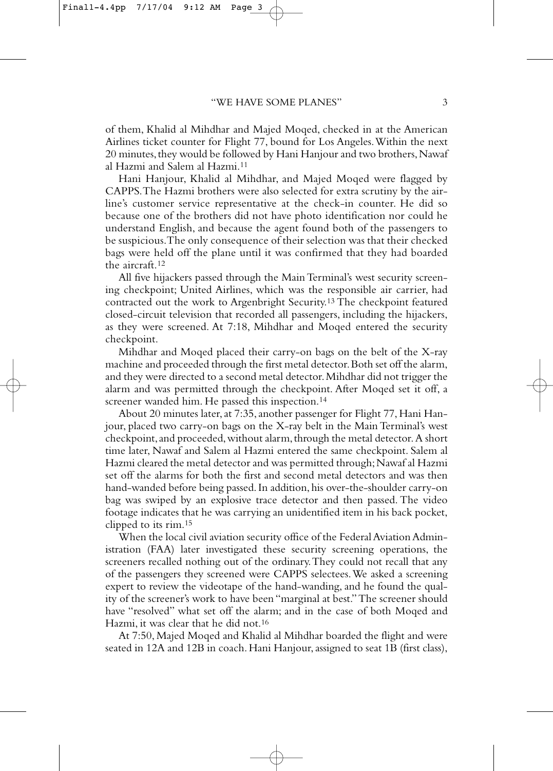of them, Khalid al Mihdhar and Majed Moqed, checked in at the American Airlines ticket counter for Flight 77, bound for Los Angeles. Within the next 20 minutes, they would be followed by Hani Hanjour and two brothers, Nawaf al Hazmi and Salem al Hazmi.[11]

Hani Hanjour, Khalid al Mihdhar, and Majed Moqed were flagged by CAPPS. The Hazmi brothers were also selected for extra scrutiny by the airline's customer service representative at the check-in counter. He did so because one of the brothers did not have photo identification nor could he understand English, and because the agent found both of the passengers to be suspicious. The only consequence of their selection was that their checked bags were held off the plane until it was confirmed that they had boarded the aircraft.[12]

All five hijackers passed through the Main Terminal's west security screening checkpoint; United Airlines, which was the responsible air carrier, had contracted out the work to Argenbright Security.[13] The checkpoint featured closed-circuit television that recorded all passengers, including the hijackers, as they were screened. At 7:18, Mihdhar and Moqed entered the security checkpoint.

Mihdhar and Moqed placed their carry-on bags on the belt of the X-ray machine and proceeded through the first metal detector. Both set off the alarm, and they were directed to a second metal detector. Mihdhar did not trigger the alarm and was permitted through the checkpoint. After Moqed set it off, a screener wanded him. He passed this inspection.[14]

About 20 minutes later, at 7:35, another passenger for Flight 77, Hani Hanjour, placed two carry-on bags on the X-ray belt in the Main Terminal's west checkpoint, and proceeded, without alarm, through the metal detector. A short time later, Nawaf and Salem al Hazmi entered the same checkpoint. Salem al Hazmi cleared the metal detector and was permitted through; Nawaf al Hazmi set off the alarms for both the first and second metal detectors and was then hand-wanded before being passed. In addition, his over-the-shoulder carry-on bag was swiped by an explosive trace detector and then passed. The video footage indicates that he was carrying an unidentified item in his back pocket, clipped to its rim.[15]

When the local civil aviation security office of the Federal Aviation Administration (FAA) later investigated these security screening operations, the screeners recalled nothing out of the ordinary. They could not recall that any of the passengers they screened were CAPPS selectees. We asked a screening expert to review the videotape of the hand-wanding, and he found the quality of the screener's work to have been "marginal at best." The screener should have "resolved" what set off the alarm; and in the case of both Moqed and Hazmi, it was clear that he did not.[16]

At 7:50, Majed Moqed and Khalid al Mihdhar boarded the flight and were seated in 12A and 12B in coach. Hani Hanjour, assigned to seat 1B (first class),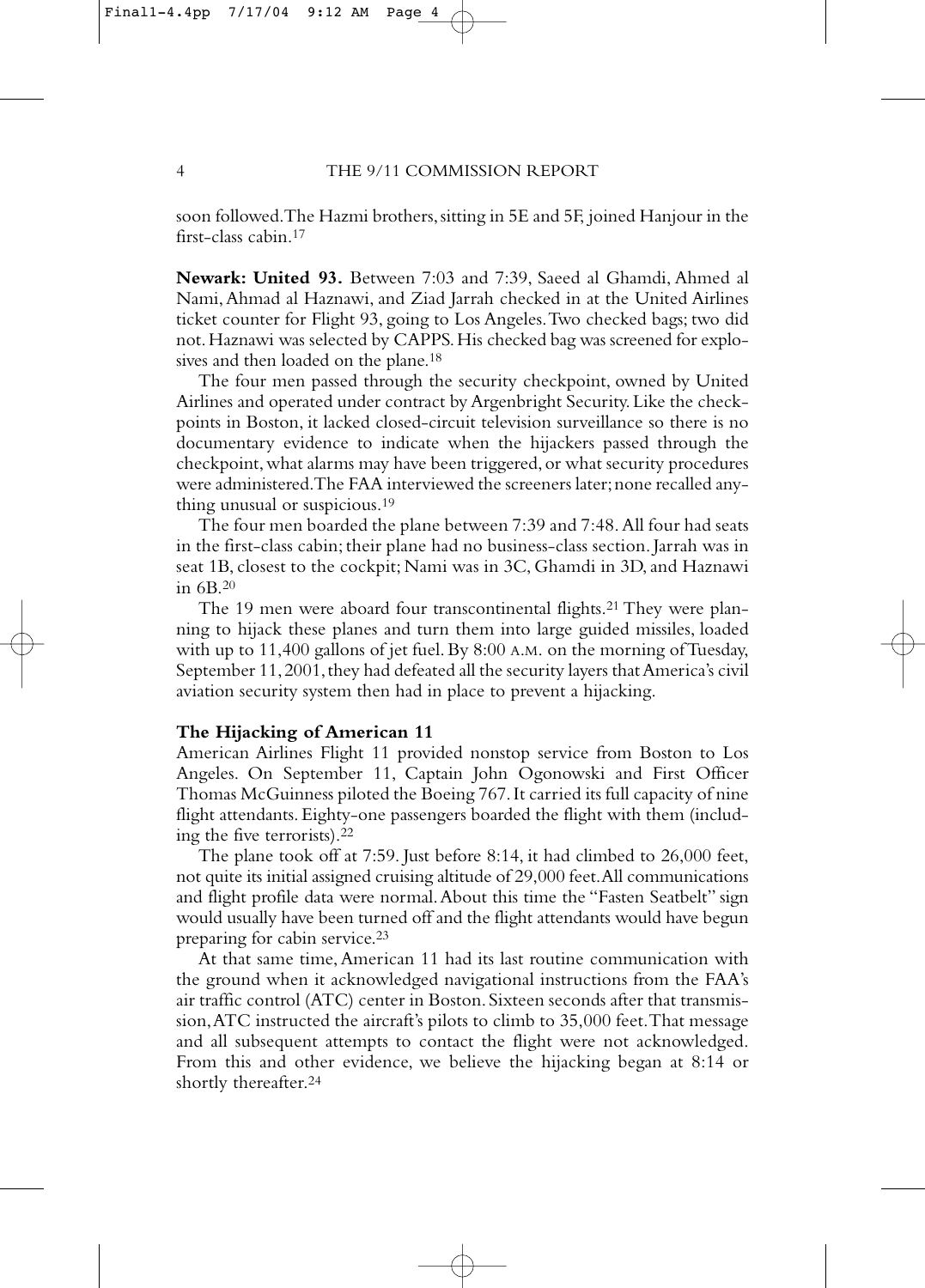soon followed. The Hazmi brothers, sitting in 5E and 5F, joined Hanjour in the first-class cabin.[17]

**Newark: United 93.** Between 7:03 and 7:39, Saeed al Ghamdi, Ahmed al Nami, Ahmad al Haznawi, and Ziad Jarrah checked in at the United Airlines ticket counter for Flight 93, going to Los Angeles. Two checked bags; two did not. Haznawi was selected by CAPPS. His checked bag was screened for explosives and then loaded on the plane.[18]

The four men passed through the security checkpoint, owned by United Airlines and operated under contract by Argenbright Security. Like the checkpoints in Boston, it lacked closed-circuit television surveillance so there is no documentary evidence to indicate when the hijackers passed through the checkpoint, what alarms may have been triggered, or what security procedures were administered. The FAA interviewed the screeners later; none recalled anything unusual or suspicious.[19]

The four men boarded the plane between 7:39 and 7:48. All four had seats in the first-class cabin; their plane had no business-class section. Jarrah was in seat 1B, closest to the cockpit; Nami was in 3C, Ghamdi in 3D, and Haznawi in 6B.[20]

The 19 men were aboard four transcontinental flights.[21] They were planning to hijack these planes and turn them into large guided missiles, loaded with up to 11,400 gallons of jet fuel. By 8:00 A.M. on the morning of Tuesday, September 11, 2001, they had defeated all the security layers that America's civil aviation security system then had in place to prevent a hijacking.

### The Hijacking of American 11

American Airlines Flight 11 provided nonstop service from Boston to Los Angeles. On September 11, Captain John Ogonowski and First Officer Thomas McGuinness piloted the Boeing 767. It carried its full capacity of nine flight attendants. Eighty-one passengers boarded the flight with them (including the five terrorists).[22]

The plane took off at 7:59. Just before 8:14, it had climbed to 26,000 feet, not quite its initial assigned cruising altitude of 29,000 feet. All communications and flight profile data were normal. About this time the "Fasten Seatbelt" sign would usually have been turned off and the flight attendants would have begun preparing for cabin service.[23]

At that same time, American 11 had its last routine communication with the ground when it acknowledged navigational instructions from the FAA's air traffic control (ATC) center in Boston. Sixteen seconds after that transmission, ATC instructed the aircraft's pilots to climb to 35,000 feet. That message and all subsequent attempts to contact the flight were not acknowledged. From this and other evidence, we believe the hijacking began at 8:14 or shortly thereafter.[24]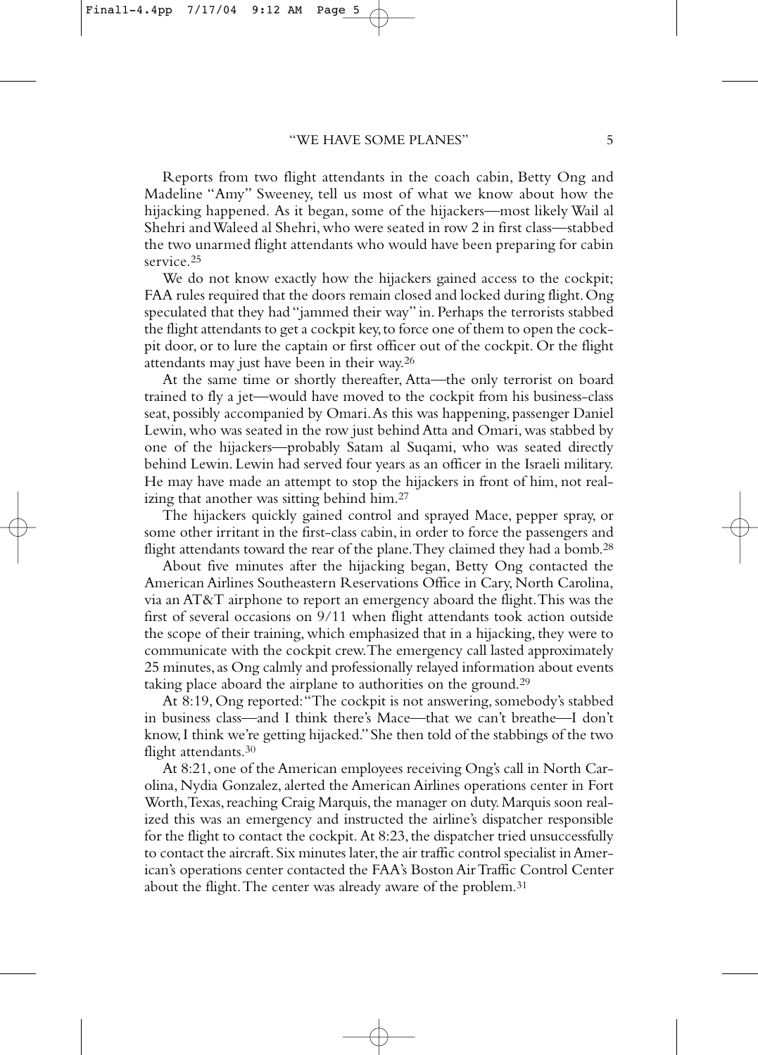Reports from two flight attendants in the coach cabin, Betty Ong and Madeline "Amy" Sweeney, tell us most of what we know about how the hijacking happened. As it began, some of the hijackers—most likely Wail al Shehri and Waleed al Shehri, who were seated in row 2 in first class—stabbed the two unarmed flight attendants who would have been preparing for cabin service.[25]

We do not know exactly how the hijackers gained access to the cockpit; FAA rules required that the doors remain closed and locked during flight. Ong speculated that they had "jammed their way" in. Perhaps the terrorists stabbed the flight attendants to get a cockpit key, to force one of them to open the cockpit door, or to lure the captain or first officer out of the cockpit. Or the flight attendants may just have been in their way.[26]

At the same time or shortly thereafter, Atta—the only terrorist on board trained to fly a jet—would have moved to the cockpit from his business-class seat, possibly accompanied by Omari. As this was happening, passenger Daniel Lewin, who was seated in the row just behind Atta and Omari, was stabbed by one of the hijackers—probably Satam al Suqami, who was seated directly behind Lewin. Lewin had served four years as an officer in the Israeli military. He may have made an attempt to stop the hijackers in front of him, not realizing that another was sitting behind him.[27]

The hijackers quickly gained control and sprayed Mace, pepper spray, or some other irritant in the first-class cabin, in order to force the passengers and flight attendants toward the rear of the plane. They claimed they had a bomb.[28]

About five minutes after the hijacking began, Betty Ong contacted the American Airlines Southeastern Reservations Office in Cary, North Carolina, via an AT&T airphone to report an emergency aboard the flight. This was the first of several occasions on 9/11 when flight attendants took action outside the scope of their training, which emphasized that in a hijacking, they were to communicate with the cockpit crew. The emergency call lasted approximately 25 minutes, as Ong calmly and professionally relayed information about events taking place aboard the airplane to authorities on the ground.[29]

At 8:19, Ong reported: "The cockpit is not answering, somebody's stabbed in business class—and I think there's Mace—that we can't breathe—I don't know, I think we're getting hijacked." She then told of the stabbings of the two flight attendants.[30]

At 8:21, one of the American employees receiving Ong's call in North Carolina, Nydia Gonzalez, alerted the American Airlines operations center in Fort Worth, Texas, reaching Craig Marquis, the manager on duty. Marquis soon realized this was an emergency and instructed the airline's dispatcher responsible for the flight to contact the cockpit. At 8:23, the dispatcher tried unsuccessfully to contact the aircraft. Six minutes later, the air traffic control specialist in American's operations center contacted the FAA's Boston Air Traffic Control Center about the flight. The center was already aware of the problem.[31]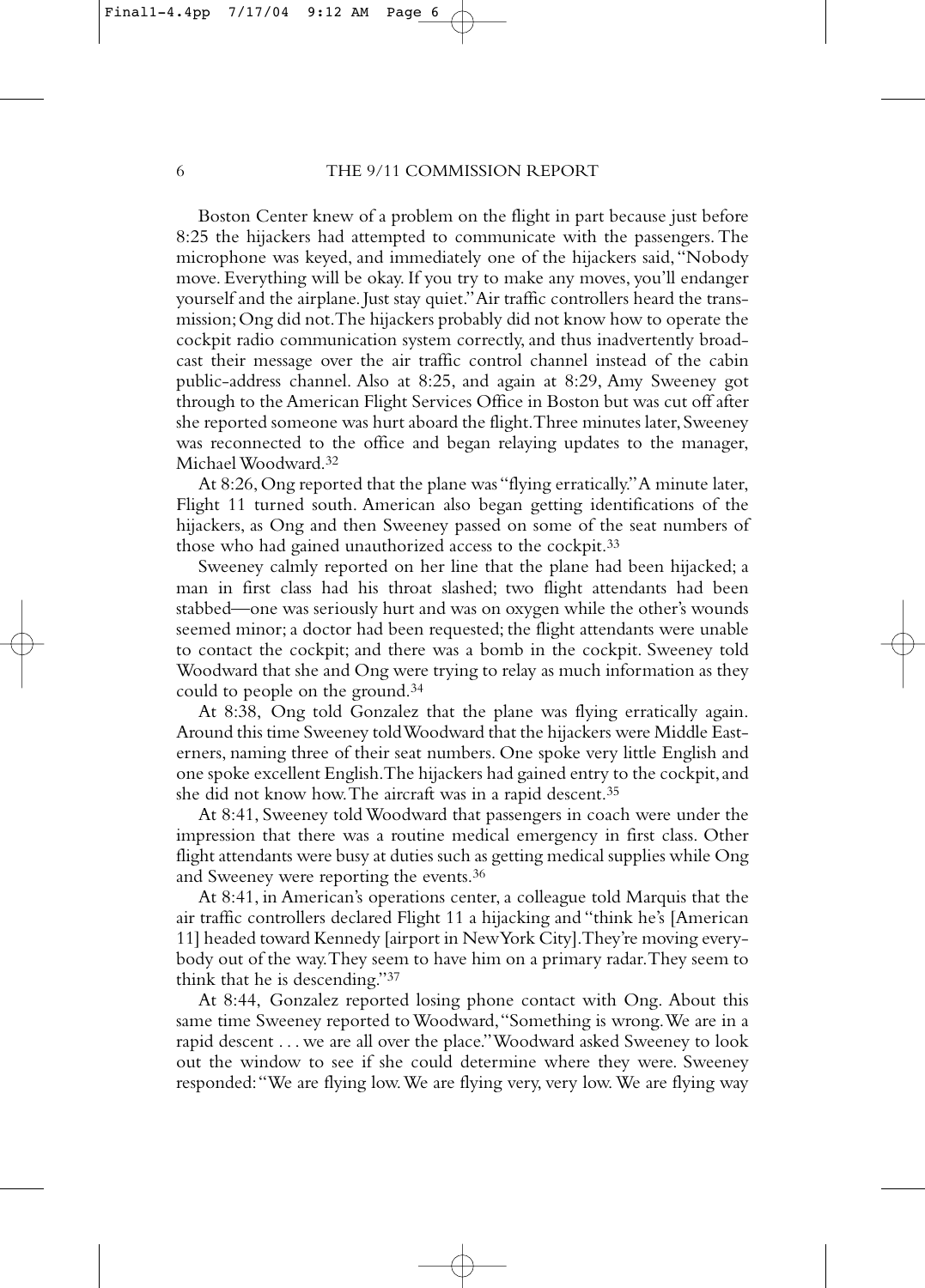Boston Center knew of a problem on the flight in part because just before 8:25 the hijackers had attempted to communicate with the passengers. The microphone was keyed, and immediately one of the hijackers said, "Nobody move. Everything will be okay. If you try to make any moves, you'll endanger yourself and the airplane. Just stay quiet." Air traffic controllers heard the transmission; Ong did not. The hijackers probably did not know how to operate the cockpit radio communication system correctly, and thus inadvertently broadcast their message over the air traffic control channel instead of the cabin public-address channel. Also at 8:25, and again at 8:29, Amy Sweeney got through to the American Flight Services Office in Boston but was cut off after she reported someone was hurt aboard the flight. Three minutes later, Sweeney was reconnected to the office and began relaying updates to the manager, Michael Woodward.[32]

At 8:26, Ong reported that the plane was "flying erratically." A minute later, Flight 11 turned south. American also began getting identifications of the hijackers, as Ong and then Sweeney passed on some of the seat numbers of those who had gained unauthorized access to the cockpit.[33]

Sweeney calmly reported on her line that the plane had been hijacked; a man in first class had his throat slashed; two flight attendants had been stabbed—one was seriously hurt and was on oxygen while the other's wounds seemed minor; a doctor had been requested; the flight attendants were unable to contact the cockpit; and there was a bomb in the cockpit. Sweeney told Woodward that she and Ong were trying to relay as much information as they could to people on the ground.[34]

At 8:38, Ong told Gonzalez that the plane was flying erratically again. Around this time Sweeney told Woodward that the hijackers were Middle Easterners, naming three of their seat numbers. One spoke very little English and one spoke excellent English. The hijackers had gained entry to the cockpit, and she did not know how. The aircraft was in a rapid descent.[35]

At 8:41, Sweeney told Woodward that passengers in coach were under the impression that there was a routine medical emergency in first class. Other flight attendants were busy at duties such as getting medical supplies while Ong and Sweeney were reporting the events.[36]

At 8:41, in American's operations center, a colleague told Marquis that the air traffic controllers declared Flight 11 a hijacking and "think he's [American 11] headed toward Kennedy [airport in New York City]. They're moving everybody out of the way. They seem to have him on a primary radar. They seem to think that he is descending."[37]

At 8:44, Gonzalez reported losing phone contact with Ong. About this same time Sweeney reported to Woodward, "Something is wrong. We are in a rapid descent . . . we are all over the place." Woodward asked Sweeney to look out the window to see if she could determine where they were. Sweeney responded: "We are flying low. We are flying very, very low. We are flying way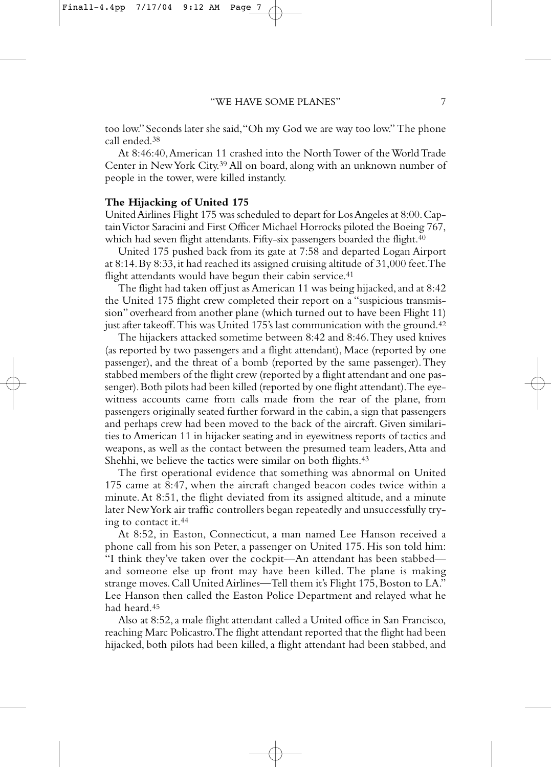too low." Seconds later she said, "Oh my God we are way too low." The phone call ended.[38]

At 8:46:40, American 11 crashed into the North Tower of the World Trade Center in New York City.[39] All on board, along with an unknown number of people in the tower, were killed instantly.

**The Hijacking of United 175**

United Airlines Flight 175 was scheduled to depart for Los Angeles at 8:00. Captain Victor Saracini and First Officer Michael Horrocks piloted the Boeing 767, which had seven flight attendants. Fifty-six passengers boarded the flight.[40]

United 175 pushed back from its gate at 7:58 and departed Logan Airport at 8:14. By 8:33, it had reached its assigned cruising altitude of 31,000 feet. The flight attendants would have begun their cabin service.[41]

The flight had taken off just as American 11 was being hijacked, and at 8:42 the United 175 flight crew completed their report on a "suspicious transmission" overheard from another plane (which turned out to have been Flight 11) just after takeoff. This was United 175's last communication with the ground.[42]

The hijackers attacked sometime between 8:42 and 8:46. They used knives (as reported by two passengers and a flight attendant), Mace (reported by one passenger), and the threat of a bomb (reported by the same passenger). They stabbed members of the flight crew (reported by a flight attendant and one passenger). Both pilots had been killed (reported by one flight attendant). The eyewitness accounts came from calls made from the rear of the plane, from passengers originally seated further forward in the cabin, a sign that passengers and perhaps crew had been moved to the back of the aircraft. Given similarities to American 11 in hijacker seating and in eyewitness reports of tactics and weapons, as well as the contact between the presumed team leaders, Atta and Shehhi, we believe the tactics were similar on both flights.[43]

The first operational evidence that something was abnormal on United 175 came at 8:47, when the aircraft changed beacon codes twice within a minute. At 8:51, the flight deviated from its assigned altitude, and a minute later New York air traffic controllers began repeatedly and unsuccessfully trying to contact it.[44]

At 8:52, in Easton, Connecticut, a man named Lee Hanson received a phone call from his son Peter, a passenger on United 175. His son told him: "I think they've taken over the cockpit—An attendant has been stabbed—and someone else up front may have been killed. The plane is making strange moves. Call United Airlines—Tell them it's Flight 175, Boston to LA." Lee Hanson then called the Easton Police Department and relayed what he had heard.[45]

Also at 8:52, a male flight attendant called a United office in San Francisco, reaching Marc Policastro. The flight attendant reported that the flight had been hijacked, both pilots had been killed, a flight attendant had been stabbed, and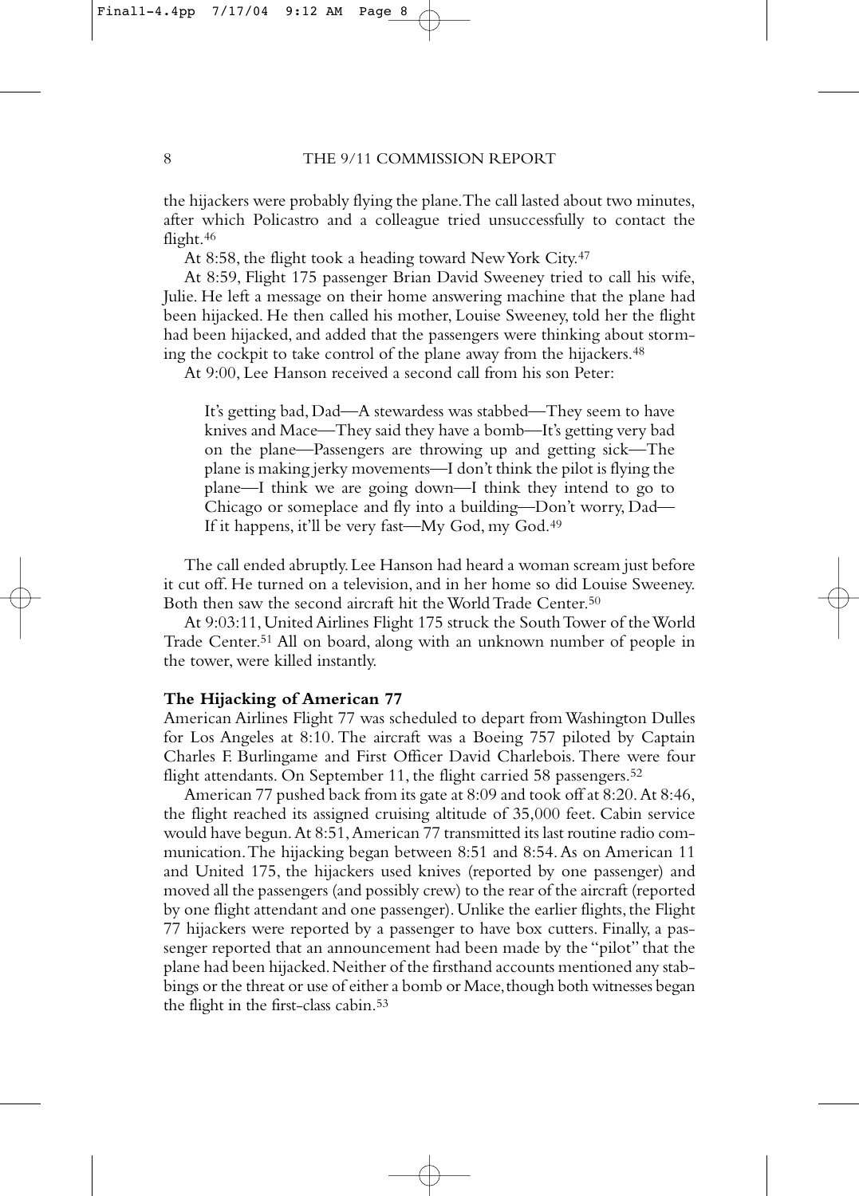the hijackers were probably flying the plane. The call lasted about two minutes, after which Policastro and a colleague tried unsuccessfully to contact the flight.[46]

At 8:58, the flight took a heading toward New York City.[47]

At 8:59, Flight 175 passenger Brian David Sweeney tried to call his wife, Julie. He left a message on their home answering machine that the plane had been hijacked. He then called his mother, Louise Sweeney, told her the flight had been hijacked, and added that the passengers were thinking about storming the cockpit to take control of the plane away from the hijackers.[48]

At 9:00, Lee Hanson received a second call from his son Peter:

> It's getting bad, Dad—A stewardess was stabbed—They seem to have knives and Mace—They said they have a bomb—It's getting very bad on the plane—Passengers are throwing up and getting sick—The plane is making jerky movements—I don't think the pilot is flying the plane—I think we are going down—I think they intend to go to Chicago or someplace and fly into a building—Don't worry, Dad—If it happens, it'll be very fast—My God, my God.[49]

The call ended abruptly. Lee Hanson had heard a woman scream just before it cut off. He turned on a television, and in her home so did Louise Sweeney. Both then saw the second aircraft hit the World Trade Center.[50]

At 9:03:11, United Airlines Flight 175 struck the South Tower of the World Trade Center.[51] All on board, along with an unknown number of people in the tower, were killed instantly.

**The Hijacking of American 77**

American Airlines Flight 77 was scheduled to depart from Washington Dulles for Los Angeles at 8:10. The aircraft was a Boeing 757 piloted by Captain Charles F. Burlingame and First Officer David Charlebois. There were four flight attendants. On September 11, the flight carried 58 passengers.[52]

American 77 pushed back from its gate at 8:09 and took off at 8:20. At 8:46, the flight reached its assigned cruising altitude of 35,000 feet. Cabin service would have begun. At 8:51, American 77 transmitted its last routine radio communication. The hijacking began between 8:51 and 8:54. As on American 11 and United 175, the hijackers used knives (reported by one passenger) and moved all the passengers (and possibly crew) to the rear of the aircraft (reported by one flight attendant and one passenger). Unlike the earlier flights, the Flight 77 hijackers were reported by a passenger to have box cutters. Finally, a passenger reported that an announcement had been made by the "pilot" that the plane had been hijacked. Neither of the firsthand accounts mentioned any stabbings or the threat or use of either a bomb or Mace, though both witnesses began the flight in the first-class cabin.[53]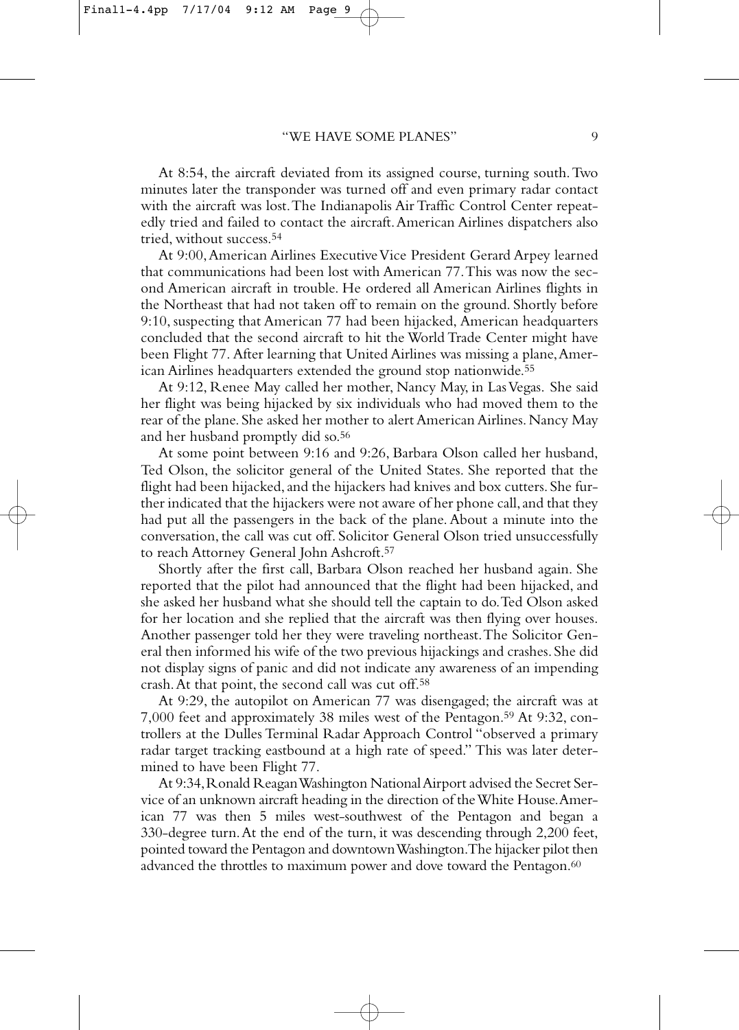At 8:54, the aircraft deviated from its assigned course, turning south. Two minutes later the transponder was turned off and even primary radar contact with the aircraft was lost. The Indianapolis Air Traffic Control Center repeatedly tried and failed to contact the aircraft. American Airlines dispatchers also tried, without success.[54]

At 9:00, American Airlines Executive Vice President Gerard Arpey learned that communications had been lost with American 77. This was now the second American aircraft in trouble. He ordered all American Airlines flights in the Northeast that had not taken off to remain on the ground. Shortly before 9:10, suspecting that American 77 had been hijacked, American headquarters concluded that the second aircraft to hit the World Trade Center might have been Flight 77. After learning that United Airlines was missing a plane, American Airlines headquarters extended the ground stop nationwide.[55]

At 9:12, Renee May called her mother, Nancy May, in Las Vegas. She said her flight was being hijacked by six individuals who had moved them to the rear of the plane. She asked her mother to alert American Airlines. Nancy May and her husband promptly did so.[56]

At some point between 9:16 and 9:26, Barbara Olson called her husband, Ted Olson, the solicitor general of the United States. She reported that the flight had been hijacked, and the hijackers had knives and box cutters. She further indicated that the hijackers were not aware of her phone call, and that they had put all the passengers in the back of the plane. About a minute into the conversation, the call was cut off. Solicitor General Olson tried unsuccessfully to reach Attorney General John Ashcroft.[57]

Shortly after the first call, Barbara Olson reached her husband again. She reported that the pilot had announced that the flight had been hijacked, and she asked her husband what she should tell the captain to do. Ted Olson asked for her location and she replied that the aircraft was then flying over houses. Another passenger told her they were traveling northeast. The Solicitor General then informed his wife of the two previous hijackings and crashes. She did not display signs of panic and did not indicate any awareness of an impending crash. At that point, the second call was cut off.[58]

At 9:29, the autopilot on American 77 was disengaged; the aircraft was at 7,000 feet and approximately 38 miles west of the Pentagon.[59] At 9:32, controllers at the Dulles Terminal Radar Approach Control "observed a primary radar target tracking eastbound at a high rate of speed." This was later determined to have been Flight 77.

At 9:34, Ronald Reagan Washington National Airport advised the Secret Service of an unknown aircraft heading in the direction of the White House. American 77 was then 5 miles west-southwest of the Pentagon and began a 330-degree turn. At the end of the turn, it was descending through 2,200 feet, pointed toward the Pentagon and downtown Washington. The hijacker pilot then advanced the throttles to maximum power and dove toward the Pentagon.[60]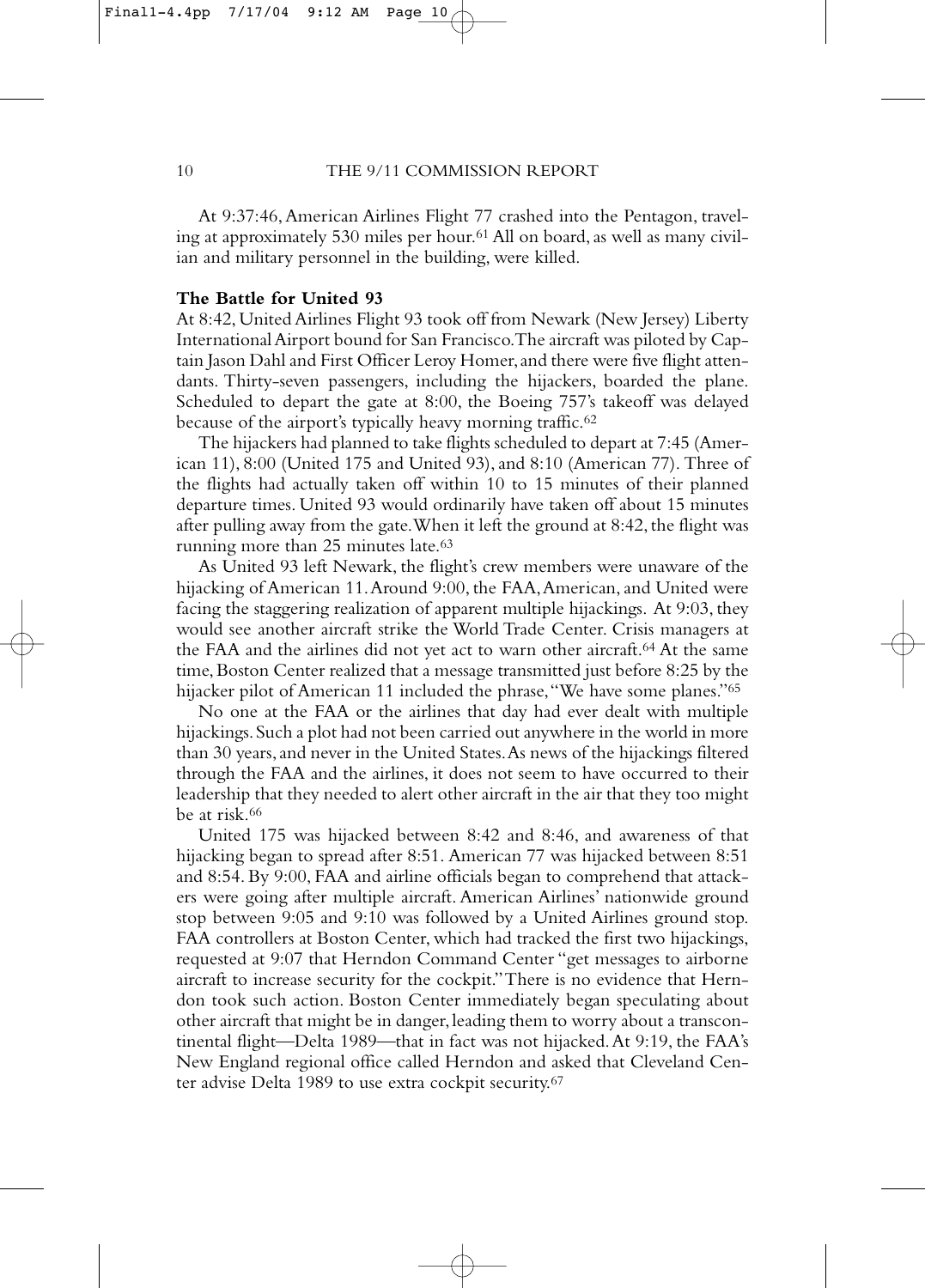At 9:37:46, American Airlines Flight 77 crashed into the Pentagon, traveling at approximately 530 miles per hour.[61] All on board, as well as many civilian and military personnel in the building, were killed.

**The Battle for United 93**

At 8:42, United Airlines Flight 93 took off from Newark (New Jersey) Liberty International Airport bound for San Francisco. The aircraft was piloted by Captain Jason Dahl and First Officer Leroy Homer, and there were five flight attendants. Thirty-seven passengers, including the hijackers, boarded the plane. Scheduled to depart the gate at 8:00, the Boeing 757's takeoff was delayed because of the airport's typically heavy morning traffic.[62]

The hijackers had planned to take flights scheduled to depart at 7:45 (American 11), 8:00 (United 175 and United 93), and 8:10 (American 77). Three of the flights had actually taken off within 10 to 15 minutes of their planned departure times. United 93 would ordinarily have taken off about 15 minutes after pulling away from the gate. When it left the ground at 8:42, the flight was running more than 25 minutes late.[63]

As United 93 left Newark, the flight's crew members were unaware of the hijacking of American 11. Around 9:00, the FAA, American, and United were facing the staggering realization of apparent multiple hijackings. At 9:03, they would see another aircraft strike the World Trade Center. Crisis managers at the FAA and the airlines did not yet act to warn other aircraft.[64] At the same time, Boston Center realized that a message transmitted just before 8:25 by the hijacker pilot of American 11 included the phrase, "We have some planes."[65]

No one at the FAA or the airlines that day had ever dealt with multiple hijackings. Such a plot had not been carried out anywhere in the world in more than 30 years, and never in the United States. As news of the hijackings filtered through the FAA and the airlines, it does not seem to have occurred to their leadership that they needed to alert other aircraft in the air that they too might be at risk.[66]

United 175 was hijacked between 8:42 and 8:46, and awareness of that hijacking began to spread after 8:51. American 77 was hijacked between 8:51 and 8:54. By 9:00, FAA and airline officials began to comprehend that attackers were going after multiple aircraft. American Airlines' nationwide ground stop between 9:05 and 9:10 was followed by a United Airlines ground stop. FAA controllers at Boston Center, which had tracked the first two hijackings, requested at 9:07 that Herndon Command Center "get messages to airborne aircraft to increase security for the cockpit." There is no evidence that Herndon took such action. Boston Center immediately began speculating about other aircraft that might be in danger, leading them to worry about a transcontinental flight—Delta 1989—that in fact was not hijacked. At 9:19, the FAA's New England regional office called Herndon and asked that Cleveland Center advise Delta 1989 to use extra cockpit security.[67]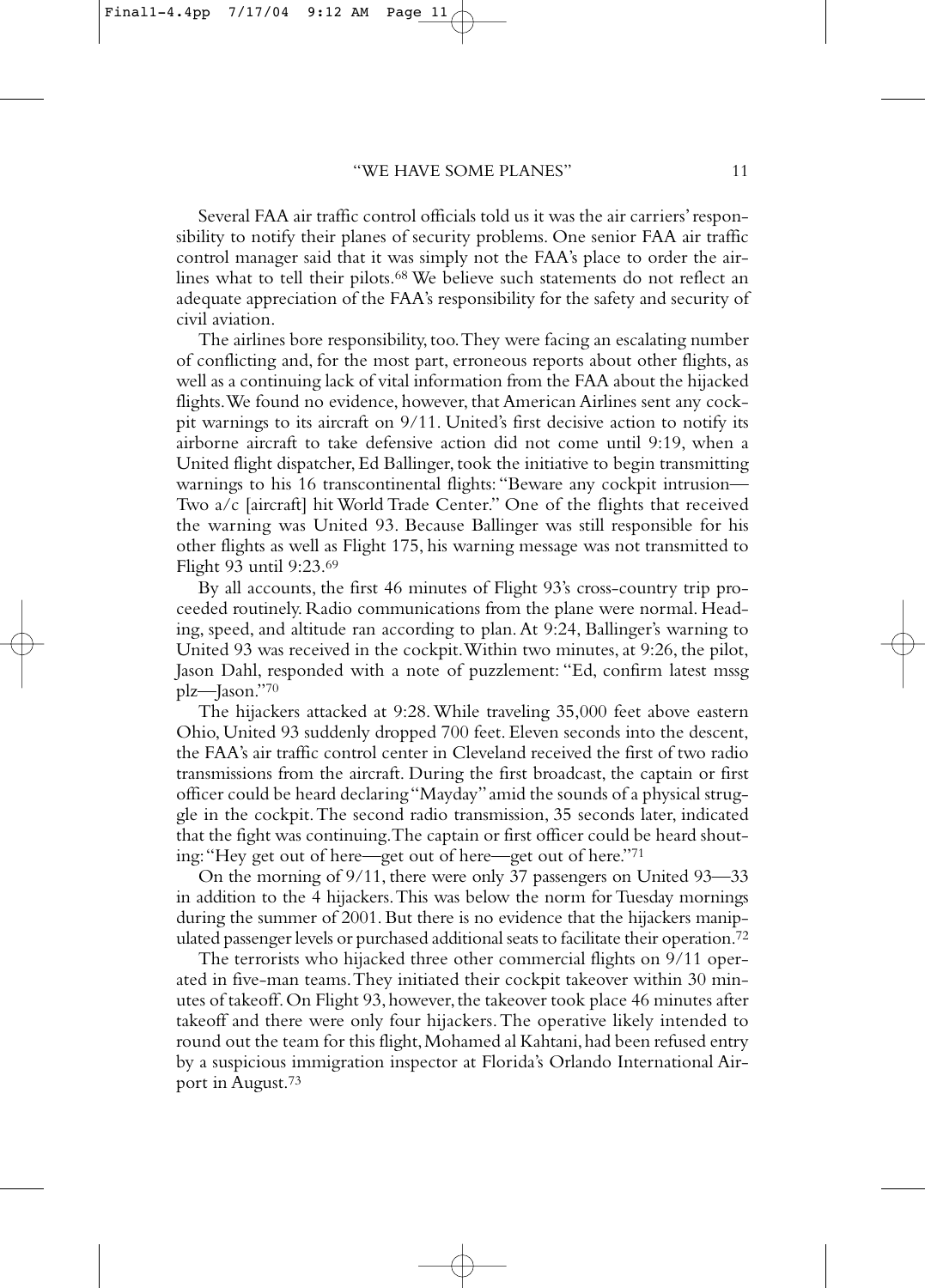Several FAA air traffic control officials told us it was the air carriers' responsibility to notify their planes of security problems. One senior FAA air traffic control manager said that it was simply not the FAA's place to order the airlines what to tell their pilots.[68] We believe such statements do not reflect an adequate appreciation of the FAA's responsibility for the safety and security of civil aviation.

The airlines bore responsibility, too. They were facing an escalating number of conflicting and, for the most part, erroneous reports about other flights, as well as a continuing lack of vital information from the FAA about the hijacked flights. We found no evidence, however, that American Airlines sent any cockpit warnings to its aircraft on 9/11. United's first decisive action to notify its airborne aircraft to take defensive action did not come until 9:19, when a United flight dispatcher, Ed Ballinger, took the initiative to begin transmitting warnings to his 16 transcontinental flights: "Beware any cockpit intrusion—Two a/c [aircraft] hit World Trade Center." One of the flights that received the warning was United 93. Because Ballinger was still responsible for his other flights as well as Flight 175, his warning message was not transmitted to Flight 93 until 9:23.[69]

By all accounts, the first 46 minutes of Flight 93's cross-country trip proceeded routinely. Radio communications from the plane were normal. Heading, speed, and altitude ran according to plan. At 9:24, Ballinger's warning to United 93 was received in the cockpit. Within two minutes, at 9:26, the pilot, Jason Dahl, responded with a note of puzzlement: "Ed, confirm latest mssg plz—Jason."[70]

The hijackers attacked at 9:28. While traveling 35,000 feet above eastern Ohio, United 93 suddenly dropped 700 feet. Eleven seconds into the descent, the FAA's air traffic control center in Cleveland received the first of two radio transmissions from the aircraft. During the first broadcast, the captain or first officer could be heard declaring "Mayday" amid the sounds of a physical struggle in the cockpit. The second radio transmission, 35 seconds later, indicated that the fight was continuing. The captain or first officer could be heard shouting: "Hey get out of here—get out of here—get out of here."[71]

On the morning of 9/11, there were only 37 passengers on United 93—33 in addition to the 4 hijackers. This was below the norm for Tuesday mornings during the summer of 2001. But there is no evidence that the hijackers manipulated passenger levels or purchased additional seats to facilitate their operation.[72]

The terrorists who hijacked three other commercial flights on 9/11 operated in five-man teams. They initiated their cockpit takeover within 30 minutes of takeoff. On Flight 93, however, the takeover took place 46 minutes after takeoff and there were only four hijackers. The operative likely intended to round out the team for this flight, Mohamed al Kahtani, had been refused entry by a suspicious immigration inspector at Florida's Orlando International Airport in August.[73]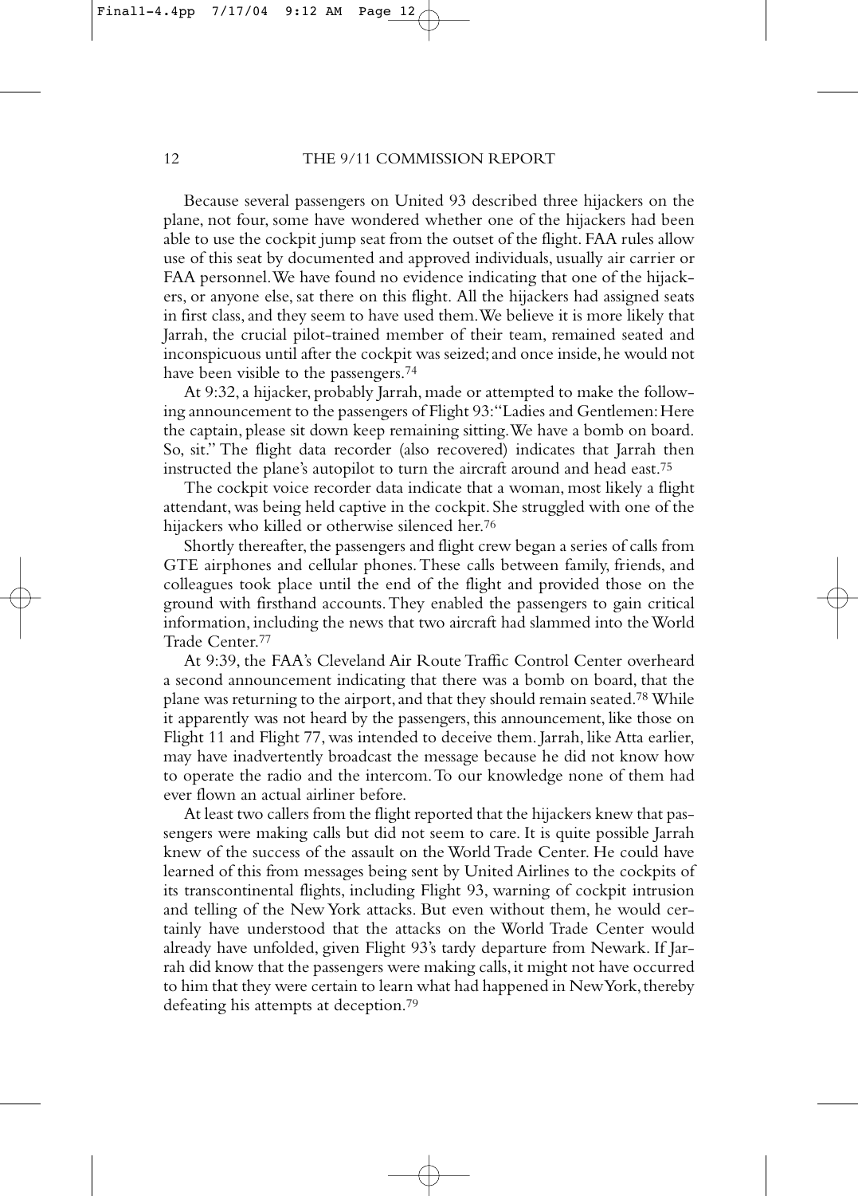Because several passengers on United 93 described three hijackers on the plane, not four, some have wondered whether one of the hijackers had been able to use the cockpit jump seat from the outset of the flight. FAA rules allow use of this seat by documented and approved individuals, usually air carrier or FAA personnel. We have found no evidence indicating that one of the hijackers, or anyone else, sat there on this flight. All the hijackers had assigned seats in first class, and they seem to have used them. We believe it is more likely that Jarrah, the crucial pilot-trained member of their team, remained seated and inconspicuous until after the cockpit was seized; and once inside, he would not have been visible to the passengers.[74]

At 9:32, a hijacker, probably Jarrah, made or attempted to make the following announcement to the passengers of Flight 93: "Ladies and Gentlemen: Here the captain, please sit down keep remaining sitting. We have a bomb on board. So, sit." The flight data recorder (also recovered) indicates that Jarrah then instructed the plane's autopilot to turn the aircraft around and head east.[75]

The cockpit voice recorder data indicate that a woman, most likely a flight attendant, was being held captive in the cockpit. She struggled with one of the hijackers who killed or otherwise silenced her.[76]

Shortly thereafter, the passengers and flight crew began a series of calls from GTE airphones and cellular phones. These calls between family, friends, and colleagues took place until the end of the flight and provided those on the ground with firsthand accounts. They enabled the passengers to gain critical information, including the news that two aircraft had slammed into the World Trade Center.[77]

At 9:39, the FAA's Cleveland Air Route Traffic Control Center overheard a second announcement indicating that there was a bomb on board, that the plane was returning to the airport, and that they should remain seated.[78] While it apparently was not heard by the passengers, this announcement, like those on Flight 11 and Flight 77, was intended to deceive them. Jarrah, like Atta earlier, may have inadvertently broadcast the message because he did not know how to operate the radio and the intercom. To our knowledge none of them had ever flown an actual airliner before.

At least two callers from the flight reported that the hijackers knew that passengers were making calls but did not seem to care. It is quite possible Jarrah knew of the success of the assault on the World Trade Center. He could have learned of this from messages being sent by United Airlines to the cockpits of its transcontinental flights, including Flight 93, warning of cockpit intrusion and telling of the New York attacks. But even without them, he would certainly have understood that the attacks on the World Trade Center would already have unfolded, given Flight 93's tardy departure from Newark. If Jarrah did know that the passengers were making calls, it might not have occurred to him that they were certain to learn what had happened in New York, thereby defeating his attempts at deception.[79]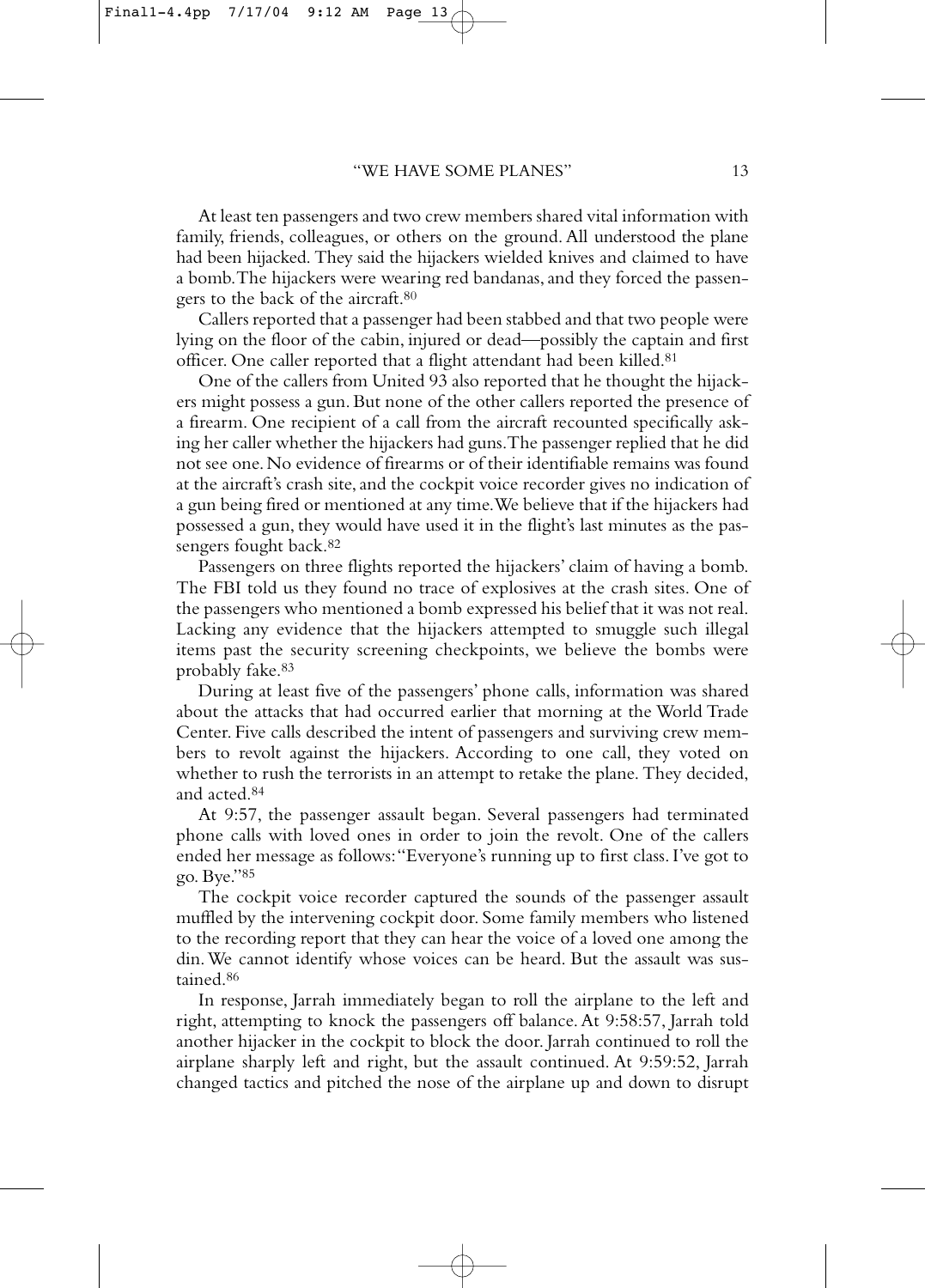At least ten passengers and two crew members shared vital information with family, friends, colleagues, or others on the ground. All understood the plane had been hijacked. They said the hijackers wielded knives and claimed to have a bomb. The hijackers were wearing red bandanas, and they forced the passengers to the back of the aircraft.[80]

Callers reported that a passenger had been stabbed and that two people were lying on the floor of the cabin, injured or dead—possibly the captain and first officer. One caller reported that a flight attendant had been killed.[81]

One of the callers from United 93 also reported that he thought the hijackers might possess a gun. But none of the other callers reported the presence of a firearm. One recipient of a call from the aircraft recounted specifically asking her caller whether the hijackers had guns. The passenger replied that he did not see one. No evidence of firearms or of their identifiable remains was found at the aircraft's crash site, and the cockpit voice recorder gives no indication of a gun being fired or mentioned at any time. We believe that if the hijackers had possessed a gun, they would have used it in the flight's last minutes as the passengers fought back.[82]

Passengers on three flights reported the hijackers' claim of having a bomb. The FBI told us they found no trace of explosives at the crash sites. One of the passengers who mentioned a bomb expressed his belief that it was not real. Lacking any evidence that the hijackers attempted to smuggle such illegal items past the security screening checkpoints, we believe the bombs were probably fake.[83]

During at least five of the passengers' phone calls, information was shared about the attacks that had occurred earlier that morning at the World Trade Center. Five calls described the intent of passengers and surviving crew members to revolt against the hijackers. According to one call, they voted on whether to rush the terrorists in an attempt to retake the plane. They decided, and acted.[84]

At 9:57, the passenger assault began. Several passengers had terminated phone calls with loved ones in order to join the revolt. One of the callers ended her message as follows: "Everyone's running up to first class. I've got to go. Bye."[85]

The cockpit voice recorder captured the sounds of the passenger assault muffled by the intervening cockpit door. Some family members who listened to the recording report that they can hear the voice of a loved one among the din. We cannot identify whose voices can be heard. But the assault was sustained.[86]

In response, Jarrah immediately began to roll the airplane to the left and right, attempting to knock the passengers off balance. At 9:58:57, Jarrah told another hijacker in the cockpit to block the door. Jarrah continued to roll the airplane sharply left and right, but the assault continued. At 9:59:52, Jarrah changed tactics and pitched the nose of the airplane up and down to disrupt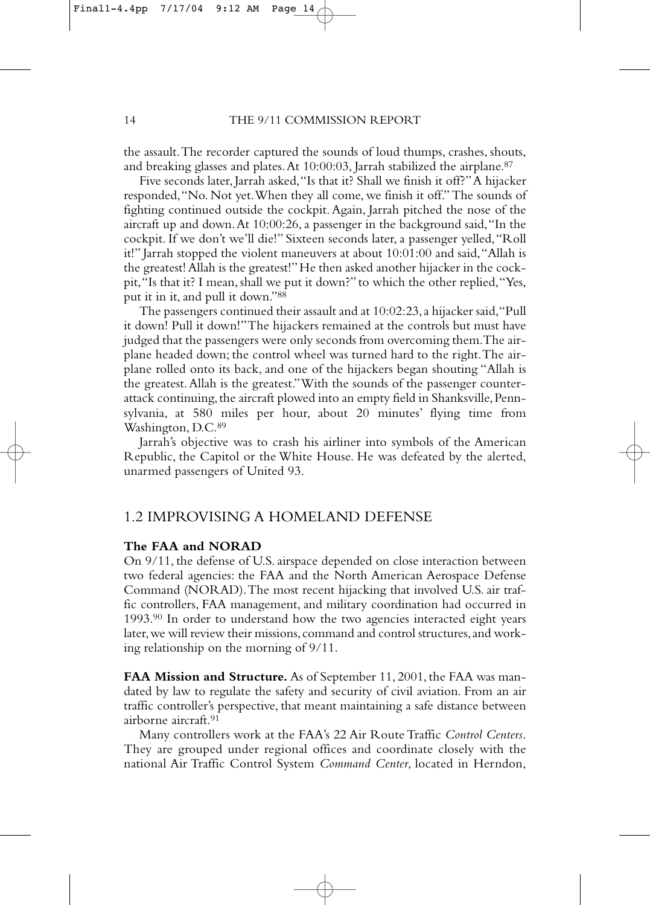the assault. The recorder captured the sounds of loud thumps, crashes, shouts, and breaking glasses and plates. At 10:00:03, Jarrah stabilized the airplane.[87]

Five seconds later, Jarrah asked, "Is that it? Shall we finish it off?" A hijacker responded, "No. Not yet. When they all come, we finish it off." The sounds of fighting continued outside the cockpit. Again, Jarrah pitched the nose of the aircraft up and down. At 10:00:26, a passenger in the background said, "In the cockpit. If we don't we'll die!" Sixteen seconds later, a passenger yelled, "Roll it!" Jarrah stopped the violent maneuvers at about 10:01:00 and said, "Allah is the greatest! Allah is the greatest!" He then asked another hijacker in the cockpit, "Is that it? I mean, shall we put it down?" to which the other replied, "Yes, put it in it, and pull it down."[88]

The passengers continued their assault and at 10:02:23, a hijacker said, "Pull it down! Pull it down!" The hijackers remained at the controls but must have judged that the passengers were only seconds from overcoming them. The airplane headed down; the control wheel was turned hard to the right. The airplane rolled onto its back, and one of the hijackers began shouting "Allah is the greatest. Allah is the greatest." With the sounds of the passenger counterattack continuing, the aircraft plowed into an empty field in Shanksville, Pennsylvania, at 580 miles per hour, about 20 minutes' flying time from Washington, D.C.[89]

Jarrah's objective was to crash his airliner into symbols of the American Republic, the Capitol or the White House. He was defeated by the alerted, unarmed passengers of United 93.

## 1.2 IMPROVISING A HOMELAND DEFENSE

### The FAA and NORAD

On 9/11, the defense of U.S. airspace depended on close interaction between two federal agencies: the FAA and the North American Aerospace Defense Command (NORAD). The most recent hijacking that involved U.S. air traffic controllers, FAA management, and military coordination had occurred in 1993.[90] In order to understand how the two agencies interacted eight years later, we will review their missions, command and control structures, and working relationship on the morning of 9/11.

**FAA Mission and Structure.** As of September 11, 2001, the FAA was mandated by law to regulate the safety and security of civil aviation. From an air traffic controller's perspective, that meant maintaining a safe distance between airborne aircraft.[91]

Many controllers work at the FAA's 22 Air Route Traffic *Control Centers*. They are grouped under regional offices and coordinate closely with the national Air Traffic Control System *Command Center*, located in Herndon,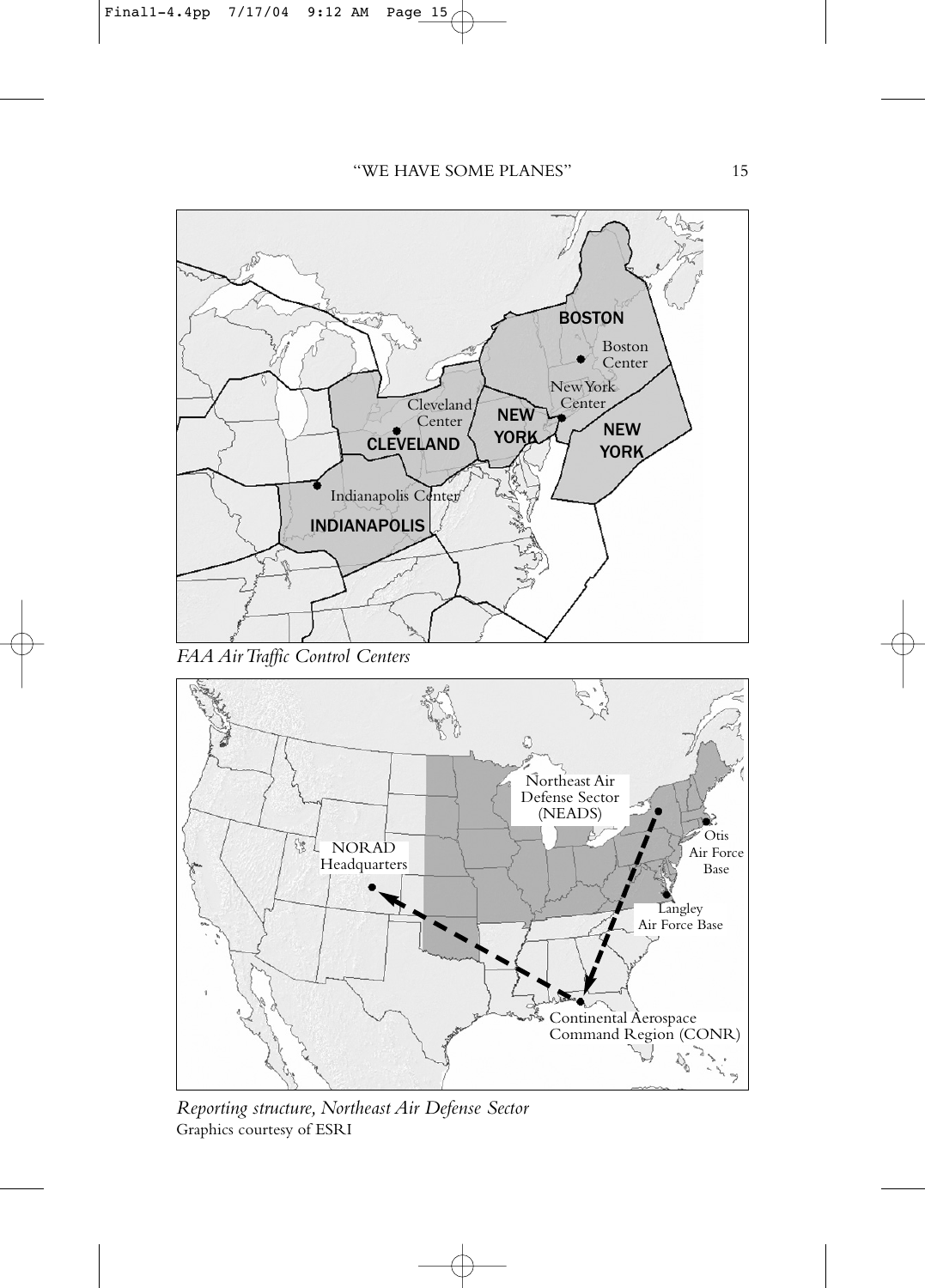BOSTON

Boston Center

New York Center

NEW YORK

NEW YORK

Cleveland Center

CLEVELAND

Indianapolis Center

INDIANAPOLIS

*FAA Air Traffic Control Centers*

Northeast Air Defense Sector (NEADS)

NORAD Headquarters

Otis Air Force Base

Langley Air Force Base

Continental Aerospace Command Region (CONR)

*Reporting structure, Northeast Air Defense Sector*
Graphics courtesy of ESRI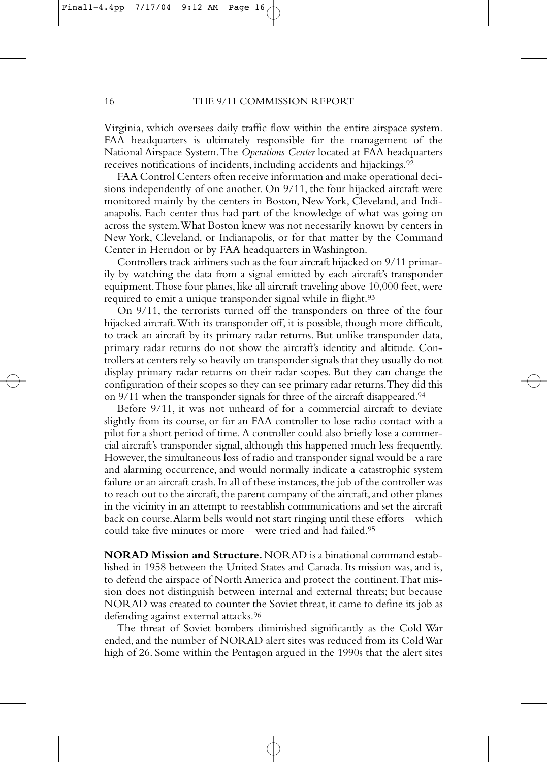Virginia, which oversees daily traffic flow within the entire airspace system. FAA headquarters is ultimately responsible for the management of the National Airspace System. The *Operations Center* located at FAA headquarters receives notifications of incidents, including accidents and hijackings.[92]

FAA Control Centers often receive information and make operational decisions independently of one another. On 9/11, the four hijacked aircraft were monitored mainly by the centers in Boston, New York, Cleveland, and Indianapolis. Each center thus had part of the knowledge of what was going on across the system. What Boston knew was not necessarily known by centers in New York, Cleveland, or Indianapolis, or for that matter by the Command Center in Herndon or by FAA headquarters in Washington.

Controllers track airliners such as the four aircraft hijacked on 9/11 primarily by watching the data from a signal emitted by each aircraft's transponder equipment. Those four planes, like all aircraft traveling above 10,000 feet, were required to emit a unique transponder signal while in flight.[93]

On 9/11, the terrorists turned off the transponders on three of the four hijacked aircraft. With its transponder off, it is possible, though more difficult, to track an aircraft by its primary radar returns. But unlike transponder data, primary radar returns do not show the aircraft's identity and altitude. Controllers at centers rely so heavily on transponder signals that they usually do not display primary radar returns on their radar scopes. But they can change the configuration of their scopes so they can see primary radar returns. They did this on 9/11 when the transponder signals for three of the aircraft disappeared.[94]

Before 9/11, it was not unheard of for a commercial aircraft to deviate slightly from its course, or for an FAA controller to lose radio contact with a pilot for a short period of time. A controller could also briefly lose a commercial aircraft's transponder signal, although this happened much less frequently. However, the simultaneous loss of radio and transponder signal would be a rare and alarming occurrence, and would normally indicate a catastrophic system failure or an aircraft crash. In all of these instances, the job of the controller was to reach out to the aircraft, the parent company of the aircraft, and other planes in the vicinity in an attempt to reestablish communications and set the aircraft back on course. Alarm bells would not start ringing until these efforts—which could take five minutes or more—were tried and had failed.[95]

**NORAD Mission and Structure.** NORAD is a binational command established in 1958 between the United States and Canada. Its mission was, and is, to defend the airspace of North America and protect the continent. That mission does not distinguish between internal and external threats; but because NORAD was created to counter the Soviet threat, it came to define its job as defending against external attacks.[96]

The threat of Soviet bombers diminished significantly as the Cold War ended, and the number of NORAD alert sites was reduced from its Cold War high of 26. Some within the Pentagon argued in the 1990s that the alert sites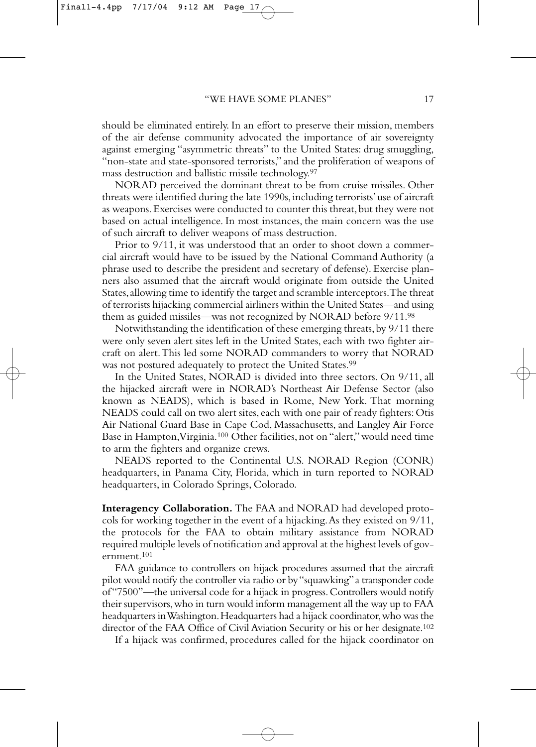should be eliminated entirely. In an effort to preserve their mission, members of the air defense community advocated the importance of air sovereignty against emerging "asymmetric threats" to the United States: drug smuggling, "non-state and state-sponsored terrorists," and the proliferation of weapons of mass destruction and ballistic missile technology.[97]

NORAD perceived the dominant threat to be from cruise missiles. Other threats were identified during the late 1990s, including terrorists' use of aircraft as weapons. Exercises were conducted to counter this threat, but they were not based on actual intelligence. In most instances, the main concern was the use of such aircraft to deliver weapons of mass destruction.

Prior to 9/11, it was understood that an order to shoot down a commercial aircraft would have to be issued by the National Command Authority (a phrase used to describe the president and secretary of defense). Exercise planners also assumed that the aircraft would originate from outside the United States, allowing time to identify the target and scramble interceptors. The threat of terrorists hijacking commercial airliners within the United States—and using them as guided missiles—was not recognized by NORAD before 9/11.[98]

Notwithstanding the identification of these emerging threats, by 9/11 there were only seven alert sites left in the United States, each with two fighter aircraft on alert. This led some NORAD commanders to worry that NORAD was not postured adequately to protect the United States.[99]

In the United States, NORAD is divided into three sectors. On 9/11, all the hijacked aircraft were in NORAD's Northeast Air Defense Sector (also known as NEADS), which is based in Rome, New York. That morning NEADS could call on two alert sites, each with one pair of ready fighters: Otis Air National Guard Base in Cape Cod, Massachusetts, and Langley Air Force Base in Hampton, Virginia.[100] Other facilities, not on "alert," would need time to arm the fighters and organize crews.

NEADS reported to the Continental U.S. NORAD Region (CONR) headquarters, in Panama City, Florida, which in turn reported to NORAD headquarters, in Colorado Springs, Colorado.

**Interagency Collaboration.** The FAA and NORAD had developed protocols for working together in the event of a hijacking. As they existed on 9/11, the protocols for the FAA to obtain military assistance from NORAD required multiple levels of notification and approval at the highest levels of government.[101]

FAA guidance to controllers on hijack procedures assumed that the aircraft pilot would notify the controller via radio or by "squawking" a transponder code of "7500"—the universal code for a hijack in progress. Controllers would notify their supervisors, who in turn would inform management all the way up to FAA headquarters in Washington. Headquarters had a hijack coordinator, who was the director of the FAA Office of Civil Aviation Security or his or her designate.[102]

If a hijack was confirmed, procedures called for the hijack coordinator on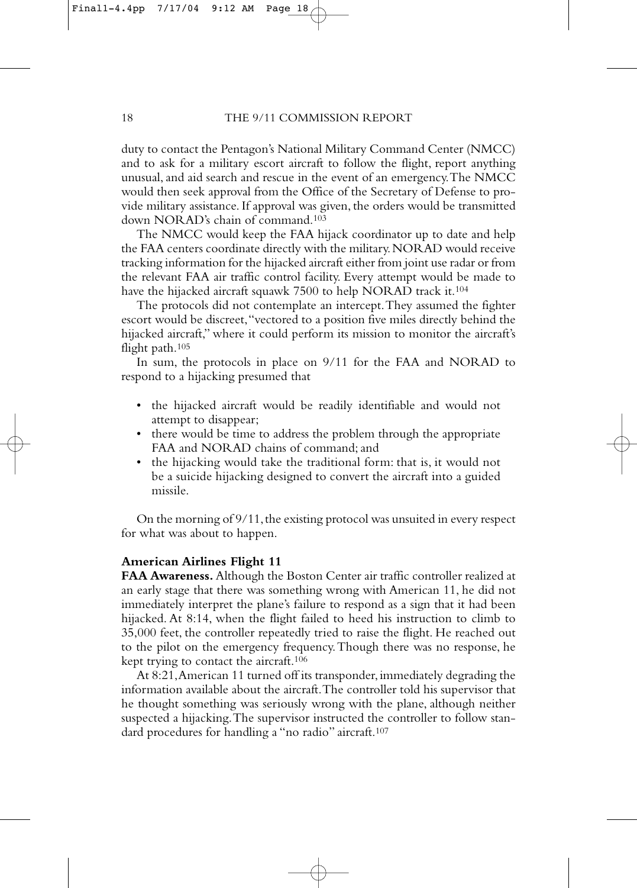duty to contact the Pentagon's National Military Command Center (NMCC) and to ask for a military escort aircraft to follow the flight, report anything unusual, and aid search and rescue in the event of an emergency. The NMCC would then seek approval from the Office of the Secretary of Defense to provide military assistance. If approval was given, the orders would be transmitted down NORAD's chain of command.[103]

The NMCC would keep the FAA hijack coordinator up to date and help the FAA centers coordinate directly with the military. NORAD would receive tracking information for the hijacked aircraft either from joint use radar or from the relevant FAA air traffic control facility. Every attempt would be made to have the hijacked aircraft squawk 7500 to help NORAD track it.[104]

The protocols did not contemplate an intercept. They assumed the fighter escort would be discreet, "vectored to a position five miles directly behind the hijacked aircraft," where it could perform its mission to monitor the aircraft's flight path.[105]

In sum, the protocols in place on 9/11 for the FAA and NORAD to respond to a hijacking presumed that

- the hijacked aircraft would be readily identifiable and would not attempt to disappear;
- there would be time to address the problem through the appropriate FAA and NORAD chains of command; and
- the hijacking would take the traditional form: that is, it would not be a suicide hijacking designed to convert the aircraft into a guided missile.

On the morning of 9/11, the existing protocol was unsuited in every respect for what was about to happen.

### American Airlines Flight 11

**FAA Awareness.** Although the Boston Center air traffic controller realized at an early stage that there was something wrong with American 11, he did not immediately interpret the plane's failure to respond as a sign that it had been hijacked. At 8:14, when the flight failed to heed his instruction to climb to 35,000 feet, the controller repeatedly tried to raise the flight. He reached out to the pilot on the emergency frequency. Though there was no response, he kept trying to contact the aircraft.[106]

At 8:21, American 11 turned off its transponder, immediately degrading the information available about the aircraft. The controller told his supervisor that he thought something was seriously wrong with the plane, although neither suspected a hijacking. The supervisor instructed the controller to follow standard procedures for handling a "no radio" aircraft.[107]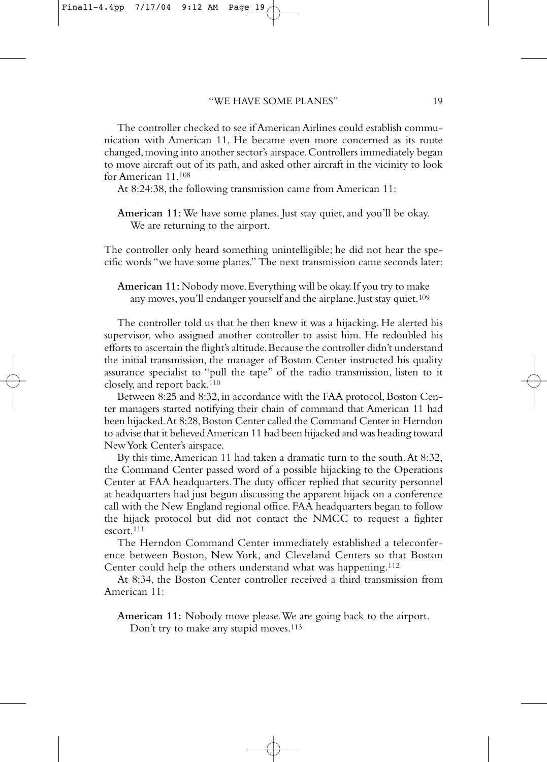The controller checked to see if American Airlines could establish communication with American 11. He became even more concerned as its route changed, moving into another sector's airspace. Controllers immediately began to move aircraft out of its path, and asked other aircraft in the vicinity to look for American 11.[108]

At 8:24:38, the following transmission came from American 11:

> **American 11:** We have some planes. Just stay quiet, and you'll be okay. We are returning to the airport.

The controller only heard something unintelligible; he did not hear the specific words "we have some planes." The next transmission came seconds later:

> **American 11:** Nobody move. Everything will be okay. If you try to make any moves, you'll endanger yourself and the airplane. Just stay quiet.[109]

The controller told us that he then knew it was a hijacking. He alerted his supervisor, who assigned another controller to assist him. He redoubled his efforts to ascertain the flight's altitude. Because the controller didn't understand the initial transmission, the manager of Boston Center instructed his quality assurance specialist to "pull the tape" of the radio transmission, listen to it closely, and report back.[110]

Between 8:25 and 8:32, in accordance with the FAA protocol, Boston Center managers started notifying their chain of command that American 11 had been hijacked. At 8:28, Boston Center called the Command Center in Herndon to advise that it believed American 11 had been hijacked and was heading toward New York Center's airspace.

By this time, American 11 had taken a dramatic turn to the south. At 8:32, the Command Center passed word of a possible hijacking to the Operations Center at FAA headquarters. The duty officer replied that security personnel at headquarters had just begun discussing the apparent hijack on a conference call with the New England regional office. FAA headquarters began to follow the hijack protocol but did not contact the NMCC to request a fighter escort.[111]

The Herndon Command Center immediately established a teleconference between Boston, New York, and Cleveland Centers so that Boston Center could help the others understand what was happening.[112]

At 8:34, the Boston Center controller received a third transmission from American 11:

> **American 11:** Nobody move please. We are going back to the airport. Don't try to make any stupid moves.[113]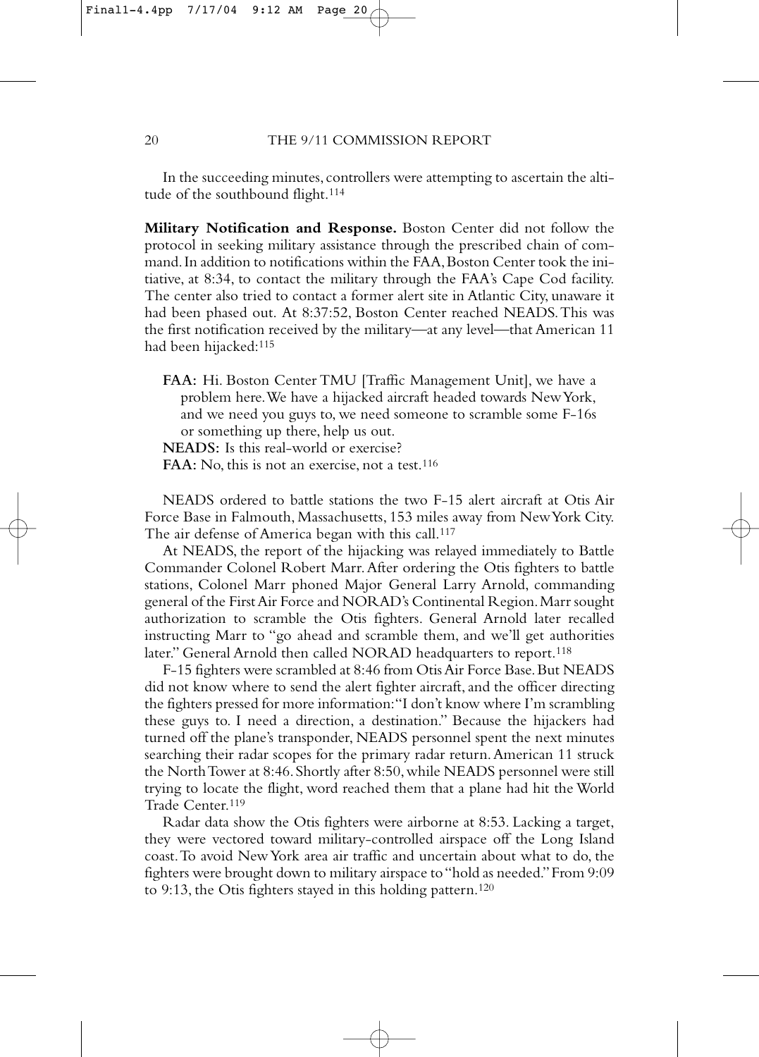In the succeeding minutes, controllers were attempting to ascertain the altitude of the southbound flight.[114]

**Military Notification and Response.** Boston Center did not follow the protocol in seeking military assistance through the prescribed chain of command. In addition to notifications within the FAA, Boston Center took the initiative, at 8:34, to contact the military through the FAA's Cape Cod facility. The center also tried to contact a former alert site in Atlantic City, unaware it had been phased out. At 8:37:52, Boston Center reached NEADS. This was the first notification received by the military—at any level—that American 11 had been hijacked:[115]

> **FAA:** Hi. Boston Center TMU [Traffic Management Unit], we have a problem here. We have a hijacked aircraft headed towards New York, and we need you guys to, we need someone to scramble some F-16s or something up there, help us out.
>
> **NEADS:** Is this real-world or exercise?
>
> **FAA:** No, this is not an exercise, not a test.[116]

NEADS ordered to battle stations the two F-15 alert aircraft at Otis Air Force Base in Falmouth, Massachusetts, 153 miles away from New York City. The air defense of America began with this call.[117]

At NEADS, the report of the hijacking was relayed immediately to Battle Commander Colonel Robert Marr. After ordering the Otis fighters to battle stations, Colonel Marr phoned Major General Larry Arnold, commanding general of the First Air Force and NORAD's Continental Region. Marr sought authorization to scramble the Otis fighters. General Arnold later recalled instructing Marr to "go ahead and scramble them, and we'll get authorities later." General Arnold then called NORAD headquarters to report.[118]

F-15 fighters were scrambled at 8:46 from Otis Air Force Base. But NEADS did not know where to send the alert fighter aircraft, and the officer directing the fighters pressed for more information: "I don't know where I'm scrambling these guys to. I need a direction, a destination." Because the hijackers had turned off the plane's transponder, NEADS personnel spent the next minutes searching their radar scopes for the primary radar return. American 11 struck the North Tower at 8:46. Shortly after 8:50, while NEADS personnel were still trying to locate the flight, word reached them that a plane had hit the World Trade Center.[119]

Radar data show the Otis fighters were airborne at 8:53. Lacking a target, they were vectored toward military-controlled airspace off the Long Island coast. To avoid New York area air traffic and uncertain about what to do, the fighters were brought down to military airspace to "hold as needed." From 9:09 to 9:13, the Otis fighters stayed in this holding pattern.[120]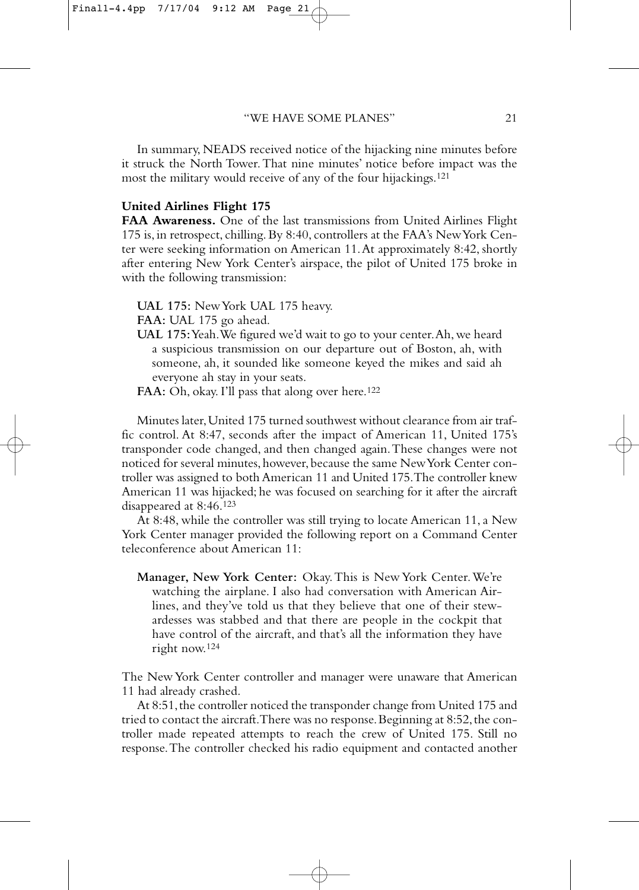In summary, NEADS received notice of the hijacking nine minutes before it struck the North Tower. That nine minutes' notice before impact was the most the military would receive of any of the four hijackings.[121]

**United Airlines Flight 175**

**FAA Awareness.** One of the last transmissions from United Airlines Flight 175 is, in retrospect, chilling. By 8:40, controllers at the FAA's New York Center were seeking information on American 11. At approximately 8:42, shortly after entering New York Center's airspace, the pilot of United 175 broke in with the following transmission:

> **UAL 175:** New York UAL 175 heavy.
>
> **FAA:** UAL 175 go ahead.
>
> **UAL 175:** Yeah. We figured we'd wait to go to your center. Ah, we heard a suspicious transmission on our departure out of Boston, ah, with someone, ah, it sounded like someone keyed the mikes and said ah everyone ah stay in your seats.
>
> **FAA:** Oh, okay. I'll pass that along over here.[122]

Minutes later, United 175 turned southwest without clearance from air traffic control. At 8:47, seconds after the impact of American 11, United 175's transponder code changed, and then changed again. These changes were not noticed for several minutes, however, because the same New York Center controller was assigned to both American 11 and United 175. The controller knew American 11 was hijacked; he was focused on searching for it after the aircraft disappeared at 8:46.[123]

At 8:48, while the controller was still trying to locate American 11, a New York Center manager provided the following report on a Command Center teleconference about American 11:

> **Manager, New York Center:** Okay. This is New York Center. We're watching the airplane. I also had conversation with American Airlines, and they've told us that they believe that one of their stewardesses was stabbed and that there are people in the cockpit that have control of the aircraft, and that's all the information they have right now.[124]

The New York Center controller and manager were unaware that American 11 had already crashed.

At 8:51, the controller noticed the transponder change from United 175 and tried to contact the aircraft. There was no response. Beginning at 8:52, the controller made repeated attempts to reach the crew of United 175. Still no response. The controller checked his radio equipment and contacted another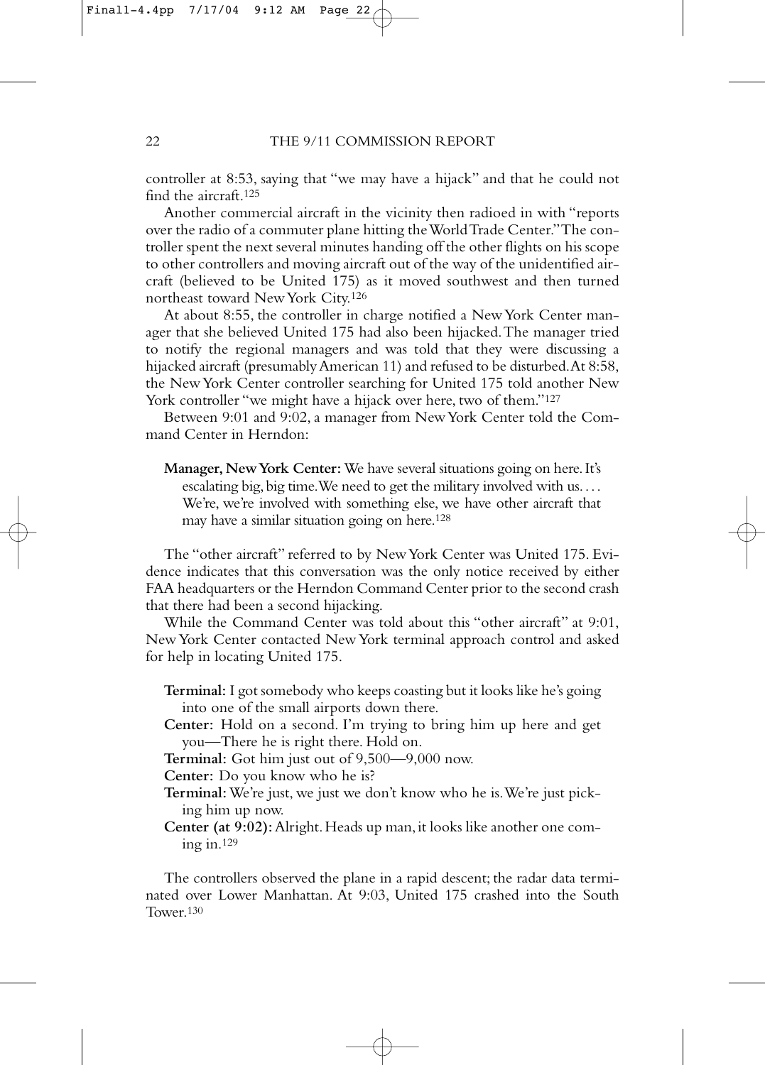controller at 8:53, saying that "we may have a hijack" and that he could not find the aircraft.[125]

Another commercial aircraft in the vicinity then radioed in with "reports over the radio of a commuter plane hitting the World Trade Center." The controller spent the next several minutes handing off the other flights on his scope to other controllers and moving aircraft out of the way of the unidentified aircraft (believed to be United 175) as it moved southwest and then turned northeast toward New York City.[126]

At about 8:55, the controller in charge notified a New York Center manager that she believed United 175 had also been hijacked. The manager tried to notify the regional managers and was told that they were discussing a hijacked aircraft (presumably American 11) and refused to be disturbed. At 8:58, the New York Center controller searching for United 175 told another New York controller "we might have a hijack over here, two of them."[127]

Between 9:01 and 9:02, a manager from New York Center told the Command Center in Herndon:

> **Manager, New York Center:** We have several situations going on here. It's escalating big, big time. We need to get the military involved with us. . . . We're, we're involved with something else, we have other aircraft that may have a similar situation going on here.[128]

The "other aircraft" referred to by New York Center was United 175. Evidence indicates that this conversation was the only notice received by either FAA headquarters or the Herndon Command Center prior to the second crash that there had been a second hijacking.

While the Command Center was told about this "other aircraft" at 9:01, New York Center contacted New York terminal approach control and asked for help in locating United 175.

> **Terminal:** I got somebody who keeps coasting but it looks like he's going into one of the small airports down there.
>
> **Center:** Hold on a second. I'm trying to bring him up here and get you—There he is right there. Hold on.
>
> **Terminal:** Got him just out of 9,500—9,000 now.
>
> **Center:** Do you know who he is?
>
> **Terminal:** We're just, we just we don't know who he is. We're just picking him up now.
>
> **Center (at 9:02):** Alright. Heads up man, it looks like another one coming in.[129]

The controllers observed the plane in a rapid descent; the radar data terminated over Lower Manhattan. At 9:03, United 175 crashed into the South Tower.[130]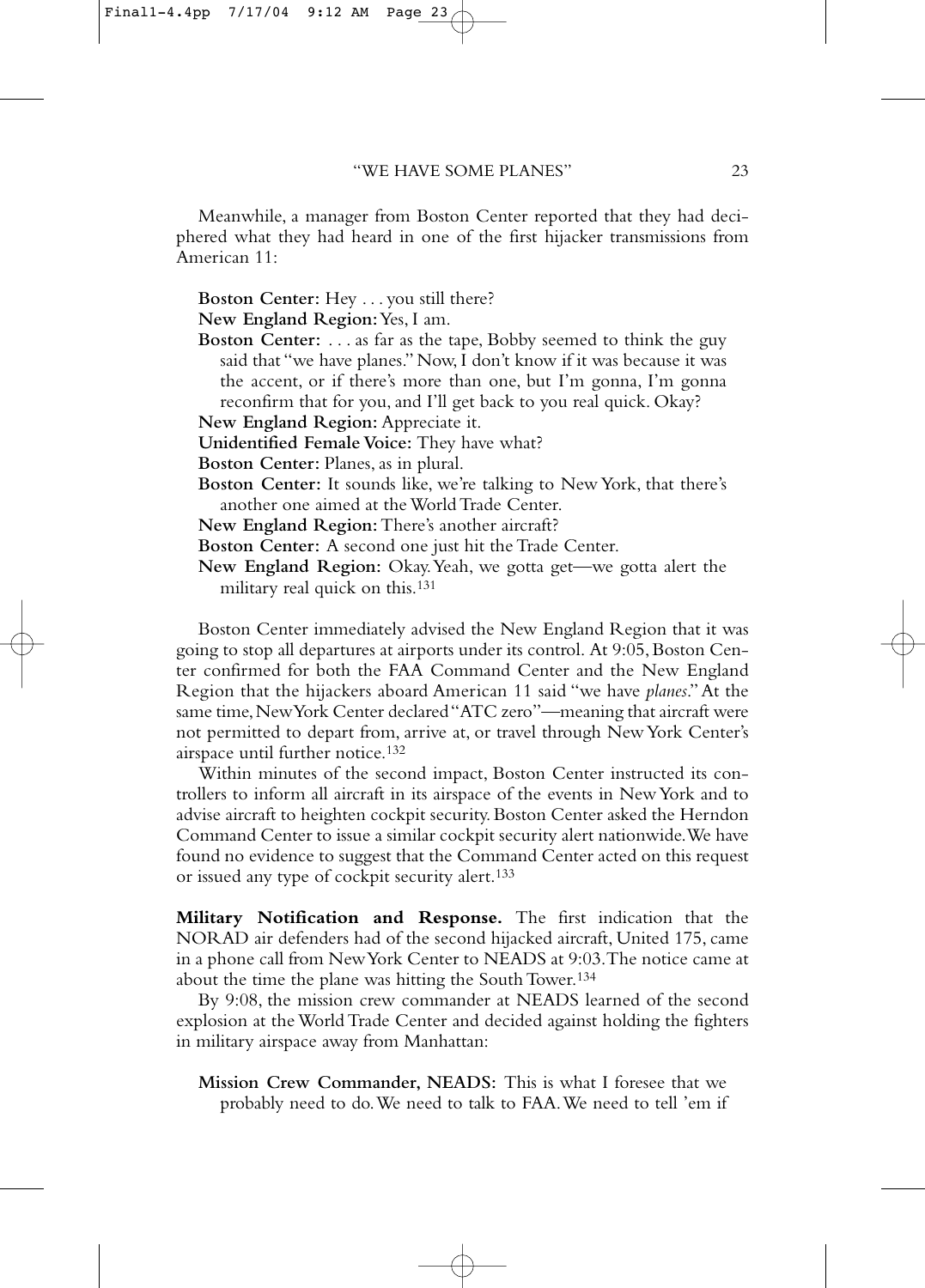Meanwhile, a manager from Boston Center reported that they had deciphered what they had heard in one of the first hijacker transmissions from American 11:

> **Boston Center:** Hey . . . you still there?
>
> **New England Region:** Yes, I am.
>
> **Boston Center:** . . . as far as the tape, Bobby seemed to think the guy said that "we have planes." Now, I don't know if it was because it was the accent, or if there's more than one, but I'm gonna, I'm gonna reconfirm that for you, and I'll get back to you real quick. Okay?
>
> **New England Region:** Appreciate it.
>
> **Unidentified Female Voice:** They have what?
>
> **Boston Center:** Planes, as in plural.
>
> **Boston Center:** It sounds like, we're talking to New York, that there's another one aimed at the World Trade Center.
>
> **New England Region:** There's another aircraft?
>
> **Boston Center:** A second one just hit the Trade Center.
>
> **New England Region:** Okay. Yeah, we gotta get—we gotta alert the military real quick on this.[131]

Boston Center immediately advised the New England Region that it was going to stop all departures at airports under its control. At 9:05, Boston Center confirmed for both the FAA Command Center and the New England Region that the hijackers aboard American 11 said "we have *planes*." At the same time, New York Center declared "ATC zero"—meaning that aircraft were not permitted to depart from, arrive at, or travel through New York Center's airspace until further notice.[132]

Within minutes of the second impact, Boston Center instructed its controllers to inform all aircraft in its airspace of the events in New York and to advise aircraft to heighten cockpit security. Boston Center asked the Herndon Command Center to issue a similar cockpit security alert nationwide. We have found no evidence to suggest that the Command Center acted on this request or issued any type of cockpit security alert.[133]

**Military Notification and Response.** The first indication that the NORAD air defenders had of the second hijacked aircraft, United 175, came in a phone call from New York Center to NEADS at 9:03. The notice came at about the time the plane was hitting the South Tower.[134]

By 9:08, the mission crew commander at NEADS learned of the second explosion at the World Trade Center and decided against holding the fighters in military airspace away from Manhattan:

> **Mission Crew Commander, NEADS:** This is what I foresee that we probably need to do. We need to talk to FAA. We need to tell 'em if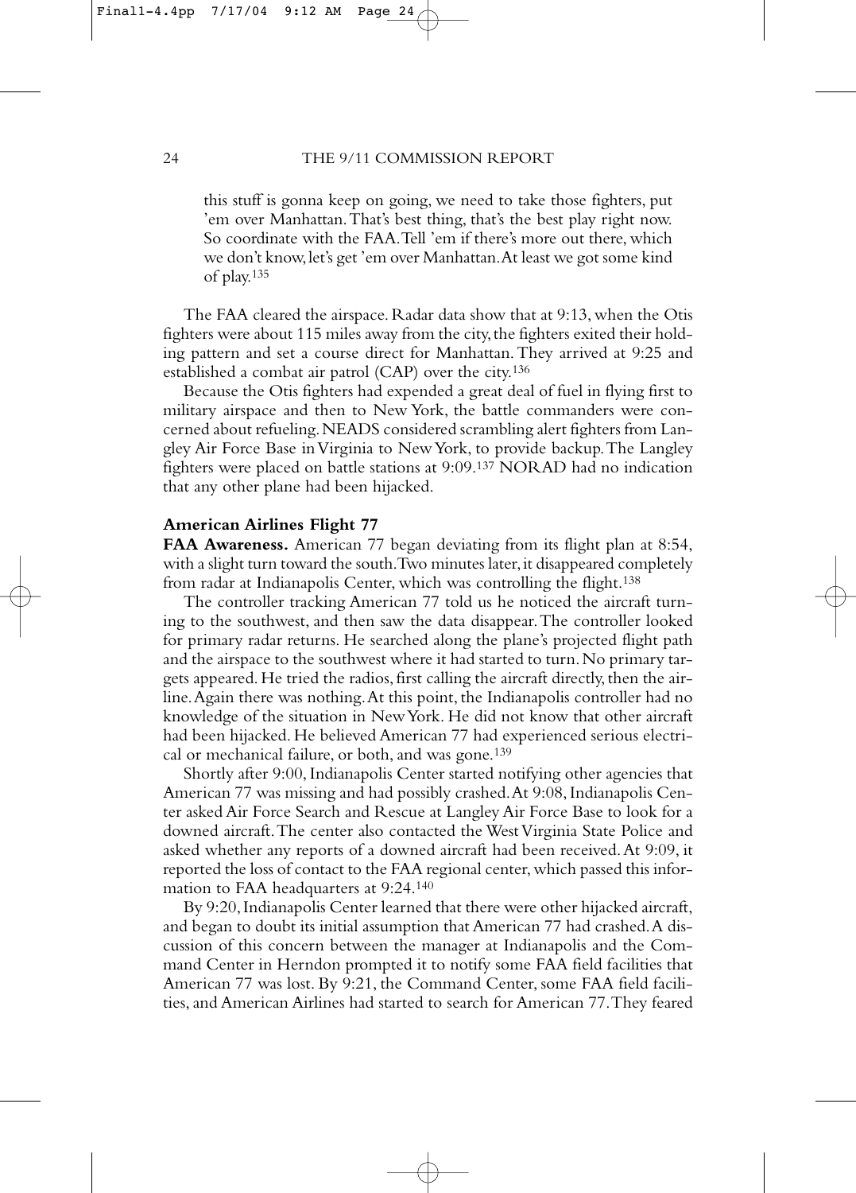> this stuff is gonna keep on going, we need to take those fighters, put 'em over Manhattan. That's best thing, that's the best play right now. So coordinate with the FAA. Tell 'em if there's more out there, which we don't know, let's get 'em over Manhattan. At least we got some kind of play.[135]

The FAA cleared the airspace. Radar data show that at 9:13, when the Otis fighters were about 115 miles away from the city, the fighters exited their holding pattern and set a course direct for Manhattan. They arrived at 9:25 and established a combat air patrol (CAP) over the city.[136]

Because the Otis fighters had expended a great deal of fuel in flying first to military airspace and then to New York, the battle commanders were concerned about refueling. NEADS considered scrambling alert fighters from Langley Air Force Base in Virginia to New York, to provide backup. The Langley fighters were placed on battle stations at 9:09.[137] NORAD had no indication that any other plane had been hijacked.

**American Airlines Flight 77**

**FAA Awareness.** American 77 began deviating from its flight plan at 8:54, with a slight turn toward the south. Two minutes later, it disappeared completely from radar at Indianapolis Center, which was controlling the flight.[138]

The controller tracking American 77 told us he noticed the aircraft turning to the southwest, and then saw the data disappear. The controller looked for primary radar returns. He searched along the plane's projected flight path and the airspace to the southwest where it had started to turn. No primary targets appeared. He tried the radios, first calling the aircraft directly, then the airline. Again there was nothing. At this point, the Indianapolis controller had no knowledge of the situation in New York. He did not know that other aircraft had been hijacked. He believed American 77 had experienced serious electrical or mechanical failure, or both, and was gone.[139]

Shortly after 9:00, Indianapolis Center started notifying other agencies that American 77 was missing and had possibly crashed. At 9:08, Indianapolis Center asked Air Force Search and Rescue at Langley Air Force Base to look for a downed aircraft. The center also contacted the West Virginia State Police and asked whether any reports of a downed aircraft had been received. At 9:09, it reported the loss of contact to the FAA regional center, which passed this information to FAA headquarters at 9:24.[140]

By 9:20, Indianapolis Center learned that there were other hijacked aircraft, and began to doubt its initial assumption that American 77 had crashed. A discussion of this concern between the manager at Indianapolis and the Command Center in Herndon prompted it to notify some FAA field facilities that American 77 was lost. By 9:21, the Command Center, some FAA field facilities, and American Airlines had started to search for American 77. They feared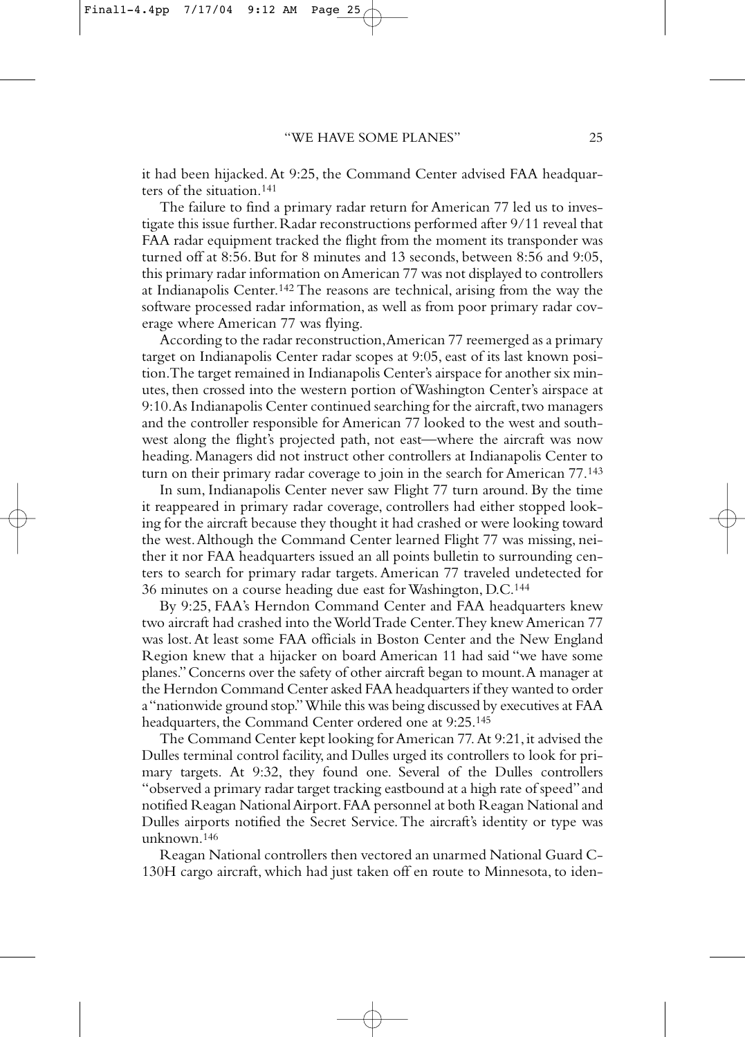it had been hijacked. At 9:25, the Command Center advised FAA headquarters of the situation.[141]

The failure to find a primary radar return for American 77 led us to investigate this issue further. Radar reconstructions performed after 9/11 reveal that FAA radar equipment tracked the flight from the moment its transponder was turned off at 8:56. But for 8 minutes and 13 seconds, between 8:56 and 9:05, this primary radar information on American 77 was not displayed to controllers at Indianapolis Center.[142] The reasons are technical, arising from the way the software processed radar information, as well as from poor primary radar coverage where American 77 was flying.

According to the radar reconstruction, American 77 reemerged as a primary target on Indianapolis Center radar scopes at 9:05, east of its last known position. The target remained in Indianapolis Center's airspace for another six minutes, then crossed into the western portion of Washington Center's airspace at 9:10. As Indianapolis Center continued searching for the aircraft, two managers and the controller responsible for American 77 looked to the west and southwest along the flight's projected path, not east—where the aircraft was now heading. Managers did not instruct other controllers at Indianapolis Center to turn on their primary radar coverage to join in the search for American 77.[143]

In sum, Indianapolis Center never saw Flight 77 turn around. By the time it reappeared in primary radar coverage, controllers had either stopped looking for the aircraft because they thought it had crashed or were looking toward the west. Although the Command Center learned Flight 77 was missing, neither it nor FAA headquarters issued an all points bulletin to surrounding centers to search for primary radar targets. American 77 traveled undetected for 36 minutes on a course heading due east for Washington, D.C.[144]

By 9:25, FAA's Herndon Command Center and FAA headquarters knew two aircraft had crashed into the World Trade Center. They knew American 77 was lost. At least some FAA officials in Boston Center and the New England Region knew that a hijacker on board American 11 had said "we have some planes." Concerns over the safety of other aircraft began to mount. A manager at the Herndon Command Center asked FAA headquarters if they wanted to order a "nationwide ground stop." While this was being discussed by executives at FAA headquarters, the Command Center ordered one at 9:25.[145]

The Command Center kept looking for American 77. At 9:21, it advised the Dulles terminal control facility, and Dulles urged its controllers to look for primary targets. At 9:32, they found one. Several of the Dulles controllers "observed a primary radar target tracking eastbound at a high rate of speed" and notified Reagan National Airport. FAA personnel at both Reagan National and Dulles airports notified the Secret Service. The aircraft's identity or type was unknown.[146]

Reagan National controllers then vectored an unarmed National Guard C-130H cargo aircraft, which had just taken off en route to Minnesota, to iden-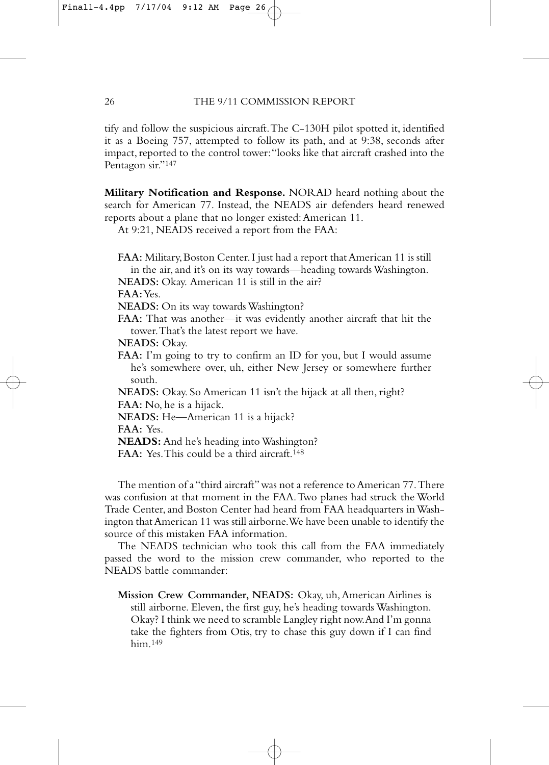tify and follow the suspicious aircraft. The C-130H pilot spotted it, identified it as a Boeing 757, attempted to follow its path, and at 9:38, seconds after impact, reported to the control tower: "looks like that aircraft crashed into the Pentagon sir."[147]

**Military Notification and Response.** NORAD heard nothing about the search for American 77. Instead, the NEADS air defenders heard renewed reports about a plane that no longer existed: American 11.

At 9:21, NEADS received a report from the FAA:

> **FAA:** Military, Boston Center. I just had a report that American 11 is still in the air, and it's on its way towards—heading towards Washington.
> **NEADS:** Okay. American 11 is still in the air?
> **FAA:** Yes.
> **NEADS:** On its way towards Washington?
> **FAA:** That was another—it was evidently another aircraft that hit the tower. That's the latest report we have.
> **NEADS:** Okay.
> **FAA:** I'm going to try to confirm an ID for you, but I would assume he's somewhere over, uh, either New Jersey or somewhere further south.
> **NEADS:** Okay. So American 11 isn't the hijack at all then, right?
> **FAA:** No, he is a hijack.
> **NEADS:** He—American 11 is a hijack?
> **FAA:** Yes.
> **NEADS:** And he's heading into Washington?
> **FAA:** Yes. This could be a third aircraft.[148]

The mention of a "third aircraft" was not a reference to American 77. There was confusion at that moment in the FAA. Two planes had struck the World Trade Center, and Boston Center had heard from FAA headquarters in Washington that American 11 was still airborne. We have been unable to identify the source of this mistaken FAA information.

The NEADS technician who took this call from the FAA immediately passed the word to the mission crew commander, who reported to the NEADS battle commander:

> **Mission Crew Commander, NEADS:** Okay, uh, American Airlines is still airborne. Eleven, the first guy, he's heading towards Washington. Okay? I think we need to scramble Langley right now. And I'm gonna take the fighters from Otis, try to chase this guy down if I can find him.[149]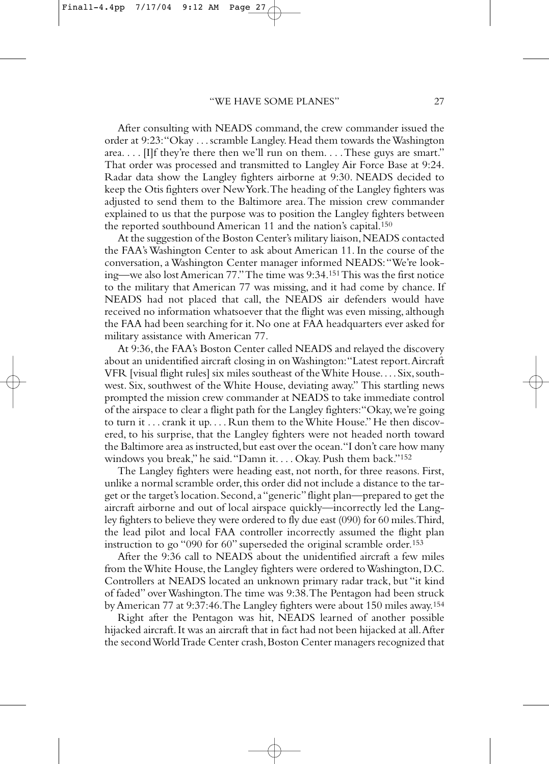After consulting with NEADS command, the crew commander issued the order at 9:23: "Okay . . . scramble Langley. Head them towards the Washington area. . . . [I]f they're there then we'll run on them. . . . These guys are smart." That order was processed and transmitted to Langley Air Force Base at 9:24. Radar data show the Langley fighters airborne at 9:30. NEADS decided to keep the Otis fighters over New York. The heading of the Langley fighters was adjusted to send them to the Baltimore area. The mission crew commander explained to us that the purpose was to position the Langley fighters between the reported southbound American 11 and the nation's capital.[150]

At the suggestion of the Boston Center's military liaison, NEADS contacted the FAA's Washington Center to ask about American 11. In the course of the conversation, a Washington Center manager informed NEADS: "We're looking—we also lost American 77." The time was 9:34.[151] This was the first notice to the military that American 77 was missing, and it had come by chance. If NEADS had not placed that call, the NEADS air defenders would have received no information whatsoever that the flight was even missing, although the FAA had been searching for it. No one at FAA headquarters ever asked for military assistance with American 77.

At 9:36, the FAA's Boston Center called NEADS and relayed the discovery about an unidentified aircraft closing in on Washington: "Latest report. Aircraft VFR [visual flight rules] six miles southeast of the White House. . . . Six, southwest. Six, southwest of the White House, deviating away." This startling news prompted the mission crew commander at NEADS to take immediate control of the airspace to clear a flight path for the Langley fighters: "Okay, we're going to turn it . . . crank it up. . . . Run them to the White House." He then discovered, to his surprise, that the Langley fighters were not headed north toward the Baltimore area as instructed, but east over the ocean. "I don't care how many windows you break," he said. "Damn it. . . . Okay. Push them back."[152]

The Langley fighters were heading east, not north, for three reasons. First, unlike a normal scramble order, this order did not include a distance to the target or the target's location. Second, a "generic" flight plan—prepared to get the aircraft airborne and out of local airspace quickly—incorrectly led the Langley fighters to believe they were ordered to fly due east (090) for 60 miles. Third, the lead pilot and local FAA controller incorrectly assumed the flight plan instruction to go "090 for 60" superseded the original scramble order.[153]

After the 9:36 call to NEADS about the unidentified aircraft a few miles from the White House, the Langley fighters were ordered to Washington, D.C. Controllers at NEADS located an unknown primary radar track, but "it kind of faded" over Washington. The time was 9:38. The Pentagon had been struck by American 77 at 9:37:46. The Langley fighters were about 150 miles away.[154]

Right after the Pentagon was hit, NEADS learned of another possible hijacked aircraft. It was an aircraft that in fact had not been hijacked at all. After the second World Trade Center crash, Boston Center managers recognized that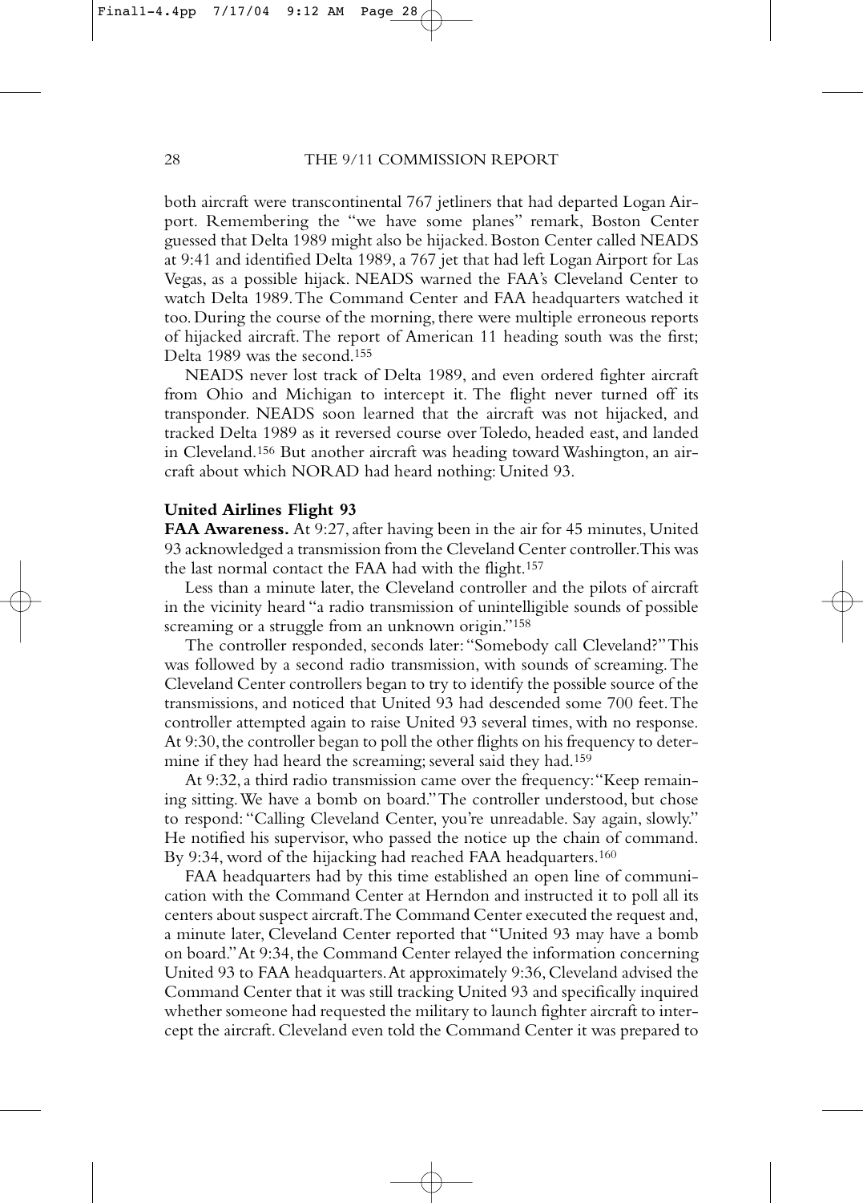both aircraft were transcontinental 767 jetliners that had departed Logan Airport. Remembering the "we have some planes" remark, Boston Center guessed that Delta 1989 might also be hijacked. Boston Center called NEADS at 9:41 and identified Delta 1989, a 767 jet that had left Logan Airport for Las Vegas, as a possible hijack. NEADS warned the FAA's Cleveland Center to watch Delta 1989. The Command Center and FAA headquarters watched it too. During the course of the morning, there were multiple erroneous reports of hijacked aircraft. The report of American 11 heading south was the first; Delta 1989 was the second.[155]

NEADS never lost track of Delta 1989, and even ordered fighter aircraft from Ohio and Michigan to intercept it. The flight never turned off its transponder. NEADS soon learned that the aircraft was not hijacked, and tracked Delta 1989 as it reversed course over Toledo, headed east, and landed in Cleveland.[156] But another aircraft was heading toward Washington, an aircraft about which NORAD had heard nothing: United 93.

### United Airlines Flight 93

**FAA Awareness.** At 9:27, after having been in the air for 45 minutes, United 93 acknowledged a transmission from the Cleveland Center controller. This was the last normal contact the FAA had with the flight.[157]

Less than a minute later, the Cleveland controller and the pilots of aircraft in the vicinity heard "a radio transmission of unintelligible sounds of possible screaming or a struggle from an unknown origin."[158]

The controller responded, seconds later: "Somebody call Cleveland?" This was followed by a second radio transmission, with sounds of screaming. The Cleveland Center controllers began to try to identify the possible source of the transmissions, and noticed that United 93 had descended some 700 feet. The controller attempted again to raise United 93 several times, with no response. At 9:30, the controller began to poll the other flights on his frequency to determine if they had heard the screaming; several said they had.[159]

At 9:32, a third radio transmission came over the frequency: "Keep remaining sitting. We have a bomb on board." The controller understood, but chose to respond: "Calling Cleveland Center, you're unreadable. Say again, slowly." He notified his supervisor, who passed the notice up the chain of command. By 9:34, word of the hijacking had reached FAA headquarters.[160]

FAA headquarters had by this time established an open line of communication with the Command Center at Herndon and instructed it to poll all its centers about suspect aircraft. The Command Center executed the request and, a minute later, Cleveland Center reported that "United 93 may have a bomb on board." At 9:34, the Command Center relayed the information concerning United 93 to FAA headquarters. At approximately 9:36, Cleveland advised the Command Center that it was still tracking United 93 and specifically inquired whether someone had requested the military to launch fighter aircraft to intercept the aircraft. Cleveland even told the Command Center it was prepared to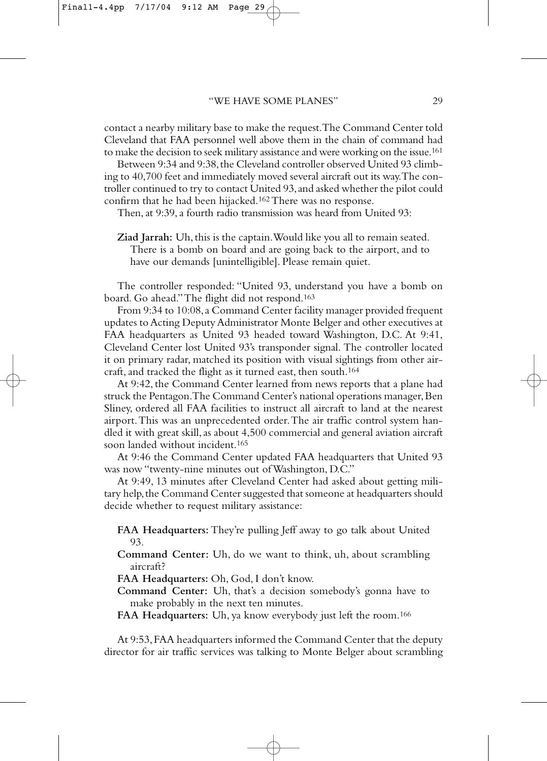contact a nearby military base to make the request. The Command Center told Cleveland that FAA personnel well above them in the chain of command had to make the decision to seek military assistance and were working on the issue.[161]

Between 9:34 and 9:38, the Cleveland controller observed United 93 climbing to 40,700 feet and immediately moved several aircraft out its way. The controller continued to try to contact United 93, and asked whether the pilot could confirm that he had been hijacked.[162] There was no response.

Then, at 9:39, a fourth radio transmission was heard from United 93:

> **Ziad Jarrah:** Uh, this is the captain. Would like you all to remain seated. There is a bomb on board and are going back to the airport, and to have our demands [unintelligible]. Please remain quiet.

The controller responded: "United 93, understand you have a bomb on board. Go ahead." The flight did not respond.[163]

From 9:34 to 10:08, a Command Center facility manager provided frequent updates to Acting Deputy Administrator Monte Belger and other executives at FAA headquarters as United 93 headed toward Washington, D.C. At 9:41, Cleveland Center lost United 93's transponder signal. The controller located it on primary radar, matched its position with visual sightings from other aircraft, and tracked the flight as it turned east, then south.[164]

At 9:42, the Command Center learned from news reports that a plane had struck the Pentagon. The Command Center's national operations manager, Ben Sliney, ordered all FAA facilities to instruct all aircraft to land at the nearest airport. This was an unprecedented order. The air traffic control system handled it with great skill, as about 4,500 commercial and general aviation aircraft soon landed without incident.[165]

At 9:46 the Command Center updated FAA headquarters that United 93 was now "twenty-nine minutes out of Washington, D.C."

At 9:49, 13 minutes after Cleveland Center had asked about getting military help, the Command Center suggested that someone at headquarters should decide whether to request military assistance:

> **FAA Headquarters:** They're pulling Jeff away to go talk about United 93.
>
> **Command Center:** Uh, do we want to think, uh, about scrambling aircraft?
>
> **FAA Headquarters:** Oh, God, I don't know.
>
> **Command Center:** Uh, that's a decision somebody's gonna have to make probably in the next ten minutes.
>
> **FAA Headquarters:** Uh, ya know everybody just left the room.[166]

At 9:53, FAA headquarters informed the Command Center that the deputy director for air traffic services was talking to Monte Belger about scrambling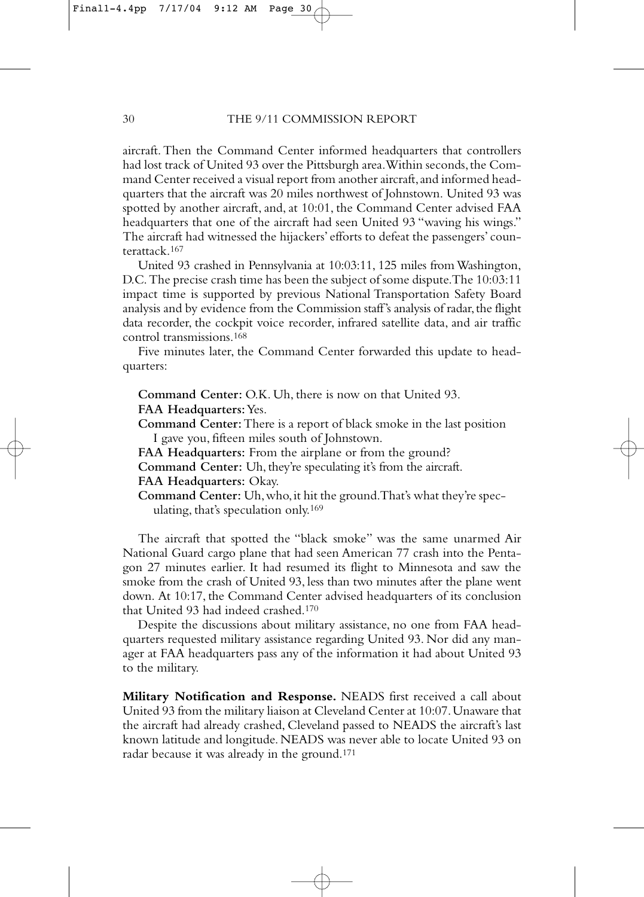aircraft. Then the Command Center informed headquarters that controllers had lost track of United 93 over the Pittsburgh area. Within seconds, the Command Center received a visual report from another aircraft, and informed headquarters that the aircraft was 20 miles northwest of Johnstown. United 93 was spotted by another aircraft, and, at 10:01, the Command Center advised FAA headquarters that one of the aircraft had seen United 93 "waving his wings." The aircraft had witnessed the hijackers' efforts to defeat the passengers' counterattack.[167]

United 93 crashed in Pennsylvania at 10:03:11, 125 miles from Washington, D.C. The precise crash time has been the subject of some dispute. The 10:03:11 impact time is supported by previous National Transportation Safety Board analysis and by evidence from the Commission staff's analysis of radar, the flight data recorder, the cockpit voice recorder, infrared satellite data, and air traffic control transmissions.[168]

Five minutes later, the Command Center forwarded this update to headquarters:

> **Command Center:** O.K. Uh, there is now on that United 93.
> **FAA Headquarters:** Yes.
> **Command Center:** There is a report of black smoke in the last position I gave you, fifteen miles south of Johnstown.
> **FAA Headquarters:** From the airplane or from the ground?
> **Command Center:** Uh, they're speculating it's from the aircraft.
> **FAA Headquarters:** Okay.
> **Command Center:** Uh, who, it hit the ground. That's what they're speculating, that's speculation only.[169]

The aircraft that spotted the "black smoke" was the same unarmed Air National Guard cargo plane that had seen American 77 crash into the Pentagon 27 minutes earlier. It had resumed its flight to Minnesota and saw the smoke from the crash of United 93, less than two minutes after the plane went down. At 10:17, the Command Center advised headquarters of its conclusion that United 93 had indeed crashed.[170]

Despite the discussions about military assistance, no one from FAA headquarters requested military assistance regarding United 93. Nor did any manager at FAA headquarters pass any of the information it had about United 93 to the military.

**Military Notification and Response.** NEADS first received a call about United 93 from the military liaison at Cleveland Center at 10:07. Unaware that the aircraft had already crashed, Cleveland passed to NEADS the aircraft's last known latitude and longitude. NEADS was never able to locate United 93 on radar because it was already in the ground.[171]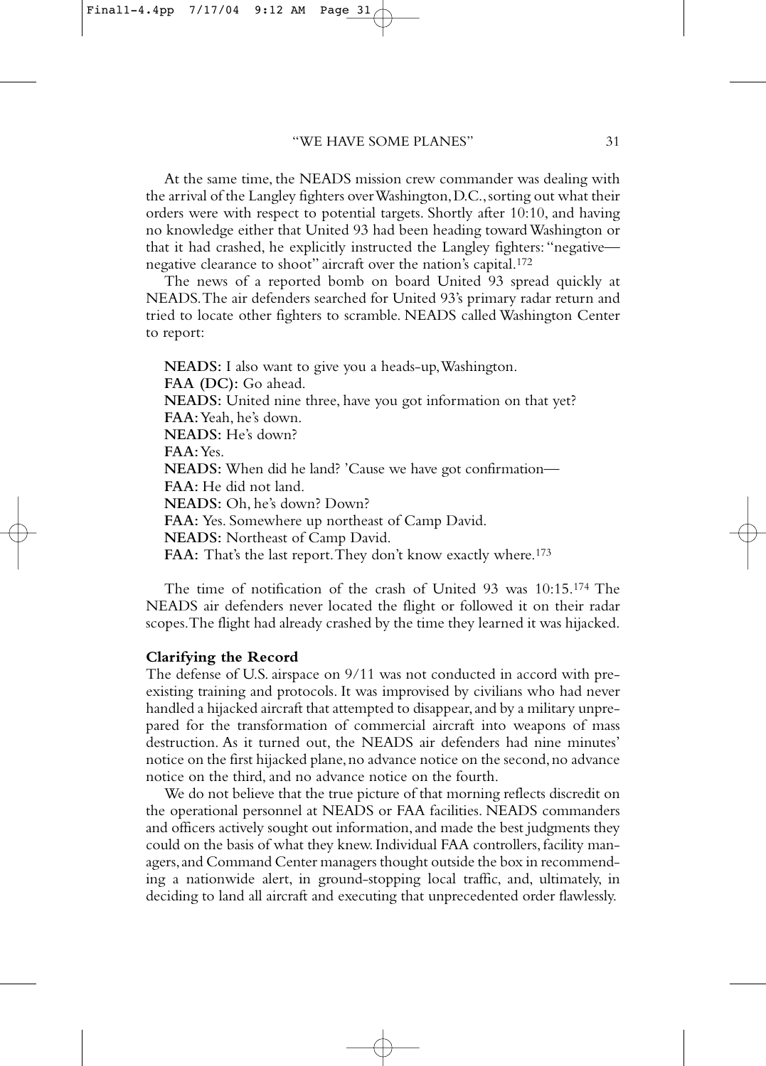At the same time, the NEADS mission crew commander was dealing with the arrival of the Langley fighters over Washington, D.C., sorting out what their orders were with respect to potential targets. Shortly after 10:10, and having no knowledge either that United 93 had been heading toward Washington or that it had crashed, he explicitly instructed the Langley fighters: "negative—negative clearance to shoot" aircraft over the nation's capital.[172]

The news of a reported bomb on board United 93 spread quickly at NEADS. The air defenders searched for United 93's primary radar return and tried to locate other fighters to scramble. NEADS called Washington Center to report:

> **NEADS:** I also want to give you a heads-up, Washington.
> **FAA (DC):** Go ahead.
> **NEADS:** United nine three, have you got information on that yet?
> **FAA:** Yeah, he's down.
> **NEADS:** He's down?
> **FAA:** Yes.
> **NEADS:** When did he land? 'Cause we have got confirmation—
> **FAA:** He did not land.
> **NEADS:** Oh, he's down? Down?
> **FAA:** Yes. Somewhere up northeast of Camp David.
> **NEADS:** Northeast of Camp David.
> **FAA:** That's the last report. They don't know exactly where.[173]

The time of notification of the crash of United 93 was 10:15.[174] The NEADS air defenders never located the flight or followed it on their radar scopes. The flight had already crashed by the time they learned it was hijacked.

**Clarifying the Record**

The defense of U.S. airspace on 9/11 was not conducted in accord with preexisting training and protocols. It was improvised by civilians who had never handled a hijacked aircraft that attempted to disappear, and by a military unprepared for the transformation of commercial aircraft into weapons of mass destruction. As it turned out, the NEADS air defenders had nine minutes' notice on the first hijacked plane, no advance notice on the second, no advance notice on the third, and no advance notice on the fourth.

We do not believe that the true picture of that morning reflects discredit on the operational personnel at NEADS or FAA facilities. NEADS commanders and officers actively sought out information, and made the best judgments they could on the basis of what they knew. Individual FAA controllers, facility managers, and Command Center managers thought outside the box in recommending a nationwide alert, in ground-stopping local traffic, and, ultimately, in deciding to land all aircraft and executing that unprecedented order flawlessly.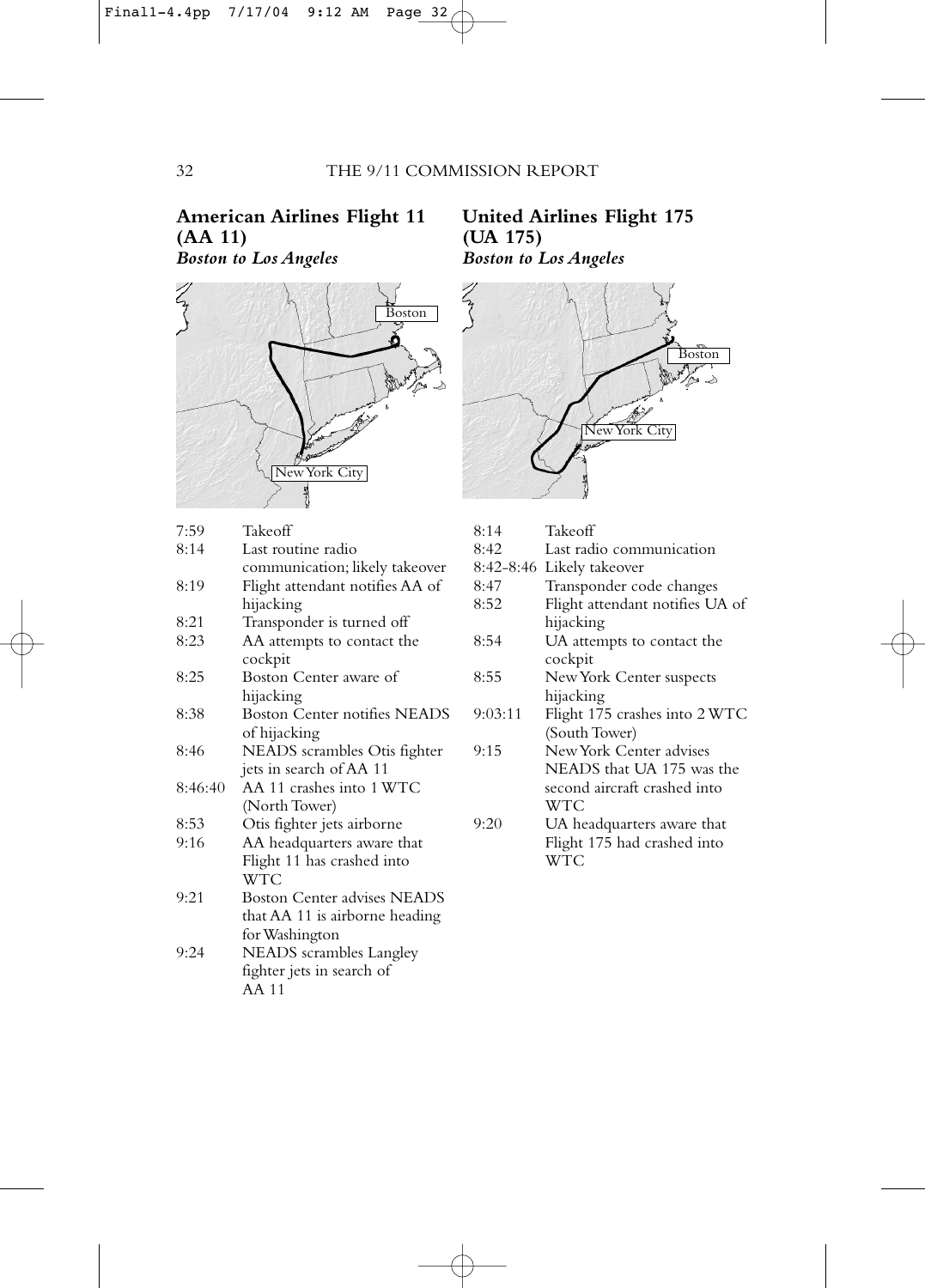## American Airlines Flight 11 (AA 11)
*Boston to Los Angeles*

Boston

New York City

| | |
|---|---|
| 7:59 | Takeoff |
| 8:14 | Last routine radio communication; likely takeover |
| 8:19 | Flight attendant notifies AA of hijacking |
| 8:21 | Transponder is turned off |
| 8:23 | AA attempts to contact the cockpit |
| 8:25 | Boston Center aware of hijacking |
| 8:38 | Boston Center notifies NEADS of hijacking |
| 8:46 | NEADS scrambles Otis fighter jets in search of AA 11 |
| 8:46:40 | AA 11 crashes into 1 WTC (North Tower) |
| 8:53 | Otis fighter jets airborne |
| 9:16 | AA headquarters aware that Flight 11 has crashed into WTC |
| 9:21 | Boston Center advises NEADS that AA 11 is airborne heading for Washington |
| 9:24 | NEADS scrambles Langley fighter jets in search of AA 11 |

## United Airlines Flight 175 (UA 175)
*Boston to Los Angeles*

Boston

New York City

| | |
|---|---|
| 8:14 | Takeoff |
| 8:42 | Last radio communication |
| 8:42-8:46 | Likely takeover |
| 8:47 | Transponder code changes |
| 8:52 | Flight attendant notifies UA of hijacking |
| 8:54 | UA attempts to contact the cockpit |
| 8:55 | New York Center suspects hijacking |
| 9:03:11 | Flight 175 crashes into 2 WTC (South Tower) |
| 9:15 | New York Center advises NEADS that UA 175 was the second aircraft crashed into WTC |
| 9:20 | UA headquarters aware that Flight 175 had crashed into WTC |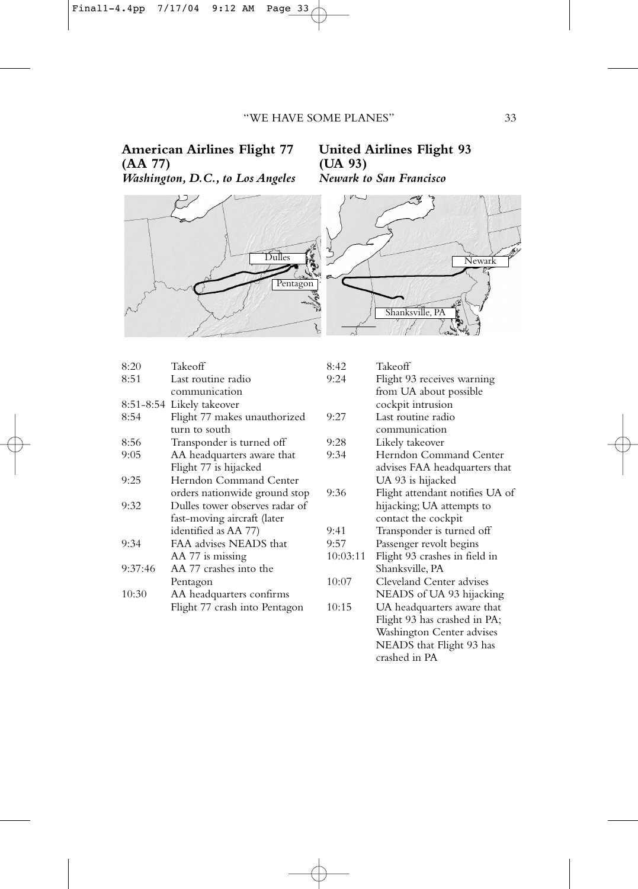## American Airlines Flight 77 (AA 77)

***Washington, D.C., to Los Angeles***

Dulles

Pentagon

| | |
|---|---|
| 8:20 | Takeoff |
| 8:51 | Last routine radio communication |
| 8:51-8:54 | Likely takeover |
| 8:54 | Flight 77 makes unauthorized turn to south |
| 8:56 | Transponder is turned off |
| 9:05 | AA headquarters aware that Flight 77 is hijacked |
| 9:25 | Herndon Command Center orders nationwide ground stop |
| 9:32 | Dulles tower observes radar of fast-moving aircraft (later identified as AA 77) |
| 9:34 | FAA advises NEADS that AA 77 is missing |
| 9:37:46 | AA 77 crashes into the Pentagon |
| 10:30 | AA headquarters confirms Flight 77 crash into Pentagon |

## United Airlines Flight 93 (UA 93)

***Newark to San Francisco***

Newark

Shanksville, PA

| | |
|---|---|
| 8:42 | Takeoff |
| 9:24 | Flight 93 receives warning from UA about possible cockpit intrusion |
| 9:27 | Last routine radio communication |
| 9:28 | Likely takeover |
| 9:34 | Herndon Command Center advises FAA headquarters that UA 93 is hijacked |
| 9:36 | Flight attendant notifies UA of hijacking; UA attempts to contact the cockpit |
| 9:41 | Transponder is turned off |
| 9:57 | Passenger revolt begins |
| 10:03:11 | Flight 93 crashes in field in Shanksville, PA |
| 10:07 | Cleveland Center advises NEADS of UA 93 hijacking |
| 10:15 | UA headquarters aware that Flight 93 has crashed in PA; Washington Center advises NEADS that Flight 93 has crashed in PA |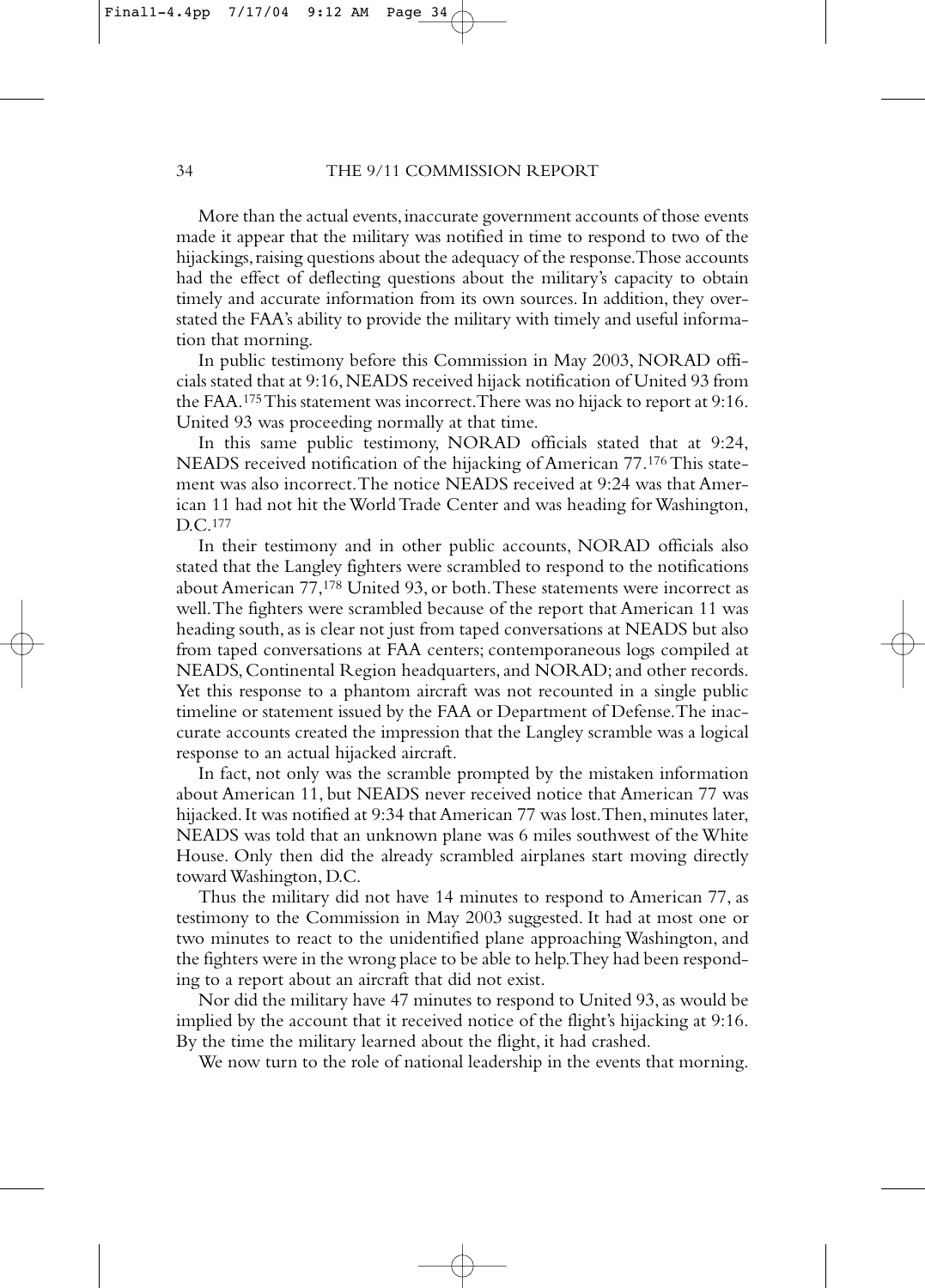More than the actual events, inaccurate government accounts of those events made it appear that the military was notified in time to respond to two of the hijackings, raising questions about the adequacy of the response. Those accounts had the effect of deflecting questions about the military's capacity to obtain timely and accurate information from its own sources. In addition, they overstated the FAA's ability to provide the military with timely and useful information that morning.

In public testimony before this Commission in May 2003, NORAD officials stated that at 9:16, NEADS received hijack notification of United 93 from the FAA.[175] This statement was incorrect. There was no hijack to report at 9:16. United 93 was proceeding normally at that time.

In this same public testimony, NORAD officials stated that at 9:24, NEADS received notification of the hijacking of American 77.[176] This statement was also incorrect. The notice NEADS received at 9:24 was that American 11 had not hit the World Trade Center and was heading for Washington, D.C.[177]

In their testimony and in other public accounts, NORAD officials also stated that the Langley fighters were scrambled to respond to the notifications about American 77,[178] United 93, or both. These statements were incorrect as well. The fighters were scrambled because of the report that American 11 was heading south, as is clear not just from taped conversations at NEADS but also from taped conversations at FAA centers; contemporaneous logs compiled at NEADS, Continental Region headquarters, and NORAD; and other records. Yet this response to a phantom aircraft was not recounted in a single public timeline or statement issued by the FAA or Department of Defense. The inaccurate accounts created the impression that the Langley scramble was a logical response to an actual hijacked aircraft.

In fact, not only was the scramble prompted by the mistaken information about American 11, but NEADS never received notice that American 77 was hijacked. It was notified at 9:34 that American 77 was lost. Then, minutes later, NEADS was told that an unknown plane was 6 miles southwest of the White House. Only then did the already scrambled airplanes start moving directly toward Washington, D.C.

Thus the military did not have 14 minutes to respond to American 77, as testimony to the Commission in May 2003 suggested. It had at most one or two minutes to react to the unidentified plane approaching Washington, and the fighters were in the wrong place to be able to help. They had been responding to a report about an aircraft that did not exist.

Nor did the military have 47 minutes to respond to United 93, as would be implied by the account that it received notice of the flight's hijacking at 9:16. By the time the military learned about the flight, it had crashed.

We now turn to the role of national leadership in the events that morning.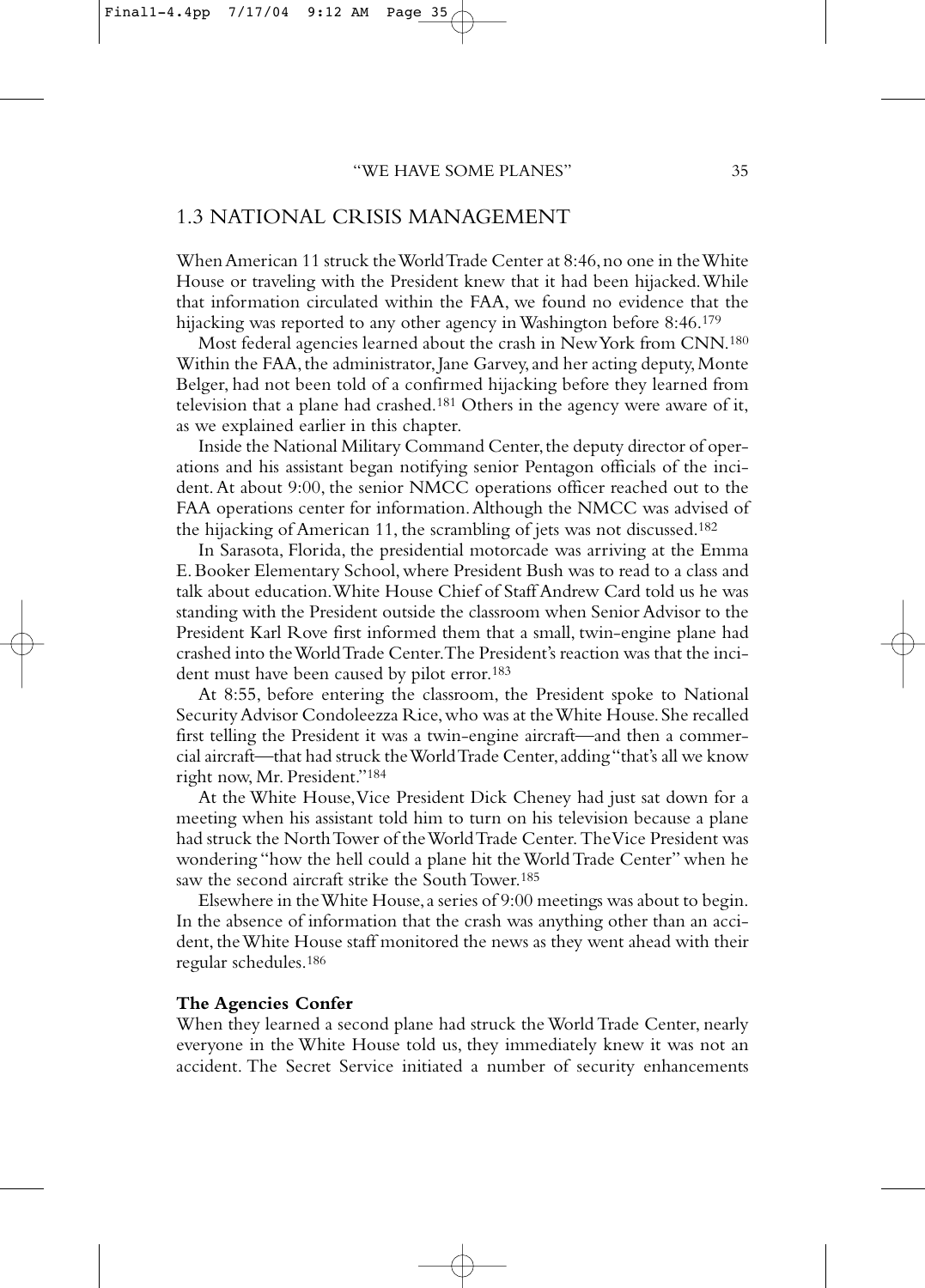## 1.3 NATIONAL CRISIS MANAGEMENT

When American 11 struck the World Trade Center at 8:46, no one in the White House or traveling with the President knew that it had been hijacked. While that information circulated within the FAA, we found no evidence that the hijacking was reported to any other agency in Washington before 8:46.[179]

Most federal agencies learned about the crash in New York from CNN.[180] Within the FAA, the administrator, Jane Garvey, and her acting deputy, Monte Belger, had not been told of a confirmed hijacking before they learned from television that a plane had crashed.[181] Others in the agency were aware of it, as we explained earlier in this chapter.

Inside the National Military Command Center, the deputy director of operations and his assistant began notifying senior Pentagon officials of the incident. At about 9:00, the senior NMCC operations officer reached out to the FAA operations center for information. Although the NMCC was advised of the hijacking of American 11, the scrambling of jets was not discussed.[182]

In Sarasota, Florida, the presidential motorcade was arriving at the Emma E. Booker Elementary School, where President Bush was to read to a class and talk about education. White House Chief of Staff Andrew Card told us he was standing with the President outside the classroom when Senior Advisor to the President Karl Rove first informed them that a small, twin-engine plane had crashed into the World Trade Center. The President's reaction was that the incident must have been caused by pilot error.[183]

At 8:55, before entering the classroom, the President spoke to National Security Advisor Condoleezza Rice, who was at the White House. She recalled first telling the President it was a twin-engine aircraft—and then a commercial aircraft—that had struck the World Trade Center, adding "that's all we know right now, Mr. President."[184]

At the White House, Vice President Dick Cheney had just sat down for a meeting when his assistant told him to turn on his television because a plane had struck the North Tower of the World Trade Center. The Vice President was wondering "how the hell could a plane hit the World Trade Center" when he saw the second aircraft strike the South Tower.[185]

Elsewhere in the White House, a series of 9:00 meetings was about to begin. In the absence of information that the crash was anything other than an accident, the White House staff monitored the news as they went ahead with their regular schedules.[186]

### The Agencies Confer

When they learned a second plane had struck the World Trade Center, nearly everyone in the White House told us, they immediately knew it was not an accident. The Secret Service initiated a number of security enhancements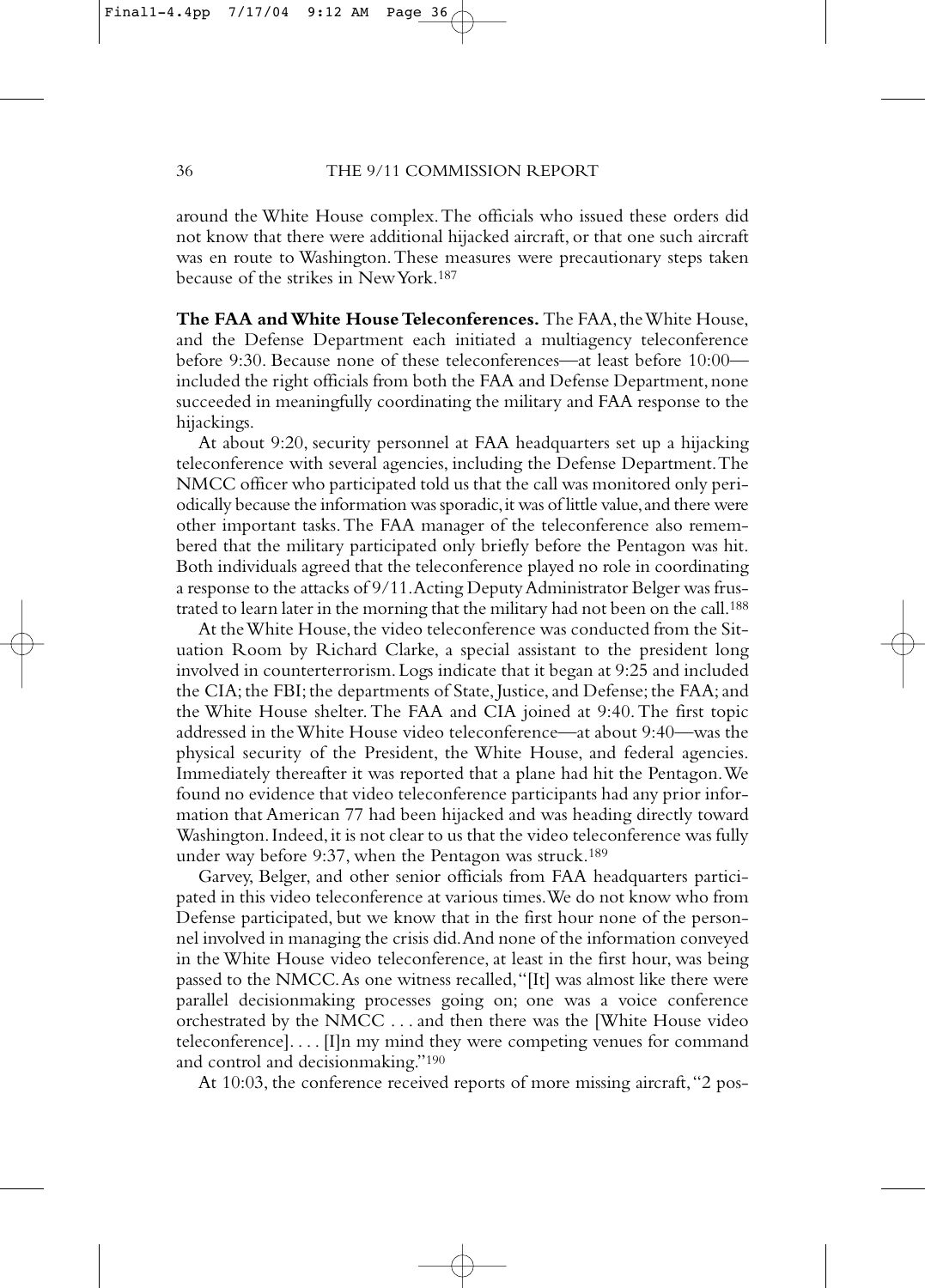around the White House complex. The officials who issued these orders did not know that there were additional hijacked aircraft, or that one such aircraft was en route to Washington. These measures were precautionary steps taken because of the strikes in New York.[187]

**The FAA and White House Teleconferences.** The FAA, the White House, and the Defense Department each initiated a multiagency teleconference before 9:30. Because none of these teleconferences—at least before 10:00—included the right officials from both the FAA and Defense Department, none succeeded in meaningfully coordinating the military and FAA response to the hijackings.

At about 9:20, security personnel at FAA headquarters set up a hijacking teleconference with several agencies, including the Defense Department. The NMCC officer who participated told us that the call was monitored only periodically because the information was sporadic, it was of little value, and there were other important tasks. The FAA manager of the teleconference also remembered that the military participated only briefly before the Pentagon was hit. Both individuals agreed that the teleconference played no role in coordinating a response to the attacks of 9/11. Acting Deputy Administrator Belger was frustrated to learn later in the morning that the military had not been on the call.[188]

At the White House, the video teleconference was conducted from the Situation Room by Richard Clarke, a special assistant to the president long involved in counterterrorism. Logs indicate that it began at 9:25 and included the CIA; the FBI; the departments of State, Justice, and Defense; the FAA; and the White House shelter. The FAA and CIA joined at 9:40. The first topic addressed in the White House video teleconference—at about 9:40—was the physical security of the President, the White House, and federal agencies. Immediately thereafter it was reported that a plane had hit the Pentagon. We found no evidence that video teleconference participants had any prior information that American 77 had been hijacked and was heading directly toward Washington. Indeed, it is not clear to us that the video teleconference was fully under way before 9:37, when the Pentagon was struck.[189]

Garvey, Belger, and other senior officials from FAA headquarters participated in this video teleconference at various times. We do not know who from Defense participated, but we know that in the first hour none of the personnel involved in managing the crisis did. And none of the information conveyed in the White House video teleconference, at least in the first hour, was being passed to the NMCC. As one witness recalled, "[It] was almost like there were parallel decisionmaking processes going on; one was a voice conference orchestrated by the NMCC . . . and then there was the [White House video teleconference]. . . . [I]n my mind they were competing venues for command and control and decisionmaking."[190]

At 10:03, the conference received reports of more missing aircraft, "2 pos-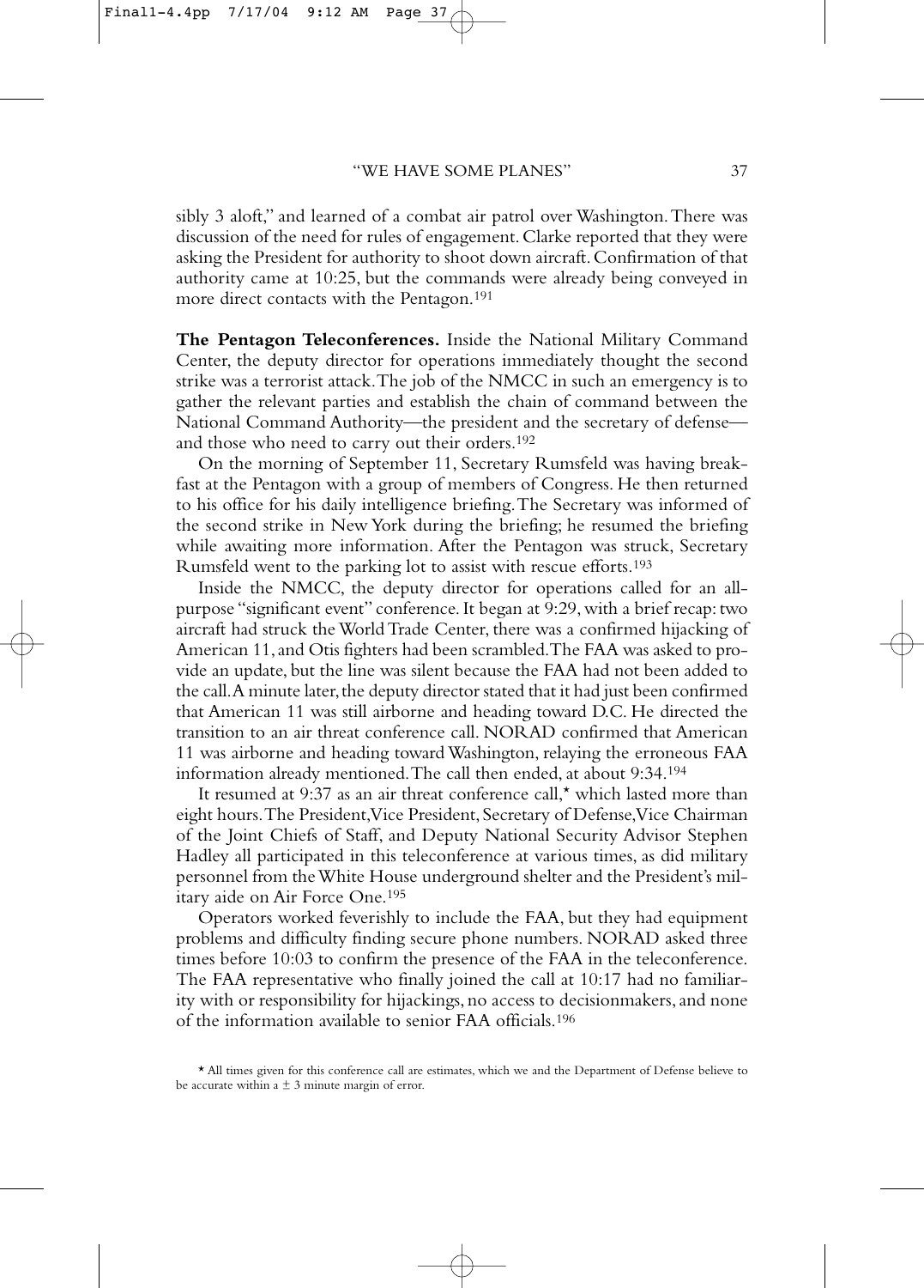sibly 3 aloft," and learned of a combat air patrol over Washington. There was discussion of the need for rules of engagement. Clarke reported that they were asking the President for authority to shoot down aircraft. Confirmation of that authority came at 10:25, but the commands were already being conveyed in more direct contacts with the Pentagon.[191]

**The Pentagon Teleconferences.** Inside the National Military Command Center, the deputy director for operations immediately thought the second strike was a terrorist attack. The job of the NMCC in such an emergency is to gather the relevant parties and establish the chain of command between the National Command Authority—the president and the secretary of defense—and those who need to carry out their orders.[192]

On the morning of September 11, Secretary Rumsfeld was having breakfast at the Pentagon with a group of members of Congress. He then returned to his office for his daily intelligence briefing. The Secretary was informed of the second strike in New York during the briefing; he resumed the briefing while awaiting more information. After the Pentagon was struck, Secretary Rumsfeld went to the parking lot to assist with rescue efforts.[193]

Inside the NMCC, the deputy director for operations called for an all-purpose "significant event" conference. It began at 9:29, with a brief recap: two aircraft had struck the World Trade Center, there was a confirmed hijacking of American 11, and Otis fighters had been scrambled. The FAA was asked to provide an update, but the line was silent because the FAA had not been added to the call. A minute later, the deputy director stated that it had just been confirmed that American 11 was still airborne and heading toward D.C. He directed the transition to an air threat conference call. NORAD confirmed that American 11 was airborne and heading toward Washington, relaying the erroneous FAA information already mentioned. The call then ended, at about 9:34.[194]

It resumed at 9:37 as an air threat conference call,* which lasted more than eight hours. The President, Vice President, Secretary of Defense, Vice Chairman of the Joint Chiefs of Staff, and Deputy National Security Advisor Stephen Hadley all participated in this teleconference at various times, as did military personnel from the White House underground shelter and the President's military aide on Air Force One.[195]

Operators worked feverishly to include the FAA, but they had equipment problems and difficulty finding secure phone numbers. NORAD asked three times before 10:03 to confirm the presence of the FAA in the teleconference. The FAA representative who finally joined the call at 10:17 had no familiarity with or responsibility for hijackings, no access to decisionmakers, and none of the information available to senior FAA officials.[196]

* All times given for this conference call are estimates, which we and the Department of Defense believe to be accurate within a $\pm$ 3 minute margin of error.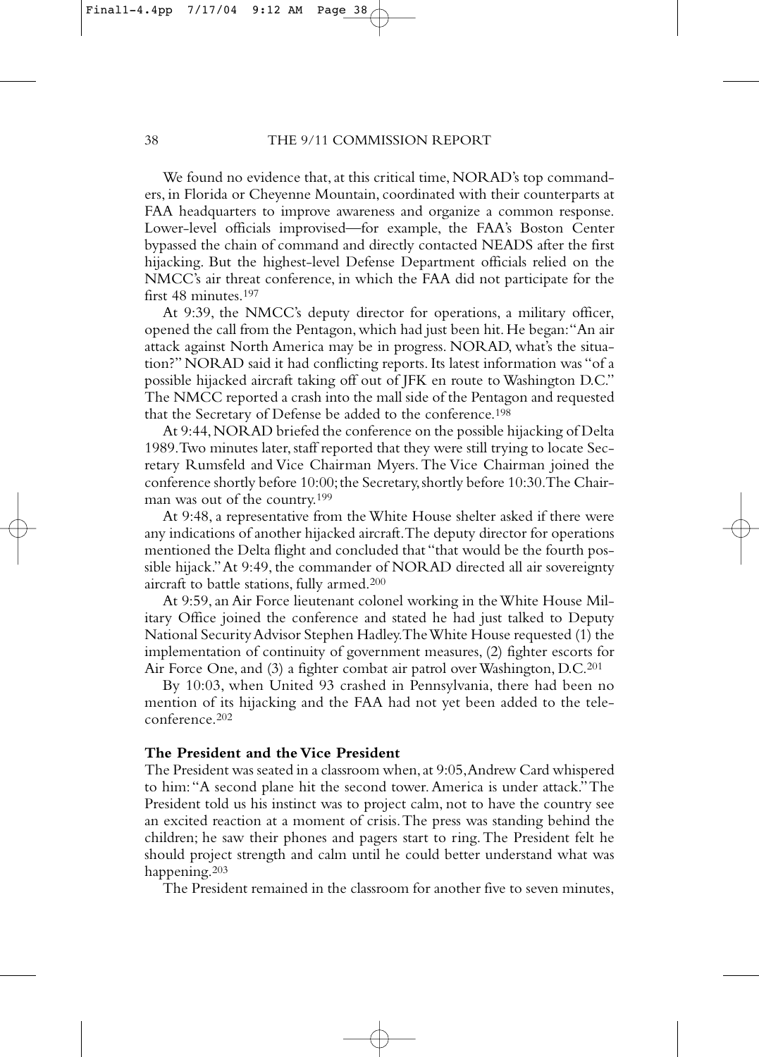We found no evidence that, at this critical time, NORAD's top commanders, in Florida or Cheyenne Mountain, coordinated with their counterparts at FAA headquarters to improve awareness and organize a common response. Lower-level officials improvised—for example, the FAA's Boston Center bypassed the chain of command and directly contacted NEADS after the first hijacking. But the highest-level Defense Department officials relied on the NMCC's air threat conference, in which the FAA did not participate for the first 48 minutes.[197]

At 9:39, the NMCC's deputy director for operations, a military officer, opened the call from the Pentagon, which had just been hit. He began: "An air attack against North America may be in progress. NORAD, what's the situation?" NORAD said it had conflicting reports. Its latest information was "of a possible hijacked aircraft taking off out of JFK en route to Washington D.C." The NMCC reported a crash into the mall side of the Pentagon and requested that the Secretary of Defense be added to the conference.[198]

At 9:44, NORAD briefed the conference on the possible hijacking of Delta 1989. Two minutes later, staff reported that they were still trying to locate Secretary Rumsfeld and Vice Chairman Myers. The Vice Chairman joined the conference shortly before 10:00; the Secretary, shortly before 10:30. The Chairman was out of the country.[199]

At 9:48, a representative from the White House shelter asked if there were any indications of another hijacked aircraft. The deputy director for operations mentioned the Delta flight and concluded that "that would be the fourth possible hijack." At 9:49, the commander of NORAD directed all air sovereignty aircraft to battle stations, fully armed.[200]

At 9:59, an Air Force lieutenant colonel working in the White House Military Office joined the conference and stated he had just talked to Deputy National Security Advisor Stephen Hadley. The White House requested (1) the implementation of continuity of government measures, (2) fighter escorts for Air Force One, and (3) a fighter combat air patrol over Washington, D.C.[201]

By 10:03, when United 93 crashed in Pennsylvania, there had been no mention of its hijacking and the FAA had not yet been added to the teleconference.[202]

### The President and the Vice President

The President was seated in a classroom when, at 9:05, Andrew Card whispered to him: "A second plane hit the second tower. America is under attack." The President told us his instinct was to project calm, not to have the country see an excited reaction at a moment of crisis. The press was standing behind the children; he saw their phones and pagers start to ring. The President felt he should project strength and calm until he could better understand what was happening.[203]

The President remained in the classroom for another five to seven minutes,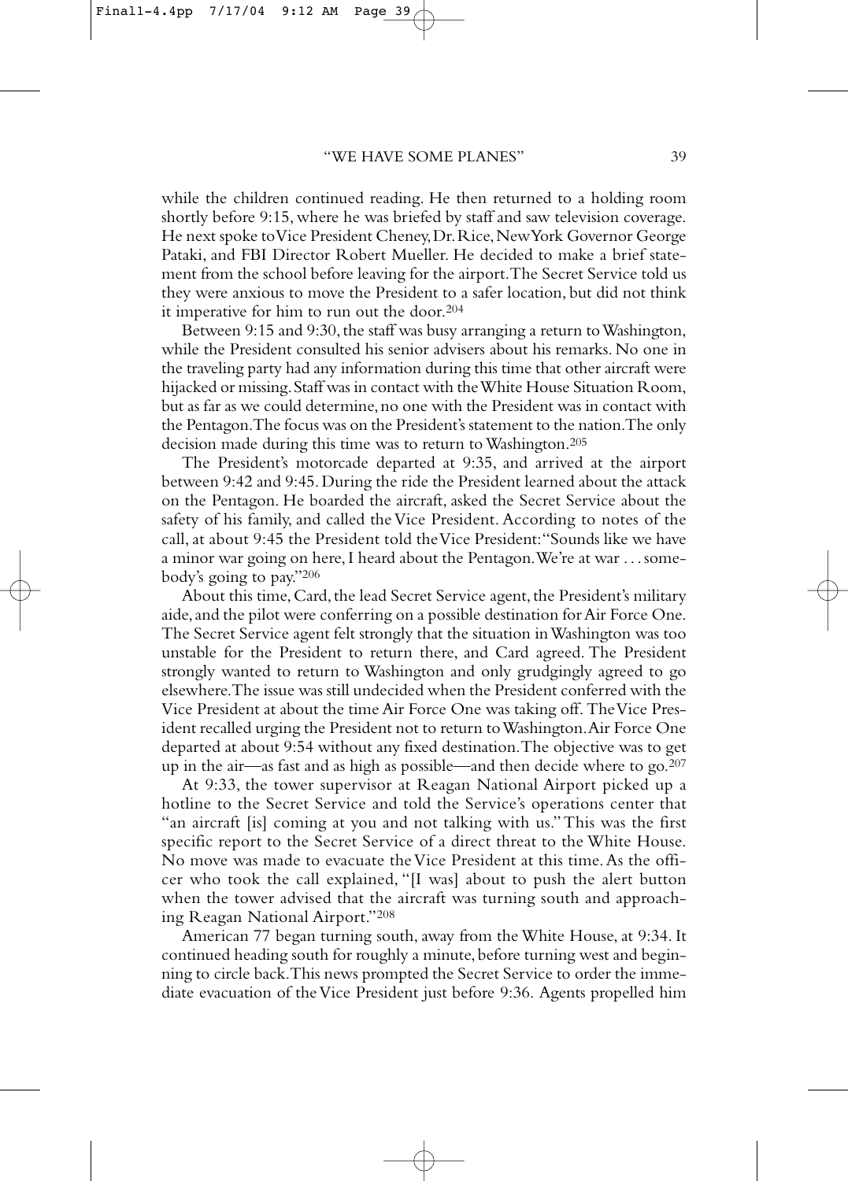while the children continued reading. He then returned to a holding room shortly before 9:15, where he was briefed by staff and saw television coverage. He next spoke to Vice President Cheney, Dr. Rice, New York Governor George Pataki, and FBI Director Robert Mueller. He decided to make a brief statement from the school before leaving for the airport. The Secret Service told us they were anxious to move the President to a safer location, but did not think it imperative for him to run out the door.[204]

Between 9:15 and 9:30, the staff was busy arranging a return to Washington, while the President consulted his senior advisers about his remarks. No one in the traveling party had any information during this time that other aircraft were hijacked or missing. Staff was in contact with the White House Situation Room, but as far as we could determine, no one with the President was in contact with the Pentagon. The focus was on the President's statement to the nation. The only decision made during this time was to return to Washington.[205]

The President's motorcade departed at 9:35, and arrived at the airport between 9:42 and 9:45. During the ride the President learned about the attack on the Pentagon. He boarded the aircraft, asked the Secret Service about the safety of his family, and called the Vice President. According to notes of the call, at about 9:45 the President told the Vice President: "Sounds like we have a minor war going on here, I heard about the Pentagon. We're at war . . . somebody's going to pay."[206]

About this time, Card, the lead Secret Service agent, the President's military aide, and the pilot were conferring on a possible destination for Air Force One. The Secret Service agent felt strongly that the situation in Washington was too unstable for the President to return there, and Card agreed. The President strongly wanted to return to Washington and only grudgingly agreed to go elsewhere. The issue was still undecided when the President conferred with the Vice President at about the time Air Force One was taking off. The Vice President recalled urging the President not to return to Washington. Air Force One departed at about 9:54 without any fixed destination. The objective was to get up in the air—as fast and as high as possible—and then decide where to go.[207]

At 9:33, the tower supervisor at Reagan National Airport picked up a hotline to the Secret Service and told the Service's operations center that "an aircraft [is] coming at you and not talking with us." This was the first specific report to the Secret Service of a direct threat to the White House. No move was made to evacuate the Vice President at this time. As the officer who took the call explained, "[I was] about to push the alert button when the tower advised that the aircraft was turning south and approaching Reagan National Airport."[208]

American 77 began turning south, away from the White House, at 9:34. It continued heading south for roughly a minute, before turning west and beginning to circle back. This news prompted the Secret Service to order the immediate evacuation of the Vice President just before 9:36. Agents propelled him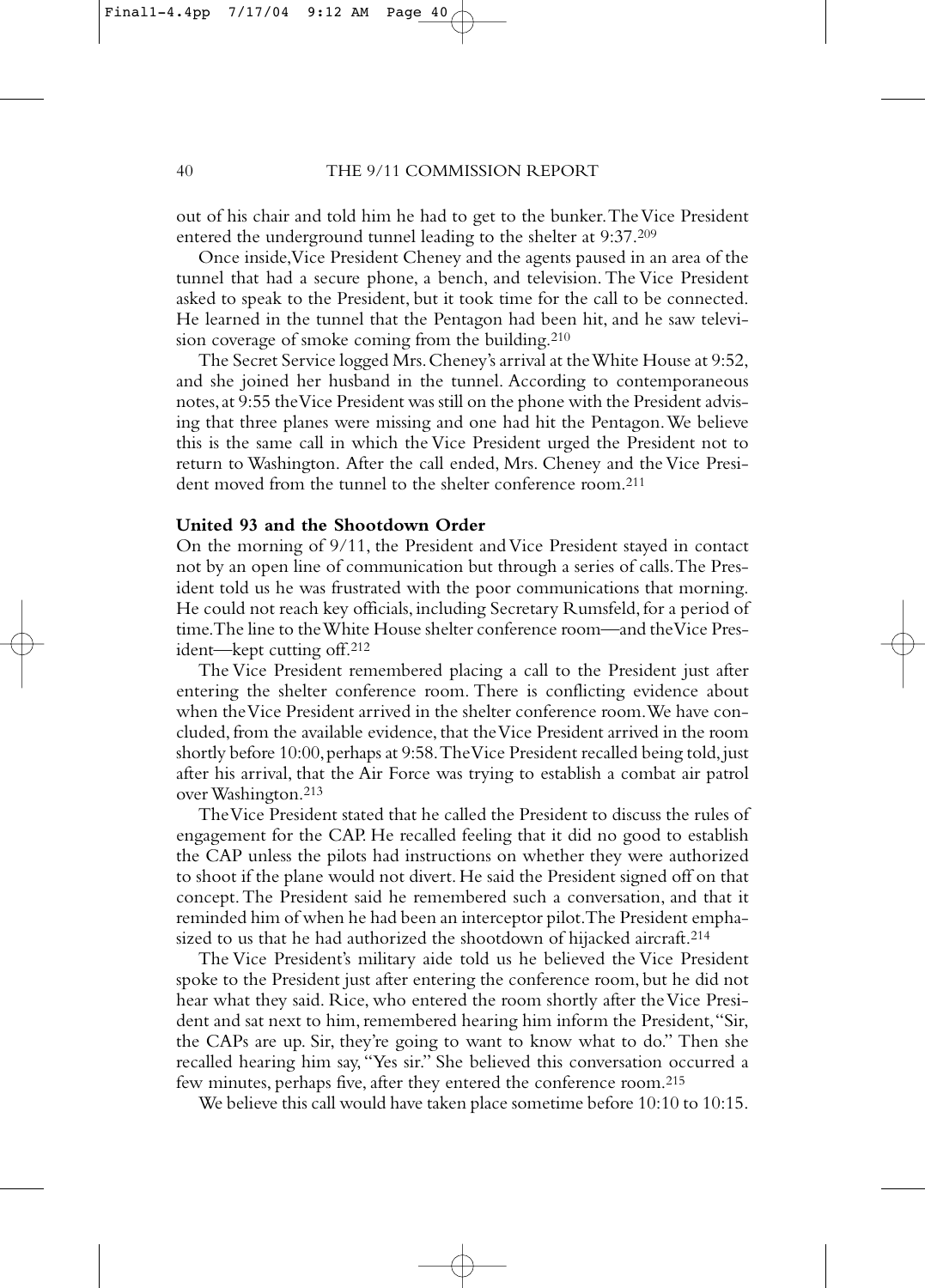out of his chair and told him he had to get to the bunker. The Vice President entered the underground tunnel leading to the shelter at 9:37.[209]

Once inside, Vice President Cheney and the agents paused in an area of the tunnel that had a secure phone, a bench, and television. The Vice President asked to speak to the President, but it took time for the call to be connected. He learned in the tunnel that the Pentagon had been hit, and he saw television coverage of smoke coming from the building.[210]

The Secret Service logged Mrs. Cheney's arrival at the White House at 9:52, and she joined her husband in the tunnel. According to contemporaneous notes, at 9:55 the Vice President was still on the phone with the President advising that three planes were missing and one had hit the Pentagon. We believe this is the same call in which the Vice President urged the President not to return to Washington. After the call ended, Mrs. Cheney and the Vice President moved from the tunnel to the shelter conference room.[211]

**United 93 and the Shootdown Order**

On the morning of 9/11, the President and Vice President stayed in contact not by an open line of communication but through a series of calls. The President told us he was frustrated with the poor communications that morning. He could not reach key officials, including Secretary Rumsfeld, for a period of time. The line to the White House shelter conference room—and the Vice President—kept cutting off.[212]

The Vice President remembered placing a call to the President just after entering the shelter conference room. There is conflicting evidence about when the Vice President arrived in the shelter conference room. We have concluded, from the available evidence, that the Vice President arrived in the room shortly before 10:00, perhaps at 9:58. The Vice President recalled being told, just after his arrival, that the Air Force was trying to establish a combat air patrol over Washington.[213]

The Vice President stated that he called the President to discuss the rules of engagement for the CAP. He recalled feeling that it did no good to establish the CAP unless the pilots had instructions on whether they were authorized to shoot if the plane would not divert. He said the President signed off on that concept. The President said he remembered such a conversation, and that it reminded him of when he had been an interceptor pilot. The President emphasized to us that he had authorized the shootdown of hijacked aircraft.[214]

The Vice President's military aide told us he believed the Vice President spoke to the President just after entering the conference room, but he did not hear what they said. Rice, who entered the room shortly after the Vice President and sat next to him, remembered hearing him inform the President, "Sir, the CAPs are up. Sir, they're going to want to know what to do." Then she recalled hearing him say, "Yes sir." She believed this conversation occurred a few minutes, perhaps five, after they entered the conference room.[215]

We believe this call would have taken place sometime before 10:10 to 10:15.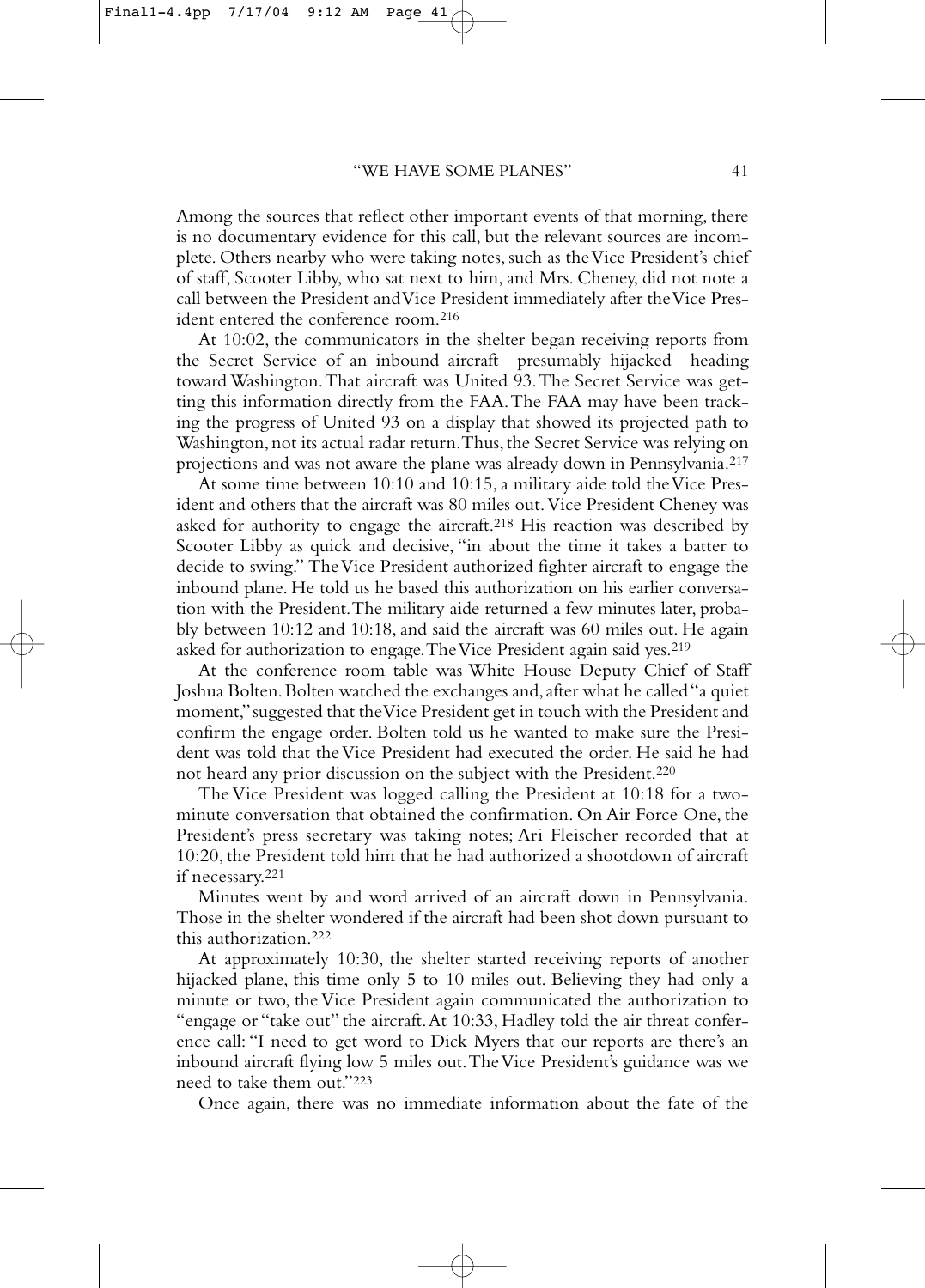Among the sources that reflect other important events of that morning, there is no documentary evidence for this call, but the relevant sources are incomplete. Others nearby who were taking notes, such as the Vice President's chief of staff, Scooter Libby, who sat next to him, and Mrs. Cheney, did not note a call between the President and Vice President immediately after the Vice President entered the conference room.[216]

At 10:02, the communicators in the shelter began receiving reports from the Secret Service of an inbound aircraft—presumably hijacked—heading toward Washington. That aircraft was United 93. The Secret Service was getting this information directly from the FAA. The FAA may have been tracking the progress of United 93 on a display that showed its projected path to Washington, not its actual radar return. Thus, the Secret Service was relying on projections and was not aware the plane was already down in Pennsylvania.[217]

At some time between 10:10 and 10:15, a military aide told the Vice President and others that the aircraft was 80 miles out. Vice President Cheney was asked for authority to engage the aircraft.[218] His reaction was described by Scooter Libby as quick and decisive, "in about the time it takes a batter to decide to swing." The Vice President authorized fighter aircraft to engage the inbound plane. He told us he based this authorization on his earlier conversation with the President. The military aide returned a few minutes later, probably between 10:12 and 10:18, and said the aircraft was 60 miles out. He again asked for authorization to engage. The Vice President again said yes.[219]

At the conference room table was White House Deputy Chief of Staff Joshua Bolten. Bolten watched the exchanges and, after what he called "a quiet moment," suggested that the Vice President get in touch with the President and confirm the engage order. Bolten told us he wanted to make sure the President was told that the Vice President had executed the order. He said he had not heard any prior discussion on the subject with the President.[220]

The Vice President was logged calling the President at 10:18 for a two-minute conversation that obtained the confirmation. On Air Force One, the President's press secretary was taking notes; Ari Fleischer recorded that at 10:20, the President told him that he had authorized a shootdown of aircraft if necessary.[221]

Minutes went by and word arrived of an aircraft down in Pennsylvania. Those in the shelter wondered if the aircraft had been shot down pursuant to this authorization.[222]

At approximately 10:30, the shelter started receiving reports of another hijacked plane, this time only 5 to 10 miles out. Believing they had only a minute or two, the Vice President again communicated the authorization to "engage or "take out" the aircraft. At 10:33, Hadley told the air threat conference call: "I need to get word to Dick Myers that our reports are there's an inbound aircraft flying low 5 miles out. The Vice President's guidance was we need to take them out."[223]

Once again, there was no immediate information about the fate of the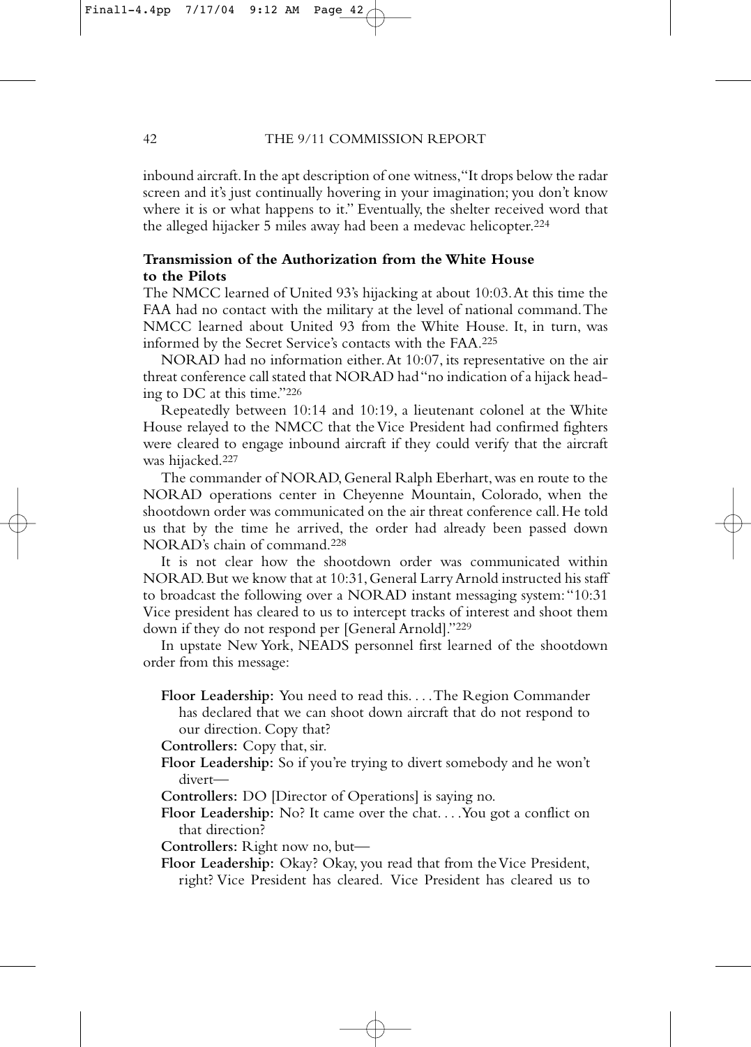inbound aircraft. In the apt description of one witness, "It drops below the radar screen and it's just continually hovering in your imagination; you don't know where it is or what happens to it." Eventually, the shelter received word that the alleged hijacker 5 miles away had been a medevac helicopter.[224]

**Transmission of the Authorization from the White House to the Pilots**

The NMCC learned of United 93's hijacking at about 10:03. At this time the FAA had no contact with the military at the level of national command. The NMCC learned about United 93 from the White House. It, in turn, was informed by the Secret Service's contacts with the FAA.[225]

NORAD had no information either. At 10:07, its representative on the air threat conference call stated that NORAD had "no indication of a hijack heading to DC at this time."[226]

Repeatedly between 10:14 and 10:19, a lieutenant colonel at the White House relayed to the NMCC that the Vice President had confirmed fighters were cleared to engage inbound aircraft if they could verify that the aircraft was hijacked.[227]

The commander of NORAD, General Ralph Eberhart, was en route to the NORAD operations center in Cheyenne Mountain, Colorado, when the shootdown order was communicated on the air threat conference call. He told us that by the time he arrived, the order had already been passed down NORAD's chain of command.[228]

It is not clear how the shootdown order was communicated within NORAD. But we know that at 10:31, General Larry Arnold instructed his staff to broadcast the following over a NORAD instant messaging system: "10:31 Vice president has cleared to us to intercept tracks of interest and shoot them down if they do not respond per [General Arnold]."[229]

In upstate New York, NEADS personnel first learned of the shootdown order from this message:

> **Floor Leadership:** You need to read this. . . . The Region Commander has declared that we can shoot down aircraft that do not respond to our direction. Copy that?
>
> **Controllers:** Copy that, sir.
>
> **Floor Leadership:** So if you're trying to divert somebody and he won't divert—
>
> **Controllers:** DO [Director of Operations] is saying no.
>
> **Floor Leadership:** No? It came over the chat. . . . You got a conflict on that direction?
>
> **Controllers:** Right now no, but—
>
> **Floor Leadership:** Okay? Okay, you read that from the Vice President, right? Vice President has cleared. Vice President has cleared us to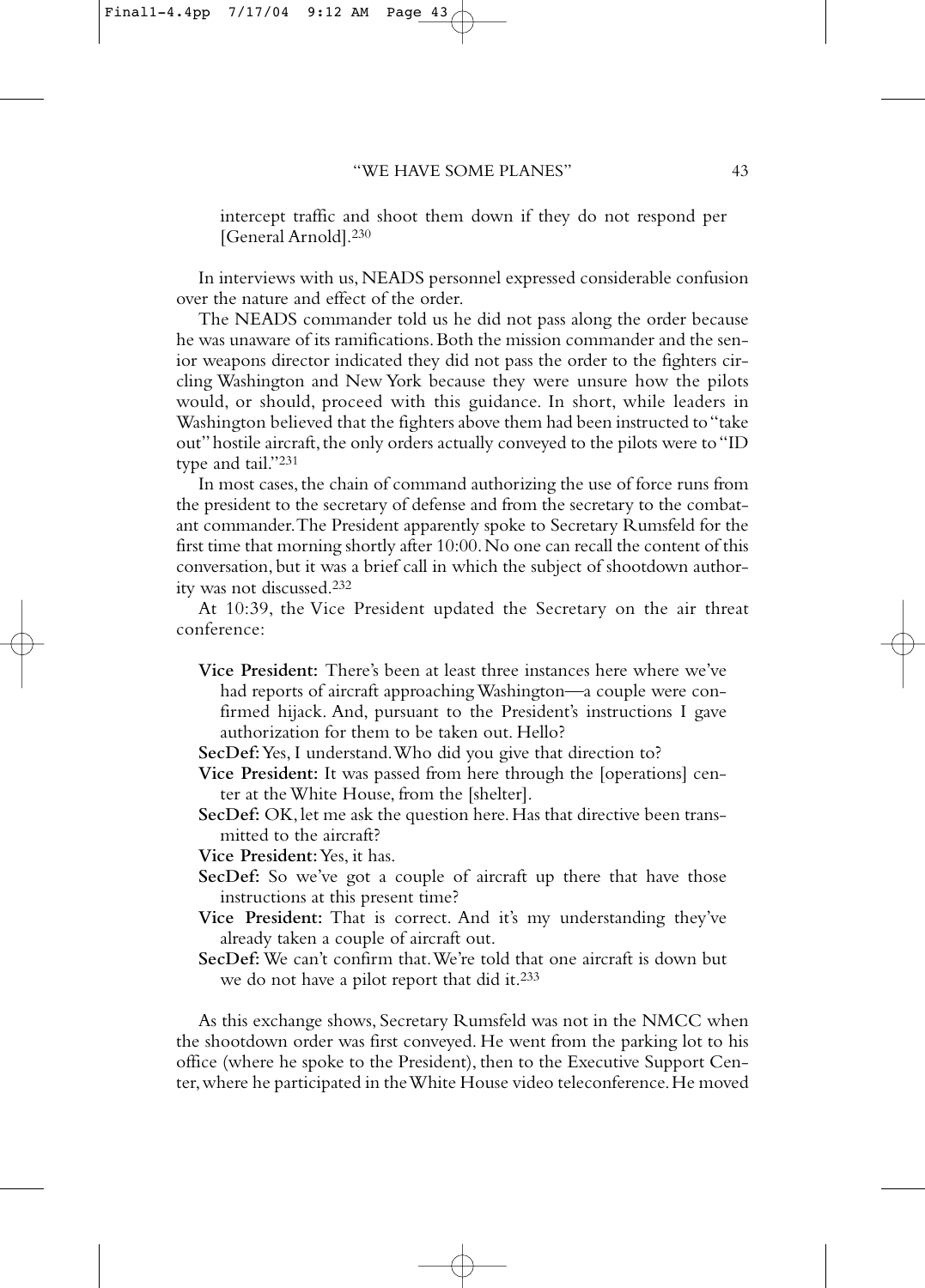> intercept traffic and shoot them down if they do not respond per [General Arnold].[230]

In interviews with us, NEADS personnel expressed considerable confusion over the nature and effect of the order.

The NEADS commander told us he did not pass along the order because he was unaware of its ramifications. Both the mission commander and the senior weapons director indicated they did not pass the order to the fighters circling Washington and New York because they were unsure how the pilots would, or should, proceed with this guidance. In short, while leaders in Washington believed that the fighters above them had been instructed to "take out" hostile aircraft, the only orders actually conveyed to the pilots were to "ID type and tail."[231]

In most cases, the chain of command authorizing the use of force runs from the president to the secretary of defense and from the secretary to the combatant commander. The President apparently spoke to Secretary Rumsfeld for the first time that morning shortly after 10:00. No one can recall the content of this conversation, but it was a brief call in which the subject of shootdown authority was not discussed.[232]

At 10:39, the Vice President updated the Secretary on the air threat conference:

> **Vice President:** There's been at least three instances here where we've had reports of aircraft approaching Washington—a couple were confirmed hijack. And, pursuant to the President's instructions I gave authorization for them to be taken out. Hello?
>
> **SecDef:** Yes, I understand. Who did you give that direction to?
>
> **Vice President:** It was passed from here through the [operations] center at the White House, from the [shelter].
>
> **SecDef:** OK, let me ask the question here. Has that directive been transmitted to the aircraft?
>
> **Vice President:** Yes, it has.
>
> **SecDef:** So we've got a couple of aircraft up there that have those instructions at this present time?
>
> **Vice President:** That is correct. And it's my understanding they've already taken a couple of aircraft out.
>
> **SecDef:** We can't confirm that. We're told that one aircraft is down but we do not have a pilot report that did it.[233]

As this exchange shows, Secretary Rumsfeld was not in the NMCC when the shootdown order was first conveyed. He went from the parking lot to his office (where he spoke to the President), then to the Executive Support Center, where he participated in the White House video teleconference. He moved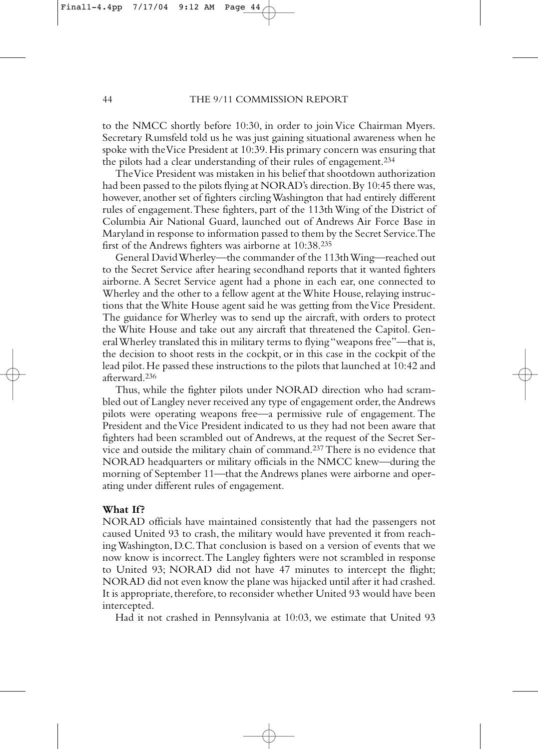to the NMCC shortly before 10:30, in order to join Vice Chairman Myers. Secretary Rumsfeld told us he was just gaining situational awareness when he spoke with the Vice President at 10:39. His primary concern was ensuring that the pilots had a clear understanding of their rules of engagement.[234]

The Vice President was mistaken in his belief that shootdown authorization had been passed to the pilots flying at NORAD's direction. By 10:45 there was, however, another set of fighters circling Washington that had entirely different rules of engagement. These fighters, part of the 113th Wing of the District of Columbia Air National Guard, launched out of Andrews Air Force Base in Maryland in response to information passed to them by the Secret Service. The first of the Andrews fighters was airborne at 10:38.[235]

General David Wherley—the commander of the 113th Wing—reached out to the Secret Service after hearing secondhand reports that it wanted fighters airborne. A Secret Service agent had a phone in each ear, one connected to Wherley and the other to a fellow agent at the White House, relaying instructions that the White House agent said he was getting from the Vice President. The guidance for Wherley was to send up the aircraft, with orders to protect the White House and take out any aircraft that threatened the Capitol. General Wherley translated this in military terms to flying "weapons free"—that is, the decision to shoot rests in the cockpit, or in this case in the cockpit of the lead pilot. He passed these instructions to the pilots that launched at 10:42 and afterward.[236]

Thus, while the fighter pilots under NORAD direction who had scrambled out of Langley never received any type of engagement order, the Andrews pilots were operating weapons free—a permissive rule of engagement. The President and the Vice President indicated to us they had not been aware that fighters had been scrambled out of Andrews, at the request of the Secret Service and outside the military chain of command.[237] There is no evidence that NORAD headquarters or military officials in the NMCC knew—during the morning of September 11—that the Andrews planes were airborne and operating under different rules of engagement.

**What If?**

NORAD officials have maintained consistently that had the passengers not caused United 93 to crash, the military would have prevented it from reaching Washington, D.C. That conclusion is based on a version of events that we now know is incorrect. The Langley fighters were not scrambled in response to United 93; NORAD did not have 47 minutes to intercept the flight; NORAD did not even know the plane was hijacked until after it had crashed. It is appropriate, therefore, to reconsider whether United 93 would have been intercepted.

Had it not crashed in Pennsylvania at 10:03, we estimate that United 93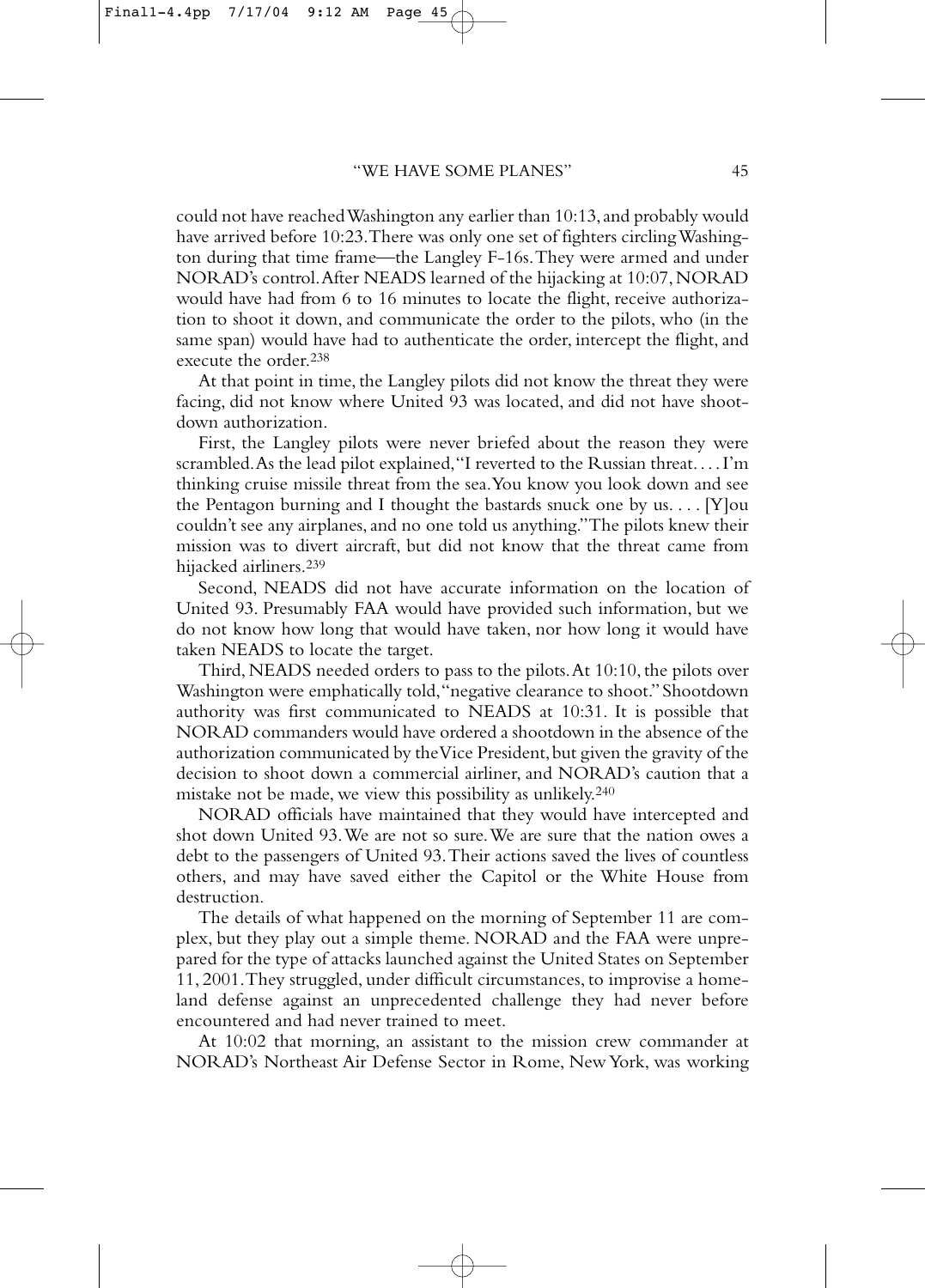could not have reached Washington any earlier than 10:13, and probably would have arrived before 10:23. There was only one set of fighters circling Washington during that time frame—the Langley F-16s. They were armed and under NORAD's control. After NEADS learned of the hijacking at 10:07, NORAD would have had from 6 to 16 minutes to locate the flight, receive authorization to shoot it down, and communicate the order to the pilots, who (in the same span) would have had to authenticate the order, intercept the flight, and execute the order.[238]

At that point in time, the Langley pilots did not know the threat they were facing, did not know where United 93 was located, and did not have shootdown authorization.

First, the Langley pilots were never briefed about the reason they were scrambled. As the lead pilot explained, "I reverted to the Russian threat. . . . I'm thinking cruise missile threat from the sea. You know you look down and see the Pentagon burning and I thought the bastards snuck one by us. . . . [Y]ou couldn't see any airplanes, and no one told us anything." The pilots knew their mission was to divert aircraft, but did not know that the threat came from hijacked airliners.[239]

Second, NEADS did not have accurate information on the location of United 93. Presumably FAA would have provided such information, but we do not know how long that would have taken, nor how long it would have taken NEADS to locate the target.

Third, NEADS needed orders to pass to the pilots. At 10:10, the pilots over Washington were emphatically told, "negative clearance to shoot." Shootdown authority was first communicated to NEADS at 10:31. It is possible that NORAD commanders would have ordered a shootdown in the absence of the authorization communicated by the Vice President, but given the gravity of the decision to shoot down a commercial airliner, and NORAD's caution that a mistake not be made, we view this possibility as unlikely.[240]

NORAD officials have maintained that they would have intercepted and shot down United 93. We are not so sure. We are sure that the nation owes a debt to the passengers of United 93. Their actions saved the lives of countless others, and may have saved either the Capitol or the White House from destruction.

The details of what happened on the morning of September 11 are complex, but they play out a simple theme. NORAD and the FAA were unprepared for the type of attacks launched against the United States on September 11, 2001. They struggled, under difficult circumstances, to improvise a homeland defense against an unprecedented challenge they had never before encountered and had never trained to meet.

At 10:02 that morning, an assistant to the mission crew commander at NORAD's Northeast Air Defense Sector in Rome, New York, was working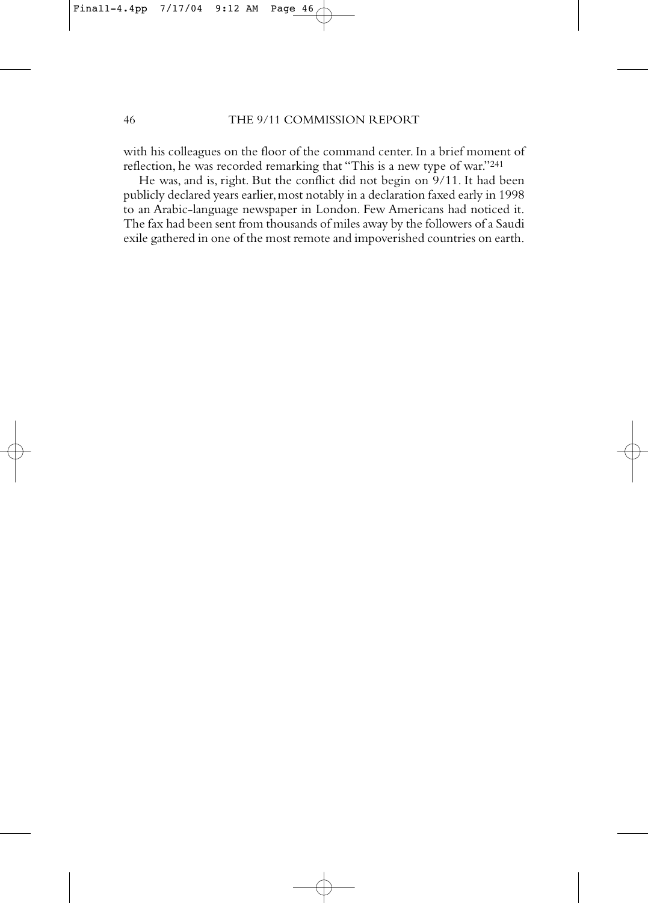with his colleagues on the floor of the command center. In a brief moment of reflection, he was recorded remarking that "This is a new type of war."[241]

He was, and is, right. But the conflict did not begin on 9/11. It had been publicly declared years earlier, most notably in a declaration faxed early in 1998 to an Arabic-language newspaper in London. Few Americans had noticed it. The fax had been sent from thousands of miles away by the followers of a Saudi exile gathered in one of the most remote and impoverished countries on earth.